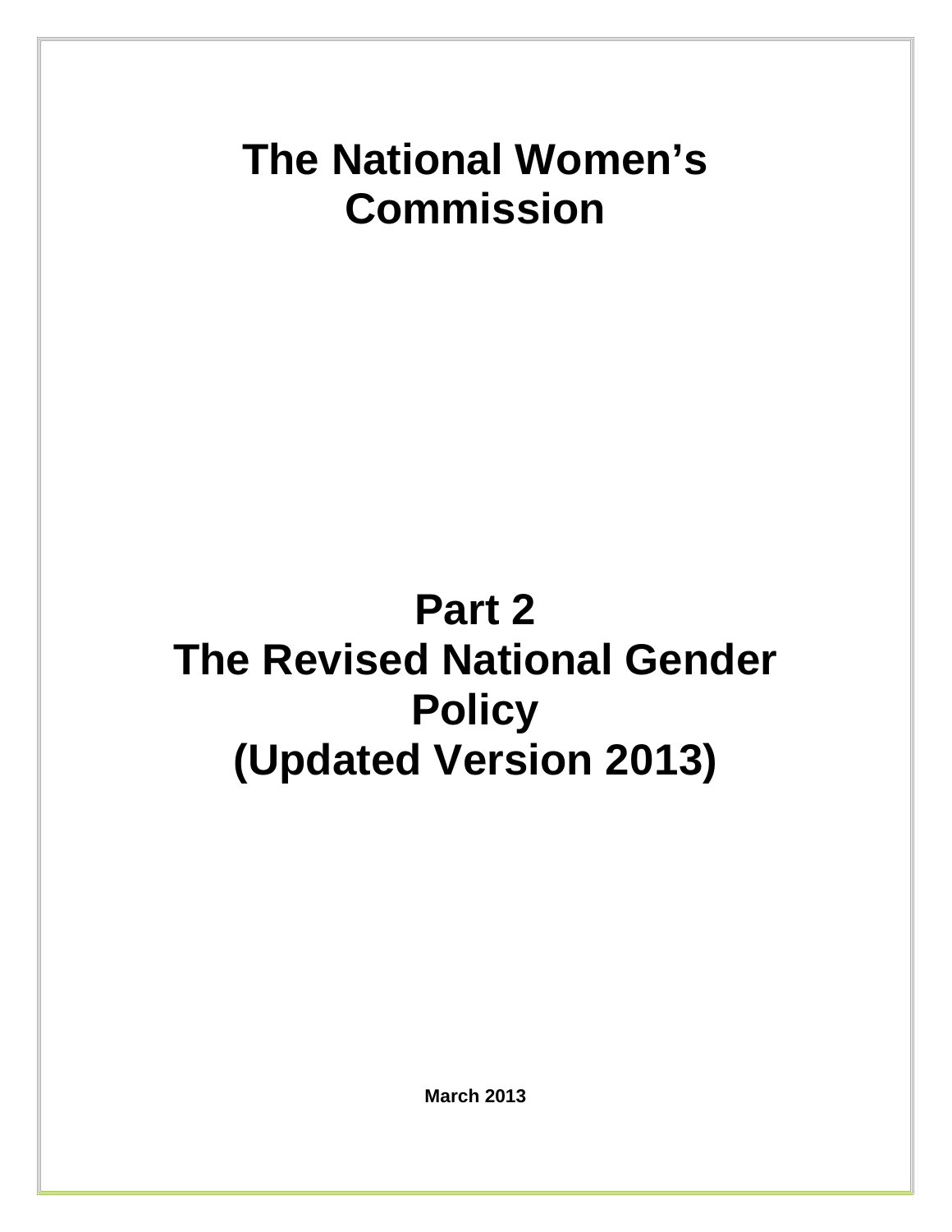# The National Women's Commission

# Part 2
# The Revised National Gender Policy
# (Updated Version 2013)

**March 2013**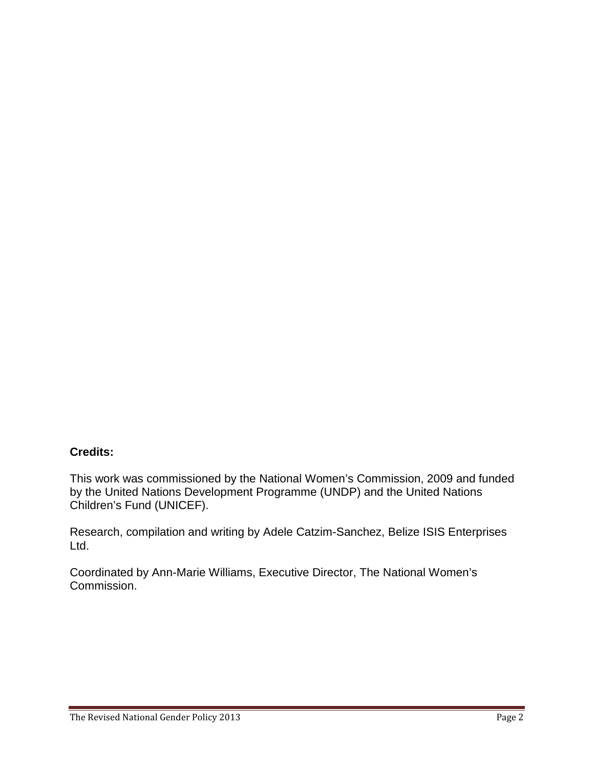**Credits:**

This work was commissioned by the National Women's Commission, 2009 and funded by the United Nations Development Programme (UNDP) and the United Nations Children's Fund (UNICEF).

Research, compilation and writing by Adele Catzim-Sanchez, Belize ISIS Enterprises Ltd.

Coordinated by Ann-Marie Williams, Executive Director, The National Women's Commission.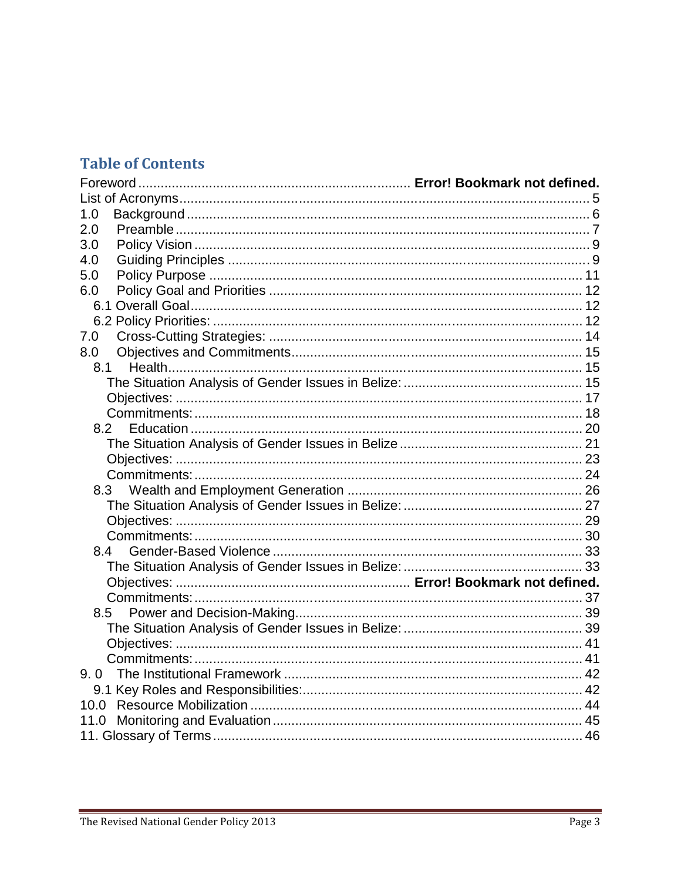## Table of Contents

Foreword ........................................................................ **Error! Bookmark not defined.**
List of Acronyms ........................................................................ 5
1.0 Background ........................................................................ 6
2.0 Preamble ........................................................................ 7
3.0 Policy Vision ........................................................................ 9
4.0 Guiding Principles ........................................................................ 9
5.0 Policy Purpose ........................................................................ 11
6.0 Policy Goal and Priorities ........................................................................ 12
- 6.1 Overall Goal ........................................................................ 12
- 6.2 Policy Priorities: ........................................................................ 12

7.0 Cross-Cutting Strategies: ........................................................................ 14
8.0 Objectives and Commitments ........................................................................ 15
- 8.1 Health ........................................................................ 15
  - The Situation Analysis of Gender Issues in Belize: ........................................................................ 15
  - Objectives: ........................................................................ 17
  - Commitments: ........................................................................ 18
- 8.2 Education ........................................................................ 20
  - The Situation Analysis of Gender Issues in Belize ........................................................................ 21
  - Objectives: ........................................................................ 23
  - Commitments: ........................................................................ 24
- 8.3 Wealth and Employment Generation ........................................................................ 26
  - The Situation Analysis of Gender Issues in Belize: ........................................................................ 27
  - Objectives: ........................................................................ 29
  - Commitments: ........................................................................ 30
- 8.4 Gender-Based Violence ........................................................................ 33
  - The Situation Analysis of Gender Issues in Belize: ........................................................................ 33
  - Objectives: ........................................................................ **Error! Bookmark not defined.**
  - Commitments: ........................................................................ 37
- 8.5 Power and Decision-Making ........................................................................ 39
  - The Situation Analysis of Gender Issues in Belize: ........................................................................ 39
  - Objectives: ........................................................................ 41
  - Commitments: ........................................................................ 41

9.0 The Institutional Framework ........................................................................ 42
- 9.1 Key Roles and Responsibilities: ........................................................................ 42

10.0 Resource Mobilization ........................................................................ 44
11.0 Monitoring and Evaluation ........................................................................ 45
11. Glossary of Terms ........................................................................ 46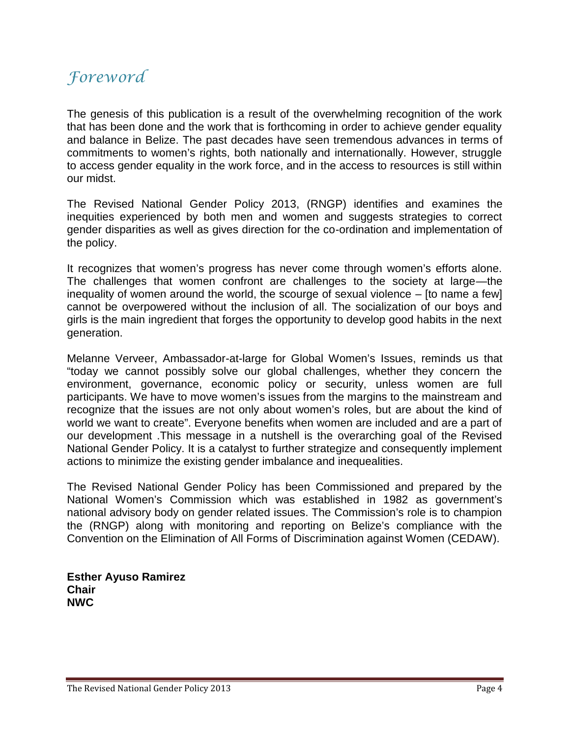# *Foreword*

The genesis of this publication is a result of the overwhelming recognition of the work that has been done and the work that is forthcoming in order to achieve gender equality and balance in Belize. The past decades have seen tremendous advances in terms of commitments to women's rights, both nationally and internationally. However, struggle to access gender equality in the work force, and in the access to resources is still within our midst.

The Revised National Gender Policy 2013, (RNGP) identifies and examines the inequities experienced by both men and women and suggests strategies to correct gender disparities as well as gives direction for the co-ordination and implementation of the policy.

It recognizes that women's progress has never come through women's efforts alone. The challenges that women confront are challenges to the society at large—the inequality of women around the world, the scourge of sexual violence – [to name a few] cannot be overpowered without the inclusion of all. The socialization of our boys and girls is the main ingredient that forges the opportunity to develop good habits in the next generation.

Melanne Verveer, Ambassador-at-large for Global Women's Issues, reminds us that "today we cannot possibly solve our global challenges, whether they concern the environment, governance, economic policy or security, unless women are full participants. We have to move women's issues from the margins to the mainstream and recognize that the issues are not only about women's roles, but are about the kind of world we want to create". Everyone benefits when women are included and are a part of our development .This message in a nutshell is the overarching goal of the Revised National Gender Policy. It is a catalyst to further strategize and consequently implement actions to minimize the existing gender imbalance and inequealities.

The Revised National Gender Policy has been Commissioned and prepared by the National Women's Commission which was established in 1982 as government's national advisory body on gender related issues. The Commission's role is to champion the (RNGP) along with monitoring and reporting on Belize's compliance with the Convention on the Elimination of All Forms of Discrimination against Women (CEDAW).

**Esther Ayuso Ramirez**
**Chair**
**NWC**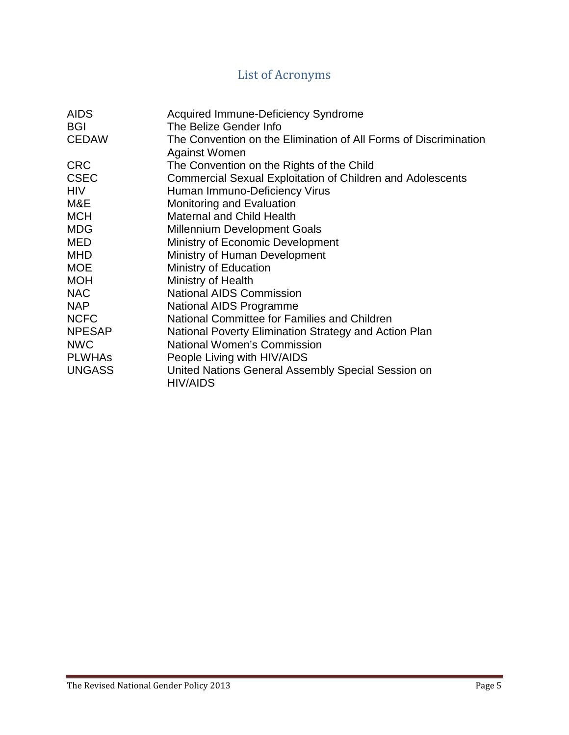## List of Acronyms

| | |
|---|---|
| AIDS | Acquired Immune-Deficiency Syndrome |
| BGI | The Belize Gender Info |
| CEDAW | The Convention on the Elimination of All Forms of Discrimination Against Women |
| CRC | The Convention on the Rights of the Child |
| CSEC | Commercial Sexual Exploitation of Children and Adolescents |
| HIV | Human Immuno-Deficiency Virus |
| M&E | Monitoring and Evaluation |
| MCH | Maternal and Child Health |
| MDG | Millennium Development Goals |
| MED | Ministry of Economic Development |
| MHD | Ministry of Human Development |
| MOE | Ministry of Education |
| MOH | Ministry of Health |
| NAC | National AIDS Commission |
| NAP | National AIDS Programme |
| NCFC | National Committee for Families and Children |
| NPESAP | National Poverty Elimination Strategy and Action Plan |
| NWC | National Women's Commission |
| PLWHAs | People Living with HIV/AIDS |
| UNGASS | United Nations General Assembly Special Session on HIV/AIDS |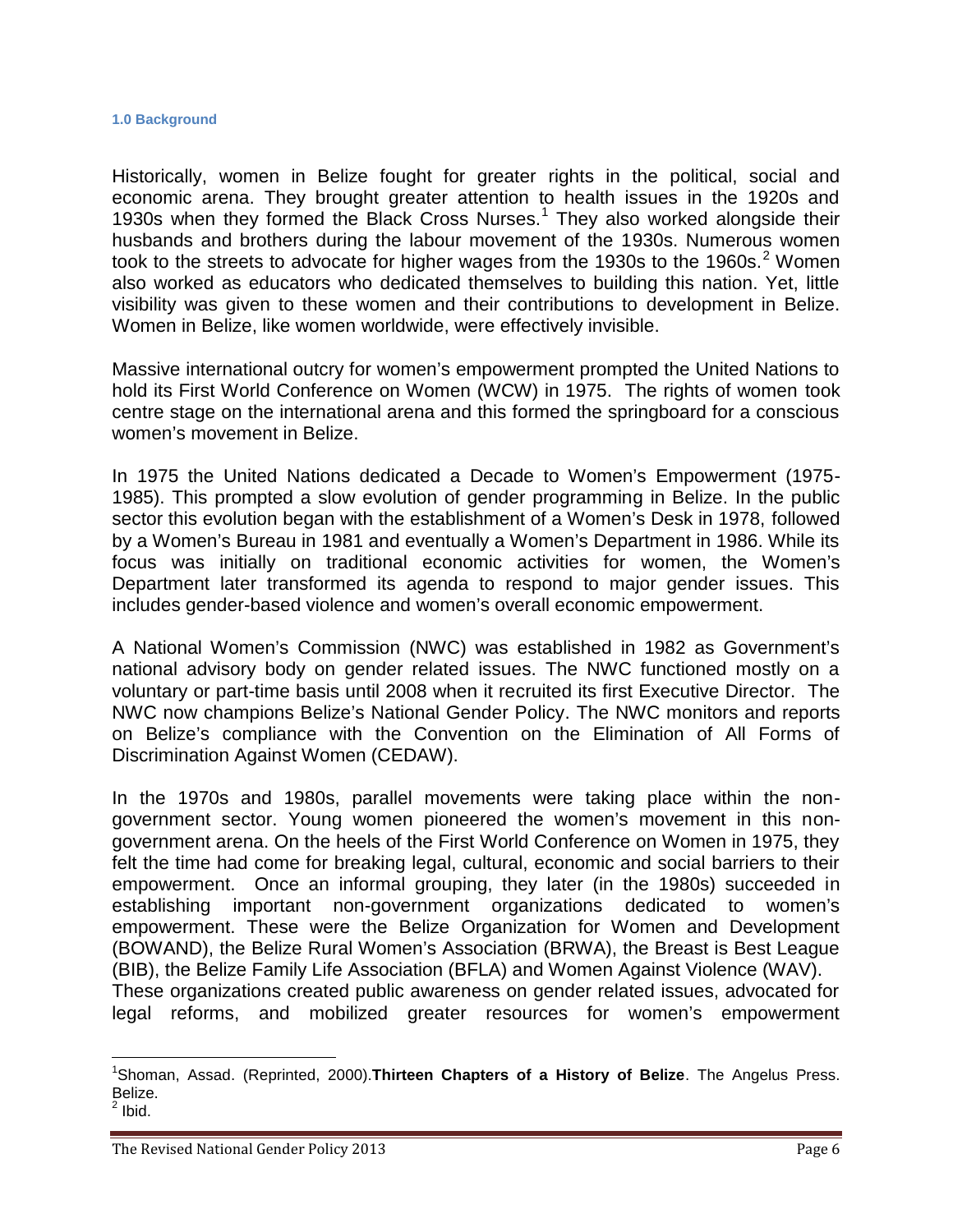### 1.0 Background

Historically, women in Belize fought for greater rights in the political, social and economic arena. They brought greater attention to health issues in the 1920s and 1930s when they formed the Black Cross Nurses.[1] They also worked alongside their husbands and brothers during the labour movement of the 1930s. Numerous women took to the streets to advocate for higher wages from the 1930s to the 1960s.[2] Women also worked as educators who dedicated themselves to building this nation. Yet, little visibility was given to these women and their contributions to development in Belize. Women in Belize, like women worldwide, were effectively invisible.

Massive international outcry for women's empowerment prompted the United Nations to hold its First World Conference on Women (WCW) in 1975. The rights of women took centre stage on the international arena and this formed the springboard for a conscious women's movement in Belize.

In 1975 the United Nations dedicated a Decade to Women's Empowerment (1975-1985). This prompted a slow evolution of gender programming in Belize. In the public sector this evolution began with the establishment of a Women's Desk in 1978, followed by a Women's Bureau in 1981 and eventually a Women's Department in 1986. While its focus was initially on traditional economic activities for women, the Women's Department later transformed its agenda to respond to major gender issues. This includes gender-based violence and women's overall economic empowerment.

A National Women's Commission (NWC) was established in 1982 as Government's national advisory body on gender related issues. The NWC functioned mostly on a voluntary or part-time basis until 2008 when it recruited its first Executive Director. The NWC now champions Belize's National Gender Policy. The NWC monitors and reports on Belize's compliance with the Convention on the Elimination of All Forms of Discrimination Against Women (CEDAW).

In the 1970s and 1980s, parallel movements were taking place within the non-government sector. Young women pioneered the women's movement in this non-government arena. On the heels of the First World Conference on Women in 1975, they felt the time had come for breaking legal, cultural, economic and social barriers to their empowerment. Once an informal grouping, they later (in the 1980s) succeeded in establishing important non-government organizations dedicated to women's empowerment. These were the Belize Organization for Women and Development (BOWAND), the Belize Rural Women's Association (BRWA), the Breast is Best League (BIB), the Belize Family Life Association (BFLA) and Women Against Violence (WAV).
These organizations created public awareness on gender related issues, advocated for legal reforms, and mobilized greater resources for women's empowerment

---

[1] Shoman, Assad. (Reprinted, 2000). **Thirteen Chapters of a History of Belize**. The Angelus Press. Belize.

[2] Ibid.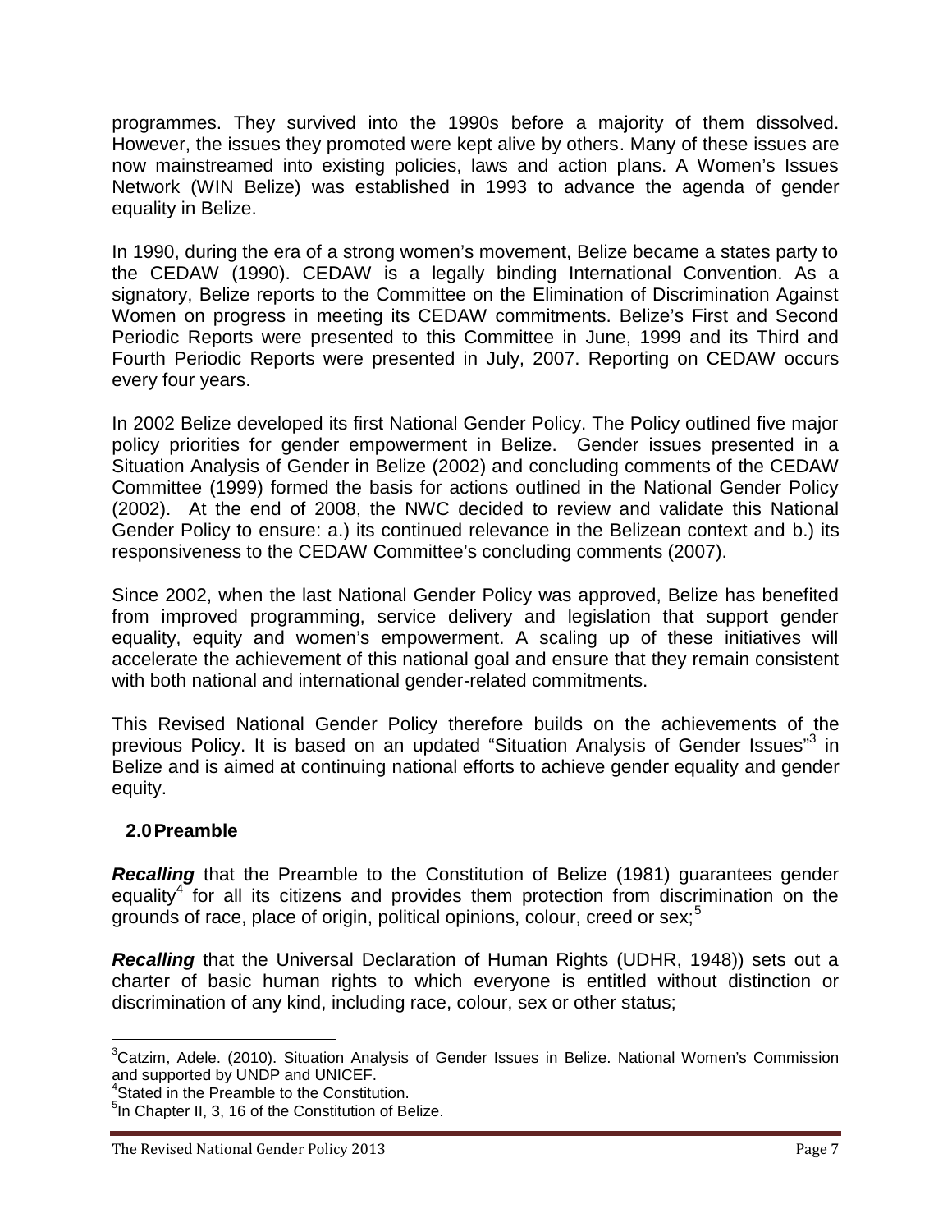programmes. They survived into the 1990s before a majority of them dissolved. However, the issues they promoted were kept alive by others. Many of these issues are now mainstreamed into existing policies, laws and action plans. A Women's Issues Network (WIN Belize) was established in 1993 to advance the agenda of gender equality in Belize.

In 1990, during the era of a strong women's movement, Belize became a states party to the CEDAW (1990). CEDAW is a legally binding International Convention. As a signatory, Belize reports to the Committee on the Elimination of Discrimination Against Women on progress in meeting its CEDAW commitments. Belize's First and Second Periodic Reports were presented to this Committee in June, 1999 and its Third and Fourth Periodic Reports were presented in July, 2007. Reporting on CEDAW occurs every four years.

In 2002 Belize developed its first National Gender Policy. The Policy outlined five major policy priorities for gender empowerment in Belize. Gender issues presented in a Situation Analysis of Gender in Belize (2002) and concluding comments of the CEDAW Committee (1999) formed the basis for actions outlined in the National Gender Policy (2002). At the end of 2008, the NWC decided to review and validate this National Gender Policy to ensure: a.) its continued relevance in the Belizean context and b.) its responsiveness to the CEDAW Committee's concluding comments (2007).

Since 2002, when the last National Gender Policy was approved, Belize has benefited from improved programming, service delivery and legislation that support gender equality, equity and women's empowerment. A scaling up of these initiatives will accelerate the achievement of this national goal and ensure that they remain consistent with both national and international gender-related commitments.

This Revised National Gender Policy therefore builds on the achievements of the previous Policy. It is based on an updated "Situation Analysis of Gender Issues"[3] in Belize and is aimed at continuing national efforts to achieve gender equality and gender equity.

## 2.0 Preamble

***Recalling*** that the Preamble to the Constitution of Belize (1981) guarantees gender equality[4] for all its citizens and provides them protection from discrimination on the grounds of race, place of origin, political opinions, colour, creed or sex;[5]

***Recalling*** that the Universal Declaration of Human Rights (UDHR, 1948)) sets out a charter of basic human rights to which everyone is entitled without distinction or discrimination of any kind, including race, colour, sex or other status;

---

[3] Catzim, Adele. (2010). Situation Analysis of Gender Issues in Belize. National Women's Commission and supported by UNDP and UNICEF.

[4] Stated in the Preamble to the Constitution.

[5] In Chapter II, 3, 16 of the Constitution of Belize.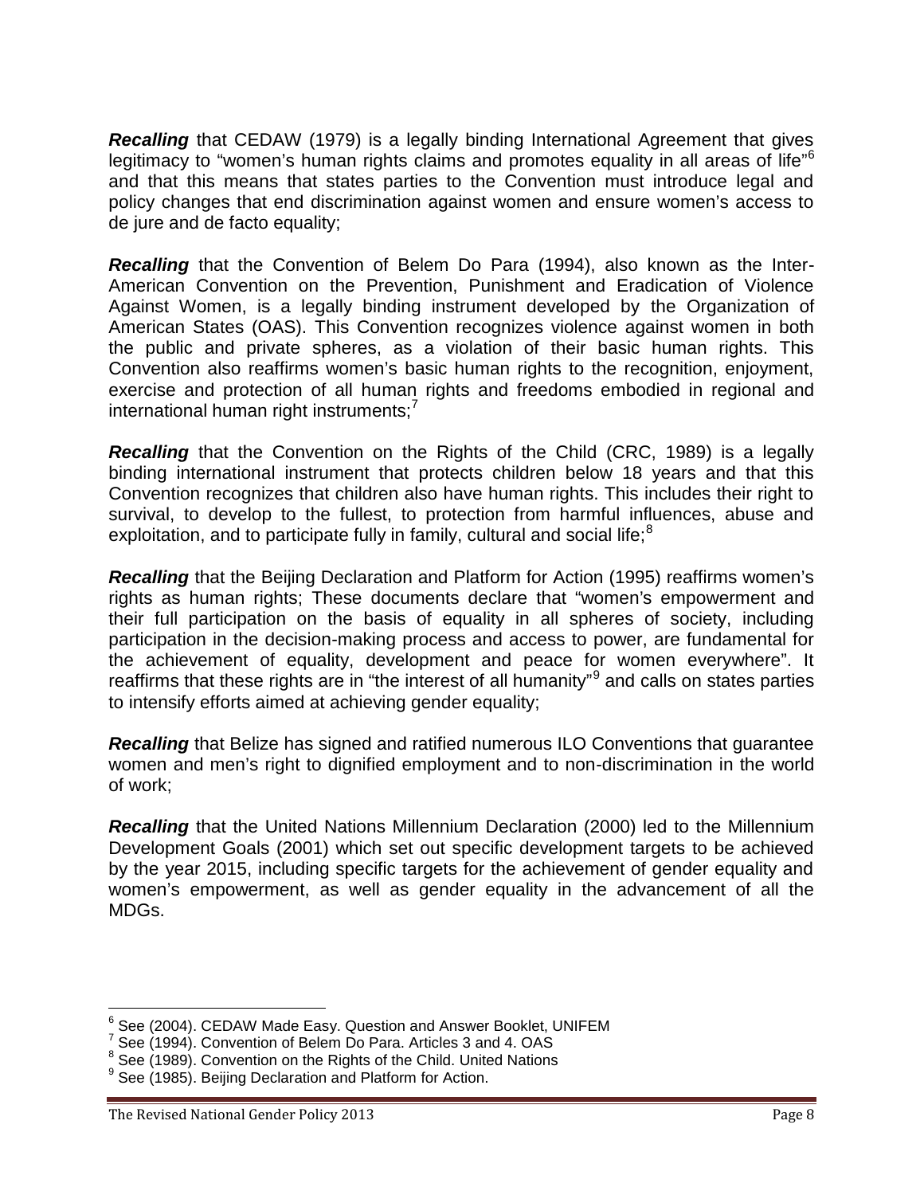***Recalling*** that CEDAW (1979) is a legally binding International Agreement that gives legitimacy to "women's human rights claims and promotes equality in all areas of life"[6] and that this means that states parties to the Convention must introduce legal and policy changes that end discrimination against women and ensure women's access to de jure and de facto equality;

***Recalling*** that the Convention of Belem Do Para (1994), also known as the Inter-American Convention on the Prevention, Punishment and Eradication of Violence Against Women, is a legally binding instrument developed by the Organization of American States (OAS). This Convention recognizes violence against women in both the public and private spheres, as a violation of their basic human rights. This Convention also reaffirms women's basic human rights to the recognition, enjoyment, exercise and protection of all human rights and freedoms embodied in regional and international human right instruments;[7]

***Recalling*** that the Convention on the Rights of the Child (CRC, 1989) is a legally binding international instrument that protects children below 18 years and that this Convention recognizes that children also have human rights. This includes their right to survival, to develop to the fullest, to protection from harmful influences, abuse and exploitation, and to participate fully in family, cultural and social life;[8]

***Recalling*** that the Beijing Declaration and Platform for Action (1995) reaffirms women's rights as human rights; These documents declare that "women's empowerment and their full participation on the basis of equality in all spheres of society, including participation in the decision-making process and access to power, are fundamental for the achievement of equality, development and peace for women everywhere". It reaffirms that these rights are in "the interest of all humanity"[9] and calls on states parties to intensify efforts aimed at achieving gender equality;

***Recalling*** that Belize has signed and ratified numerous ILO Conventions that guarantee women and men's right to dignified employment and to non-discrimination in the world of work;

***Recalling*** that the United Nations Millennium Declaration (2000) led to the Millennium Development Goals (2001) which set out specific development targets to be achieved by the year 2015, including specific targets for the achievement of gender equality and women's empowerment, as well as gender equality in the advancement of all the MDGs.

---

[6] See (2004). CEDAW Made Easy. Question and Answer Booklet, UNIFEM
[7] See (1994). Convention of Belem Do Para. Articles 3 and 4. OAS
[8] See (1989). Convention on the Rights of the Child. United Nations
[9] See (1985). Beijing Declaration and Platform for Action.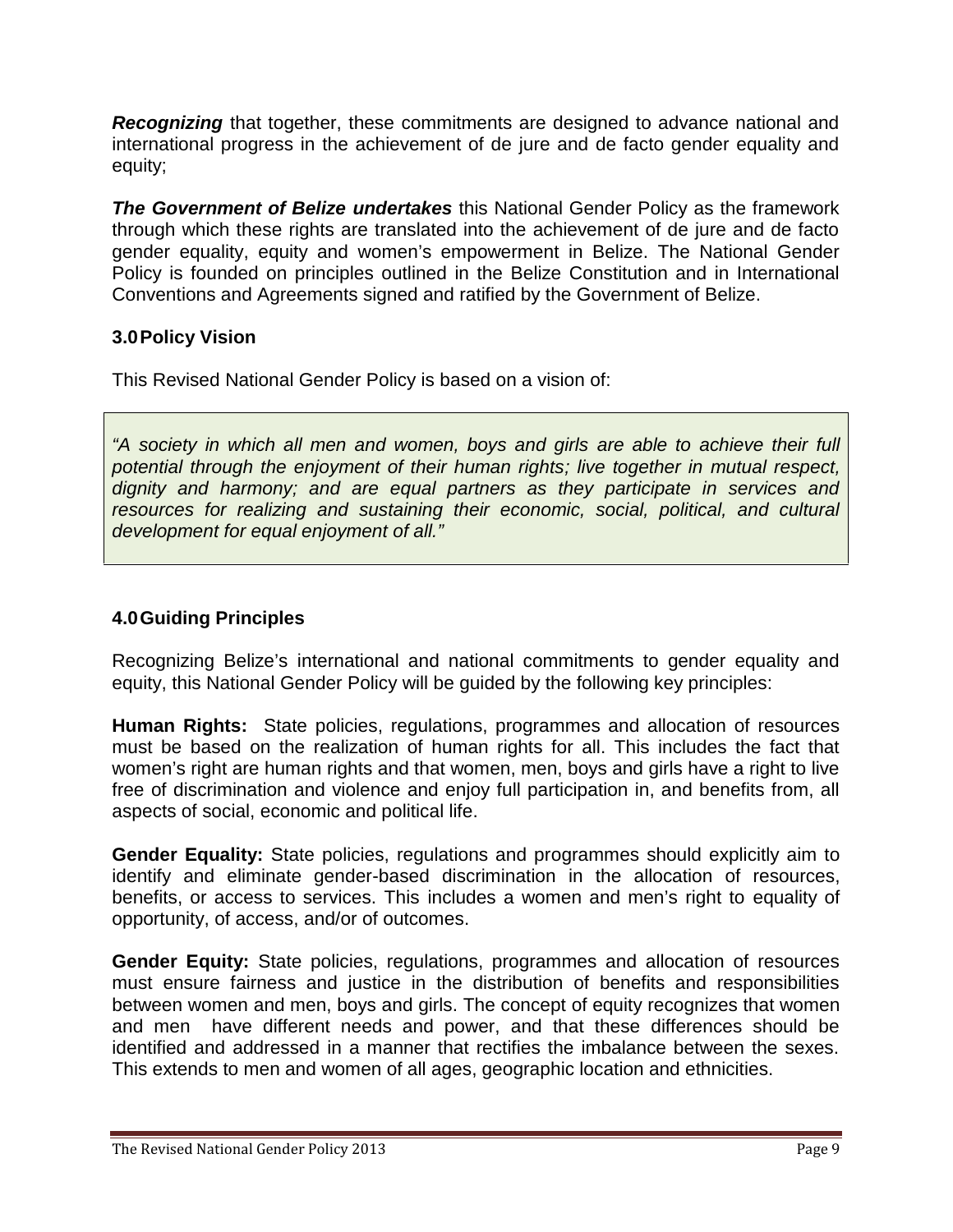***Recognizing*** that together, these commitments are designed to advance national and international progress in the achievement of de jure and de facto gender equality and equity;

***The Government of Belize undertakes*** this National Gender Policy as the framework through which these rights are translated into the achievement of de jure and de facto gender equality, equity and women's empowerment in Belize. The National Gender Policy is founded on principles outlined in the Belize Constitution and in International Conventions and Agreements signed and ratified by the Government of Belize.

## 3.0 Policy Vision

This Revised National Gender Policy is based on a vision of:

> *"A society in which all men and women, boys and girls are able to achieve their full potential through the enjoyment of their human rights; live together in mutual respect, dignity and harmony; and are equal partners as they participate in services and resources for realizing and sustaining their economic, social, political, and cultural development for equal enjoyment of all."*

## 4.0 Guiding Principles

Recognizing Belize's international and national commitments to gender equality and equity, this National Gender Policy will be guided by the following key principles:

**Human Rights:** State policies, regulations, programmes and allocation of resources must be based on the realization of human rights for all. This includes the fact that women's right are human rights and that women, men, boys and girls have a right to live free of discrimination and violence and enjoy full participation in, and benefits from, all aspects of social, economic and political life.

**Gender Equality:** State policies, regulations and programmes should explicitly aim to identify and eliminate gender-based discrimination in the allocation of resources, benefits, or access to services. This includes a women and men's right to equality of opportunity, of access, and/or of outcomes.

**Gender Equity:** State policies, regulations, programmes and allocation of resources must ensure fairness and justice in the distribution of benefits and responsibilities between women and men, boys and girls. The concept of equity recognizes that women and men have different needs and power, and that these differences should be identified and addressed in a manner that rectifies the imbalance between the sexes. This extends to men and women of all ages, geographic location and ethnicities.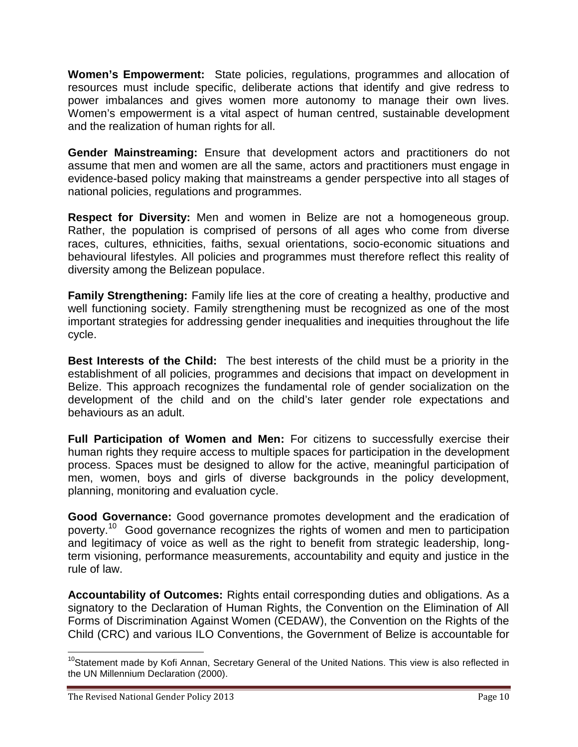**Women's Empowerment:** State policies, regulations, programmes and allocation of resources must include specific, deliberate actions that identify and give redress to power imbalances and gives women more autonomy to manage their own lives. Women's empowerment is a vital aspect of human centred, sustainable development and the realization of human rights for all.

**Gender Mainstreaming:** Ensure that development actors and practitioners do not assume that men and women are all the same, actors and practitioners must engage in evidence-based policy making that mainstreams a gender perspective into all stages of national policies, regulations and programmes.

**Respect for Diversity:** Men and women in Belize are not a homogeneous group. Rather, the population is comprised of persons of all ages who come from diverse races, cultures, ethnicities, faiths, sexual orientations, socio-economic situations and behavioural lifestyles. All policies and programmes must therefore reflect this reality of diversity among the Belizean populace.

**Family Strengthening:** Family life lies at the core of creating a healthy, productive and well functioning society. Family strengthening must be recognized as one of the most important strategies for addressing gender inequalities and inequities throughout the life cycle.

**Best Interests of the Child:** The best interests of the child must be a priority in the establishment of all policies, programmes and decisions that impact on development in Belize. This approach recognizes the fundamental role of gender socialization on the development of the child and on the child's later gender role expectations and behaviours as an adult.

**Full Participation of Women and Men:** For citizens to successfully exercise their human rights they require access to multiple spaces for participation in the development process. Spaces must be designed to allow for the active, meaningful participation of men, women, boys and girls of diverse backgrounds in the policy development, planning, monitoring and evaluation cycle.

**Good Governance:** Good governance promotes development and the eradication of poverty.[10] Good governance recognizes the rights of women and men to participation and legitimacy of voice as well as the right to benefit from strategic leadership, long-term visioning, performance measurements, accountability and equity and justice in the rule of law.

**Accountability of Outcomes:** Rights entail corresponding duties and obligations. As a signatory to the Declaration of Human Rights, the Convention on the Elimination of All Forms of Discrimination Against Women (CEDAW), the Convention on the Rights of the Child (CRC) and various ILO Conventions, the Government of Belize is accountable for

---

[10] Statement made by Kofi Annan, Secretary General of the United Nations. This view is also reflected in the UN Millennium Declaration (2000).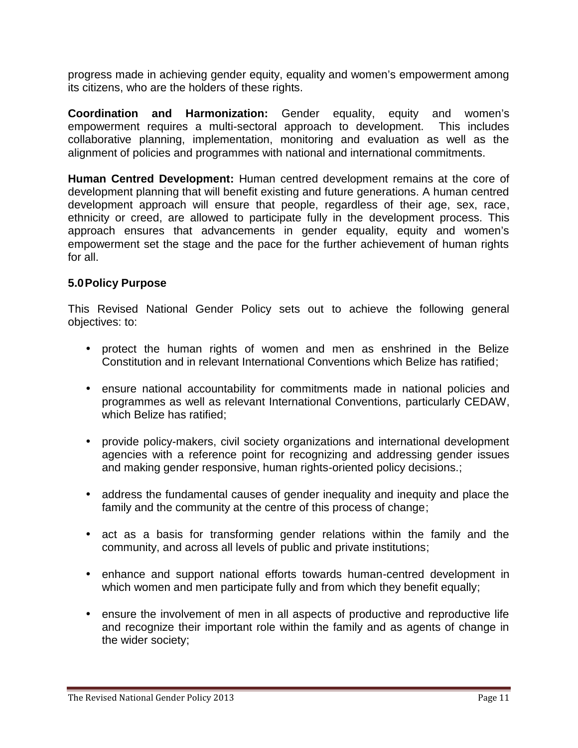progress made in achieving gender equity, equality and women's empowerment among its citizens, who are the holders of these rights.

**Coordination and Harmonization:** Gender equality, equity and women's empowerment requires a multi-sectoral approach to development. This includes collaborative planning, implementation, monitoring and evaluation as well as the alignment of policies and programmes with national and international commitments.

**Human Centred Development:** Human centred development remains at the core of development planning that will benefit existing and future generations. A human centred development approach will ensure that people, regardless of their age, sex, race, ethnicity or creed, are allowed to participate fully in the development process. This approach ensures that advancements in gender equality, equity and women's empowerment set the stage and the pace for the further achievement of human rights for all.

## 5.0 Policy Purpose

This Revised National Gender Policy sets out to achieve the following general objectives: to:

- protect the human rights of women and men as enshrined in the Belize Constitution and in relevant International Conventions which Belize has ratified;
- ensure national accountability for commitments made in national policies and programmes as well as relevant International Conventions, particularly CEDAW, which Belize has ratified;
- provide policy-makers, civil society organizations and international development agencies with a reference point for recognizing and addressing gender issues and making gender responsive, human rights-oriented policy decisions.;
- address the fundamental causes of gender inequality and inequity and place the family and the community at the centre of this process of change;
- act as a basis for transforming gender relations within the family and the community, and across all levels of public and private institutions;
- enhance and support national efforts towards human-centred development in which women and men participate fully and from which they benefit equally;
- ensure the involvement of men in all aspects of productive and reproductive life and recognize their important role within the family and as agents of change in the wider society;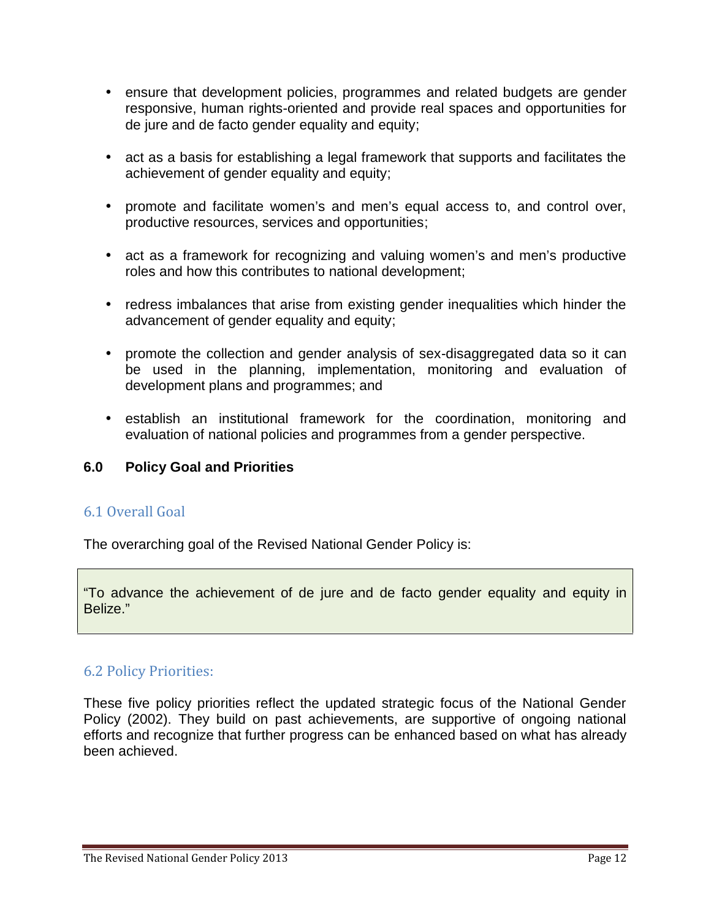- ensure that development policies, programmes and related budgets are gender responsive, human rights-oriented and provide real spaces and opportunities for de jure and de facto gender equality and equity;

- act as a basis for establishing a legal framework that supports and facilitates the achievement of gender equality and equity;

- promote and facilitate women's and men's equal access to, and control over, productive resources, services and opportunities;

- act as a framework for recognizing and valuing women's and men's productive roles and how this contributes to national development;

- redress imbalances that arise from existing gender inequalities which hinder the advancement of gender equality and equity;

- promote the collection and gender analysis of sex-disaggregated data so it can be used in the planning, implementation, monitoring and evaluation of development plans and programmes; and

- establish an institutional framework for the coordination, monitoring and evaluation of national policies and programmes from a gender perspective.

## 6.0 Policy Goal and Priorities

### 6.1 Overall Goal

The overarching goal of the Revised National Gender Policy is:

> "To advance the achievement of de jure and de facto gender equality and equity in Belize."

### 6.2 Policy Priorities:

These five policy priorities reflect the updated strategic focus of the National Gender Policy (2002). They build on past achievements, are supportive of ongoing national efforts and recognize that further progress can be enhanced based on what has already been achieved.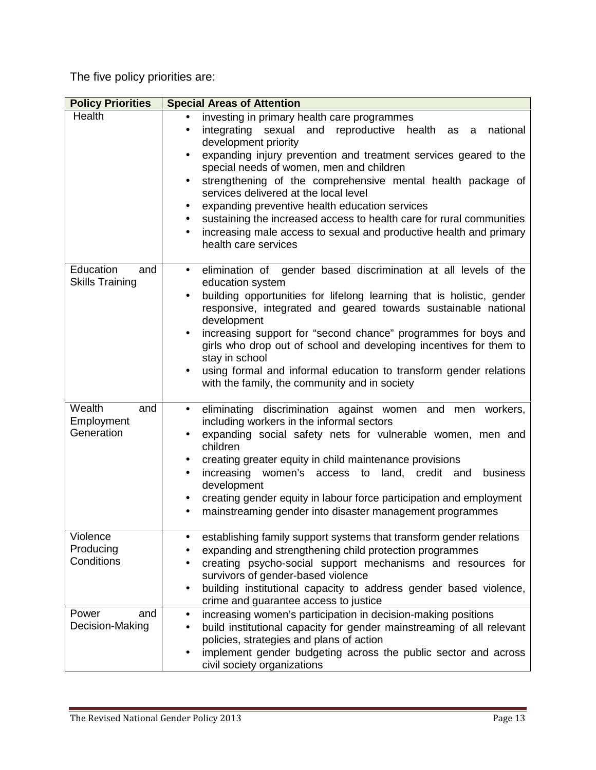The five policy priorities are:

| Policy Priorities | Special Areas of Attention |
|---|---|
| Health | • investing in primary health care programmes<br>• integrating sexual and reproductive health as a national development priority<br>• expanding injury prevention and treatment services geared to the special needs of women, men and children<br>• strengthening of the comprehensive mental health package of services delivered at the local level<br>• expanding preventive health education services<br>• sustaining the increased access to health care for rural communities<br>• increasing male access to sexual and productive health and primary health care services |
| Education and Skills Training | • elimination of gender based discrimination at all levels of the education system<br>• building opportunities for lifelong learning that is holistic, gender responsive, integrated and geared towards sustainable national development<br>• increasing support for "second chance" programmes for boys and girls who drop out of school and developing incentives for them to stay in school<br>• using formal and informal education to transform gender relations with the family, the community and in society |
| Wealth and Employment Generation | • eliminating discrimination against women and men workers, including workers in the informal sectors<br>• expanding social safety nets for vulnerable women, men and children<br>• creating greater equity in child maintenance provisions<br>• increasing women's access to land, credit and business development<br>• creating gender equity in labour force participation and employment<br>• mainstreaming gender into disaster management programmes |
| Violence Producing Conditions | • establishing family support systems that transform gender relations<br>• expanding and strengthening child protection programmes<br>• creating psycho-social support mechanisms and resources for survivors of gender-based violence<br>• building institutional capacity to address gender based violence, crime and guarantee access to justice |
| Power and Decision-Making | • increasing women's participation in decision-making positions<br>• build institutional capacity for gender mainstreaming of all relevant policies, strategies and plans of action<br>• implement gender budgeting across the public sector and across civil society organizations |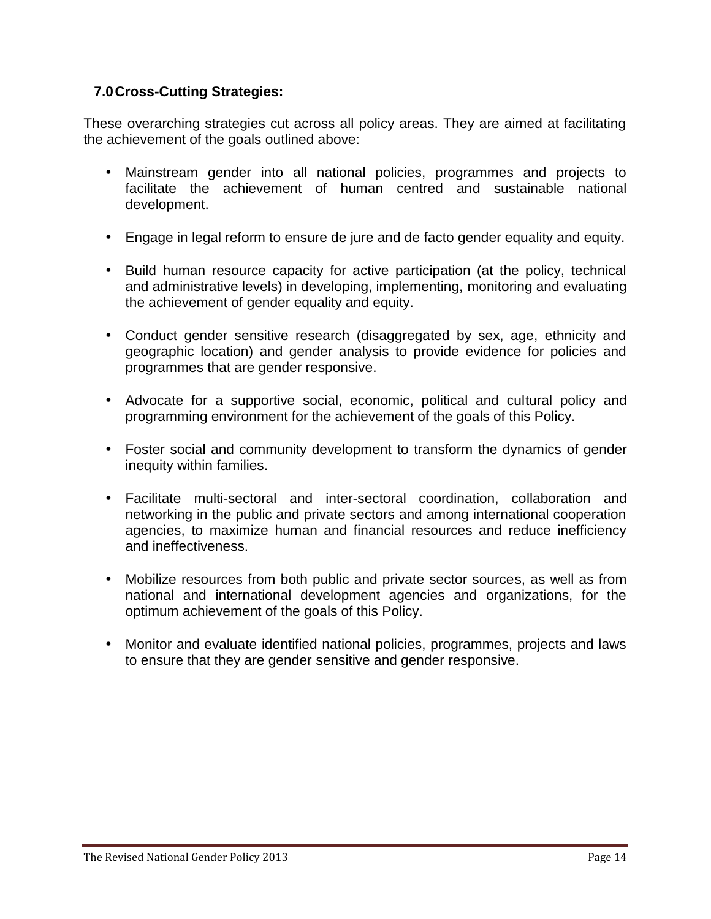## 7.0 Cross-Cutting Strategies:

These overarching strategies cut across all policy areas. They are aimed at facilitating the achievement of the goals outlined above:

- Mainstream gender into all national policies, programmes and projects to facilitate the achievement of human centred and sustainable national development.
- Engage in legal reform to ensure de jure and de facto gender equality and equity.
- Build human resource capacity for active participation (at the policy, technical and administrative levels) in developing, implementing, monitoring and evaluating the achievement of gender equality and equity.
- Conduct gender sensitive research (disaggregated by sex, age, ethnicity and geographic location) and gender analysis to provide evidence for policies and programmes that are gender responsive.
- Advocate for a supportive social, economic, political and cultural policy and programming environment for the achievement of the goals of this Policy.
- Foster social and community development to transform the dynamics of gender inequity within families.
- Facilitate multi-sectoral and inter-sectoral coordination, collaboration and networking in the public and private sectors and among international cooperation agencies, to maximize human and financial resources and reduce inefficiency and ineffectiveness.
- Mobilize resources from both public and private sector sources, as well as from national and international development agencies and organizations, for the optimum achievement of the goals of this Policy.
- Monitor and evaluate identified national policies, programmes, projects and laws to ensure that they are gender sensitive and gender responsive.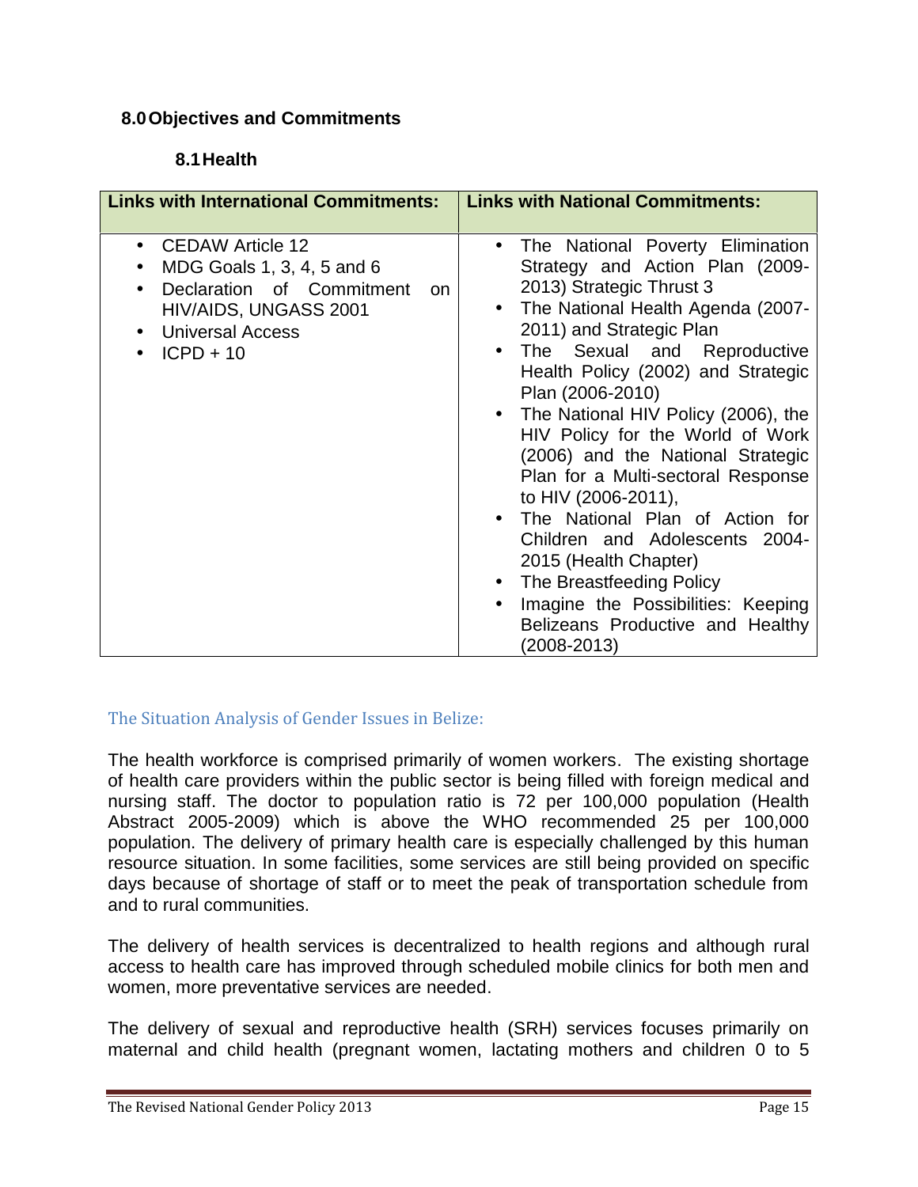## 8.0 Objectives and Commitments

### 8.1 Health

| Links with International Commitments: | Links with National Commitments: |
|---|---|
| • CEDAW Article 12<br>• MDG Goals 1, 3, 4, 5 and 6<br>• Declaration of Commitment on HIV/AIDS, UNGASS 2001<br>• Universal Access<br>• ICPD + 10 | • The National Poverty Elimination Strategy and Action Plan (2009-2013) Strategic Thrust 3<br>• The National Health Agenda (2007-2011) and Strategic Plan<br>• The Sexual and Reproductive Health Policy (2002) and Strategic Plan (2006-2010)<br>• The National HIV Policy (2006), the HIV Policy for the World of Work (2006) and the National Strategic Plan for a Multi-sectoral Response to HIV (2006-2011),<br>• The National Plan of Action for Children and Adolescents 2004-2015 (Health Chapter)<br>• The Breastfeeding Policy<br>• Imagine the Possibilities: Keeping Belizeans Productive and Healthy (2008-2013) |

#### The Situation Analysis of Gender Issues in Belize:

The health workforce is comprised primarily of women workers. The existing shortage of health care providers within the public sector is being filled with foreign medical and nursing staff. The doctor to population ratio is 72 per 100,000 population (Health Abstract 2005-2009) which is above the WHO recommended 25 per 100,000 population. The delivery of primary health care is especially challenged by this human resource situation. In some facilities, some services are still being provided on specific days because of shortage of staff or to meet the peak of transportation schedule from and to rural communities.

The delivery of health services is decentralized to health regions and although rural access to health care has improved through scheduled mobile clinics for both men and women, more preventative services are needed.

The delivery of sexual and reproductive health (SRH) services focuses primarily on maternal and child health (pregnant women, lactating mothers and children 0 to 5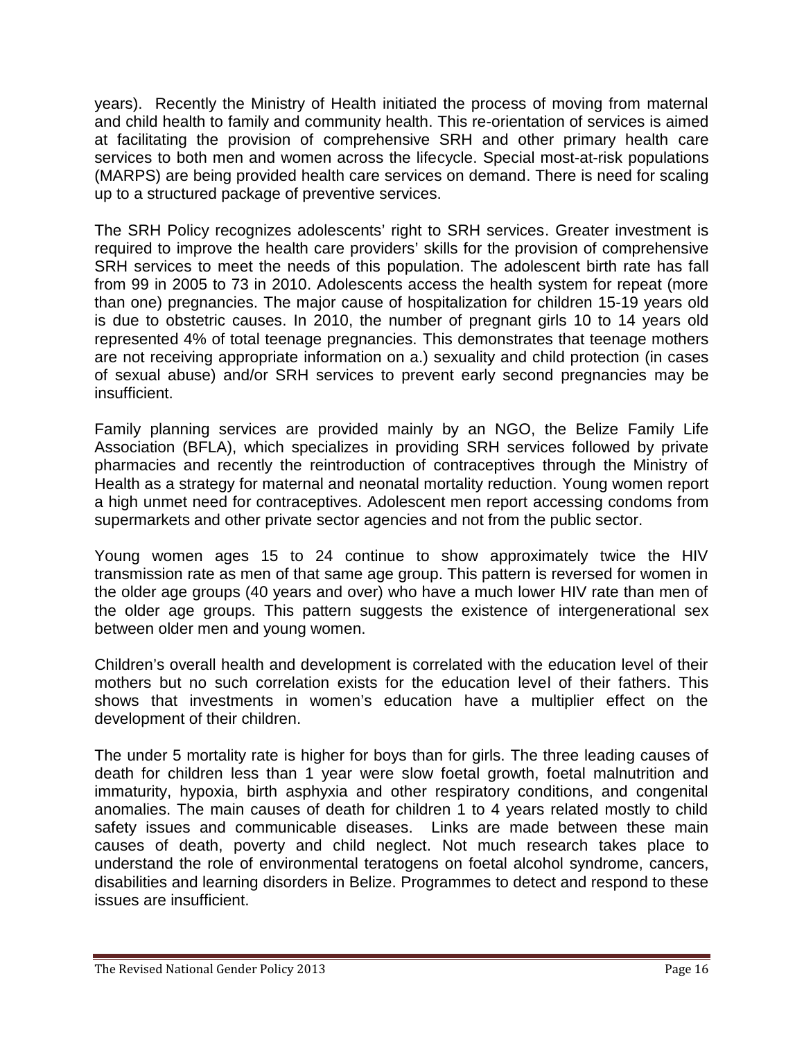years). Recently the Ministry of Health initiated the process of moving from maternal and child health to family and community health. This re-orientation of services is aimed at facilitating the provision of comprehensive SRH and other primary health care services to both men and women across the lifecycle. Special most-at-risk populations (MARPS) are being provided health care services on demand. There is need for scaling up to a structured package of preventive services.

The SRH Policy recognizes adolescents' right to SRH services. Greater investment is required to improve the health care providers' skills for the provision of comprehensive SRH services to meet the needs of this population. The adolescent birth rate has fall from 99 in 2005 to 73 in 2010. Adolescents access the health system for repeat (more than one) pregnancies. The major cause of hospitalization for children 15-19 years old is due to obstetric causes. In 2010, the number of pregnant girls 10 to 14 years old represented 4% of total teenage pregnancies. This demonstrates that teenage mothers are not receiving appropriate information on a.) sexuality and child protection (in cases of sexual abuse) and/or SRH services to prevent early second pregnancies may be insufficient.

Family planning services are provided mainly by an NGO, the Belize Family Life Association (BFLA), which specializes in providing SRH services followed by private pharmacies and recently the reintroduction of contraceptives through the Ministry of Health as a strategy for maternal and neonatal mortality reduction. Young women report a high unmet need for contraceptives. Adolescent men report accessing condoms from supermarkets and other private sector agencies and not from the public sector.

Young women ages 15 to 24 continue to show approximately twice the HIV transmission rate as men of that same age group. This pattern is reversed for women in the older age groups (40 years and over) who have a much lower HIV rate than men of the older age groups. This pattern suggests the existence of intergenerational sex between older men and young women.

Children's overall health and development is correlated with the education level of their mothers but no such correlation exists for the education level of their fathers. This shows that investments in women's education have a multiplier effect on the development of their children.

The under 5 mortality rate is higher for boys than for girls. The three leading causes of death for children less than 1 year were slow foetal growth, foetal malnutrition and immaturity, hypoxia, birth asphyxia and other respiratory conditions, and congenital anomalies. The main causes of death for children 1 to 4 years related mostly to child safety issues and communicable diseases. Links are made between these main causes of death, poverty and child neglect. Not much research takes place to understand the role of environmental teratogens on foetal alcohol syndrome, cancers, disabilities and learning disorders in Belize. Programmes to detect and respond to these issues are insufficient.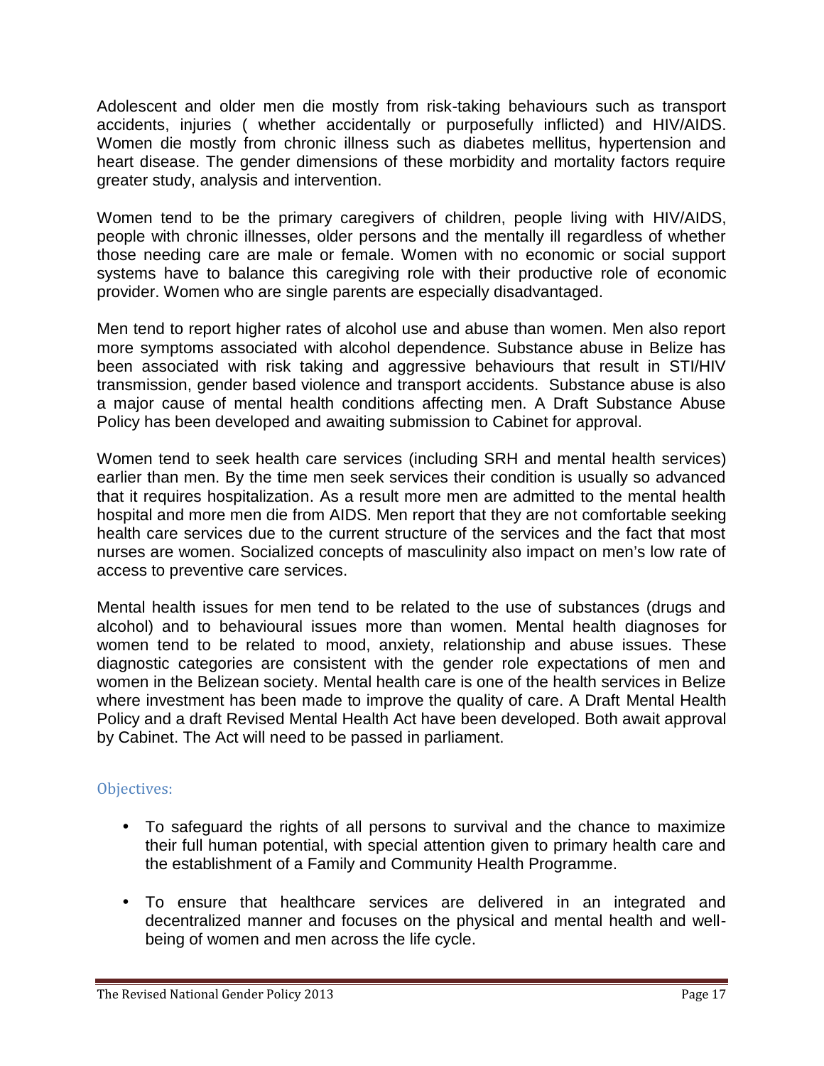Adolescent and older men die mostly from risk-taking behaviours such as transport accidents, injuries ( whether accidentally or purposefully inflicted) and HIV/AIDS. Women die mostly from chronic illness such as diabetes mellitus, hypertension and heart disease. The gender dimensions of these morbidity and mortality factors require greater study, analysis and intervention.

Women tend to be the primary caregivers of children, people living with HIV/AIDS, people with chronic illnesses, older persons and the mentally ill regardless of whether those needing care are male or female. Women with no economic or social support systems have to balance this caregiving role with their productive role of economic provider. Women who are single parents are especially disadvantaged.

Men tend to report higher rates of alcohol use and abuse than women. Men also report more symptoms associated with alcohol dependence. Substance abuse in Belize has been associated with risk taking and aggressive behaviours that result in STI/HIV transmission, gender based violence and transport accidents. Substance abuse is also a major cause of mental health conditions affecting men. A Draft Substance Abuse Policy has been developed and awaiting submission to Cabinet for approval.

Women tend to seek health care services (including SRH and mental health services) earlier than men. By the time men seek services their condition is usually so advanced that it requires hospitalization. As a result more men are admitted to the mental health hospital and more men die from AIDS. Men report that they are not comfortable seeking health care services due to the current structure of the services and the fact that most nurses are women. Socialized concepts of masculinity also impact on men's low rate of access to preventive care services.

Mental health issues for men tend to be related to the use of substances (drugs and alcohol) and to behavioural issues more than women. Mental health diagnoses for women tend to be related to mood, anxiety, relationship and abuse issues. These diagnostic categories are consistent with the gender role expectations of men and women in the Belizean society. Mental health care is one of the health services in Belize where investment has been made to improve the quality of care. A Draft Mental Health Policy and a draft Revised Mental Health Act have been developed. Both await approval by Cabinet. The Act will need to be passed in parliament.

### Objectives:

- To safeguard the rights of all persons to survival and the chance to maximize their full human potential, with special attention given to primary health care and the establishment of a Family and Community Health Programme.
- To ensure that healthcare services are delivered in an integrated and decentralized manner and focuses on the physical and mental health and well-being of women and men across the life cycle.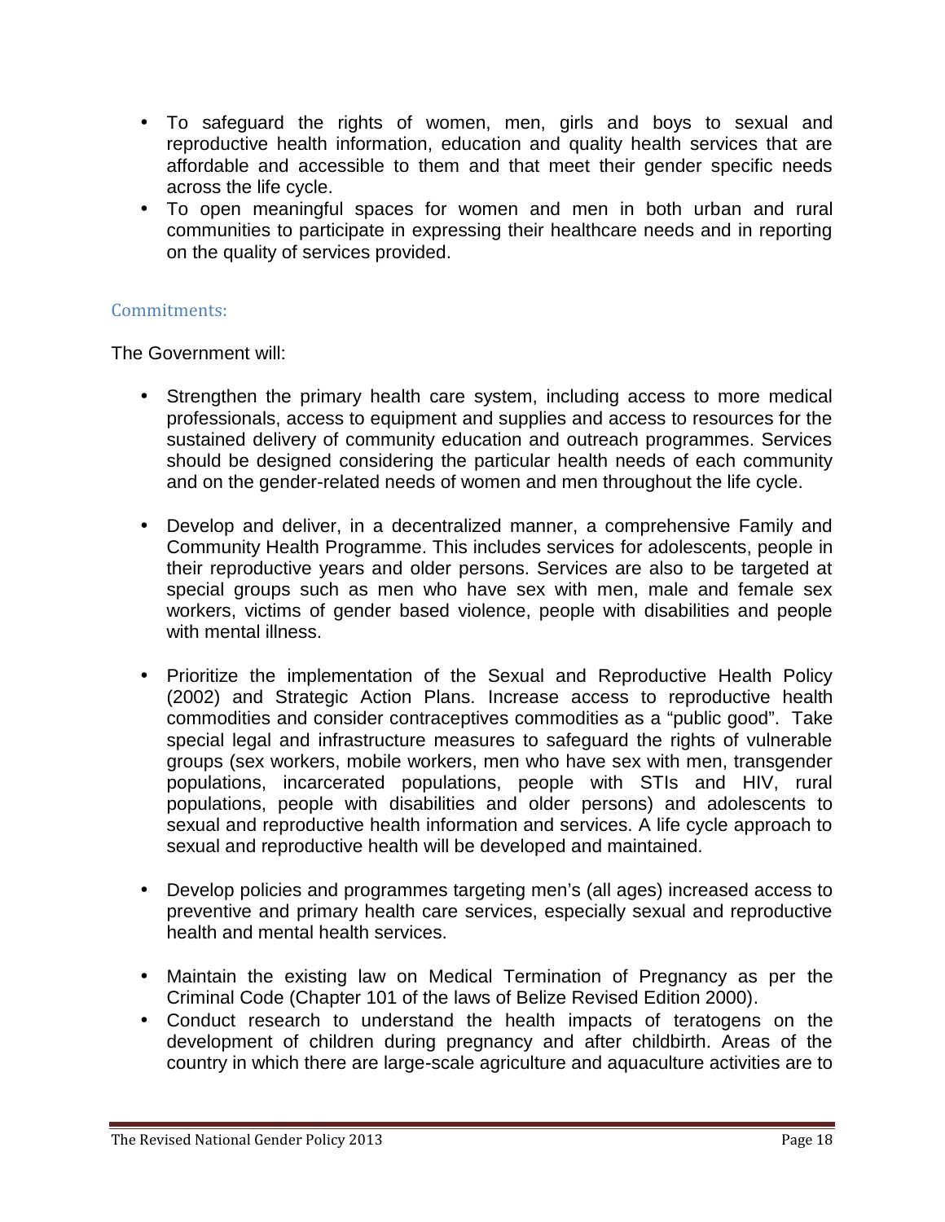- To safeguard the rights of women, men, girls and boys to sexual and reproductive health information, education and quality health services that are affordable and accessible to them and that meet their gender specific needs across the life cycle.
- To open meaningful spaces for women and men in both urban and rural communities to participate in expressing their healthcare needs and in reporting on the quality of services provided.

### Commitments:

The Government will:

- Strengthen the primary health care system, including access to more medical professionals, access to equipment and supplies and access to resources for the sustained delivery of community education and outreach programmes. Services should be designed considering the particular health needs of each community and on the gender-related needs of women and men throughout the life cycle.

- Develop and deliver, in a decentralized manner, a comprehensive Family and Community Health Programme. This includes services for adolescents, people in their reproductive years and older persons. Services are also to be targeted at special groups such as men who have sex with men, male and female sex workers, victims of gender based violence, people with disabilities and people with mental illness.

- Prioritize the implementation of the Sexual and Reproductive Health Policy (2002) and Strategic Action Plans. Increase access to reproductive health commodities and consider contraceptives commodities as a "public good". Take special legal and infrastructure measures to safeguard the rights of vulnerable groups (sex workers, mobile workers, men who have sex with men, transgender populations, incarcerated populations, people with STIs and HIV, rural populations, people with disabilities and older persons) and adolescents to sexual and reproductive health information and services. A life cycle approach to sexual and reproductive health will be developed and maintained.

- Develop policies and programmes targeting men's (all ages) increased access to preventive and primary health care services, especially sexual and reproductive health and mental health services.

- Maintain the existing law on Medical Termination of Pregnancy as per the Criminal Code (Chapter 101 of the laws of Belize Revised Edition 2000).
- Conduct research to understand the health impacts of teratogens on the development of children during pregnancy and after childbirth. Areas of the country in which there are large-scale agriculture and aquaculture activities are to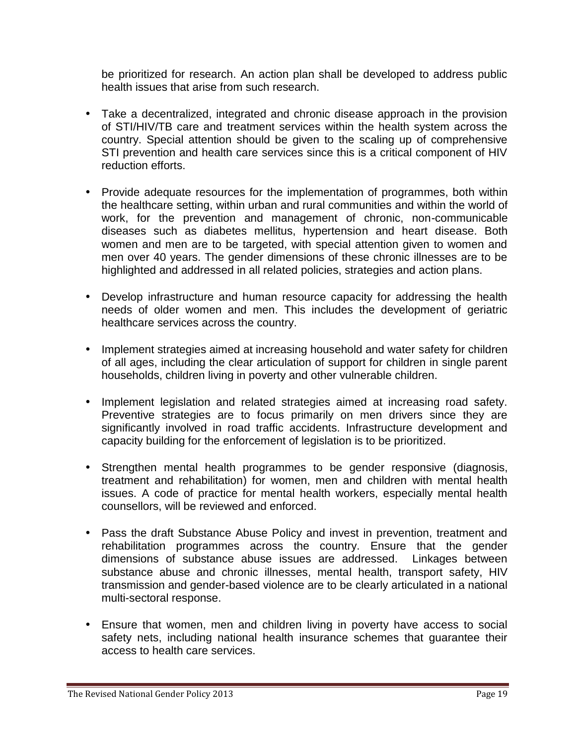be prioritized for research. An action plan shall be developed to address public health issues that arise from such research.

- Take a decentralized, integrated and chronic disease approach in the provision of STI/HIV/TB care and treatment services within the health system across the country. Special attention should be given to the scaling up of comprehensive STI prevention and health care services since this is a critical component of HIV reduction efforts.

- Provide adequate resources for the implementation of programmes, both within the healthcare setting, within urban and rural communities and within the world of work, for the prevention and management of chronic, non-communicable diseases such as diabetes mellitus, hypertension and heart disease. Both women and men are to be targeted, with special attention given to women and men over 40 years. The gender dimensions of these chronic illnesses are to be highlighted and addressed in all related policies, strategies and action plans.

- Develop infrastructure and human resource capacity for addressing the health needs of older women and men. This includes the development of geriatric healthcare services across the country.

- Implement strategies aimed at increasing household and water safety for children of all ages, including the clear articulation of support for children in single parent households, children living in poverty and other vulnerable children.

- Implement legislation and related strategies aimed at increasing road safety. Preventive strategies are to focus primarily on men drivers since they are significantly involved in road traffic accidents. Infrastructure development and capacity building for the enforcement of legislation is to be prioritized.

- Strengthen mental health programmes to be gender responsive (diagnosis, treatment and rehabilitation) for women, men and children with mental health issues. A code of practice for mental health workers, especially mental health counsellors, will be reviewed and enforced.

- Pass the draft Substance Abuse Policy and invest in prevention, treatment and rehabilitation programmes across the country. Ensure that the gender dimensions of substance abuse issues are addressed. Linkages between substance abuse and chronic illnesses, mental health, transport safety, HIV transmission and gender-based violence are to be clearly articulated in a national multi-sectoral response.

- Ensure that women, men and children living in poverty have access to social safety nets, including national health insurance schemes that guarantee their access to health care services.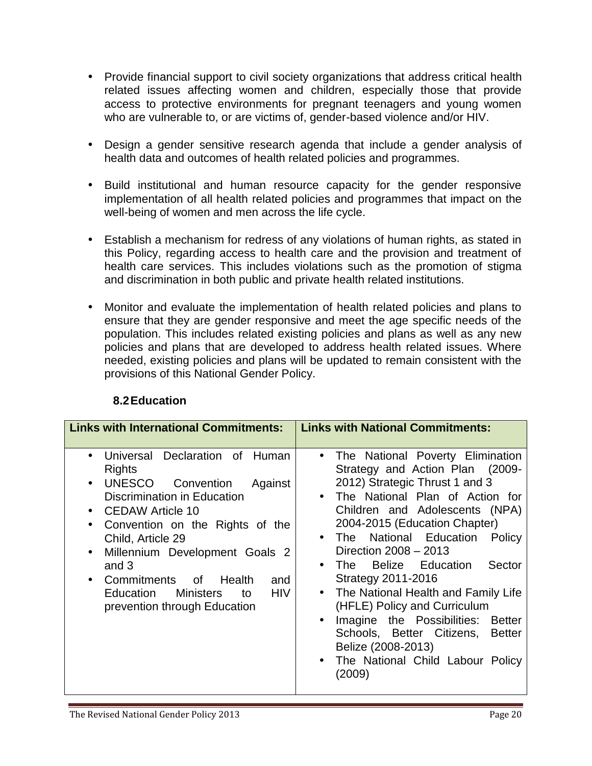- Provide financial support to civil society organizations that address critical health related issues affecting women and children, especially those that provide access to protective environments for pregnant teenagers and young women who are vulnerable to, or are victims of, gender-based violence and/or HIV.

- Design a gender sensitive research agenda that include a gender analysis of health data and outcomes of health related policies and programmes.

- Build institutional and human resource capacity for the gender responsive implementation of all health related policies and programmes that impact on the well-being of women and men across the life cycle.

- Establish a mechanism for redress of any violations of human rights, as stated in this Policy, regarding access to health care and the provision and treatment of health care services. This includes violations such as the promotion of stigma and discrimination in both public and private health related institutions.

- Monitor and evaluate the implementation of health related policies and plans to ensure that they are gender responsive and meet the age specific needs of the population. This includes related existing policies and plans as well as any new policies and plans that are developed to address health related issues. Where needed, existing policies and plans will be updated to remain consistent with the provisions of this National Gender Policy.

### 8.2 Education

| Links with International Commitments: | Links with National Commitments: |
|---|---|
| • Universal Declaration of Human Rights<br>• UNESCO Convention Against Discrimination in Education<br>• CEDAW Article 10<br>• Convention on the Rights of the Child, Article 29<br>• Millennium Development Goals 2 and 3<br>• Commitments of Health and Education Ministers to HIV prevention through Education | • The National Poverty Elimination Strategy and Action Plan (2009-2012) Strategic Thrust 1 and 3<br>• The National Plan of Action for Children and Adolescents (NPA) 2004-2015 (Education Chapter)<br>• The National Education Policy Direction 2008 – 2013<br>• The Belize Education Sector Strategy 2011-2016<br>• The National Health and Family Life (HFLE) Policy and Curriculum<br>• Imagine the Possibilities: Better Schools, Better Citizens, Better Belize (2008-2013)<br>• The National Child Labour Policy (2009) |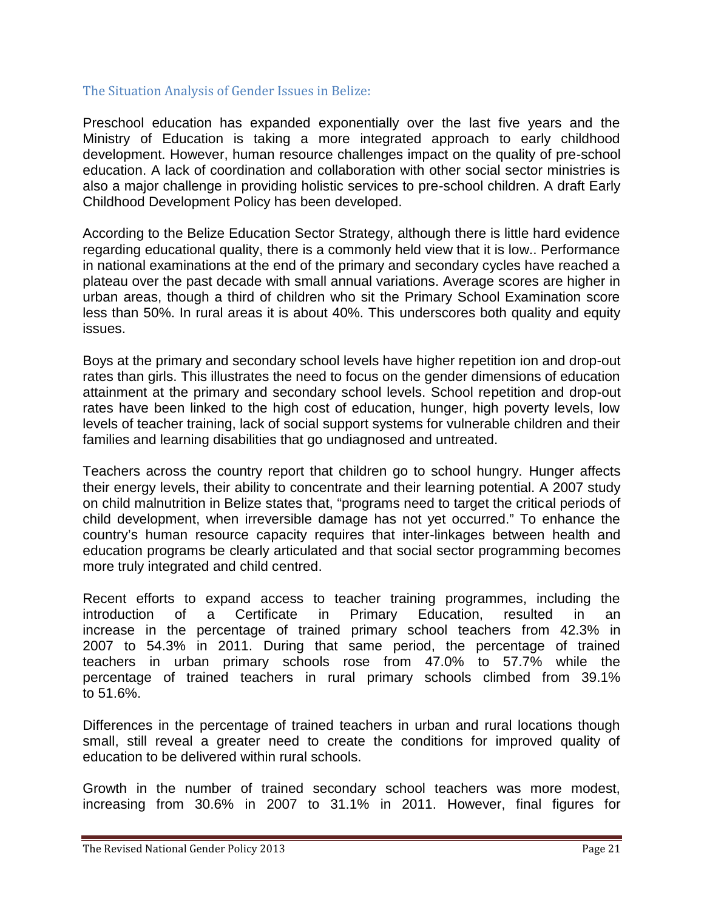## The Situation Analysis of Gender Issues in Belize:

Preschool education has expanded exponentially over the last five years and the Ministry of Education is taking a more integrated approach to early childhood development. However, human resource challenges impact on the quality of pre-school education. A lack of coordination and collaboration with other social sector ministries is also a major challenge in providing holistic services to pre-school children. A draft Early Childhood Development Policy has been developed.

According to the Belize Education Sector Strategy, although there is little hard evidence regarding educational quality, there is a commonly held view that it is low.. Performance in national examinations at the end of the primary and secondary cycles have reached a plateau over the past decade with small annual variations. Average scores are higher in urban areas, though a third of children who sit the Primary School Examination score less than 50%. In rural areas it is about 40%. This underscores both quality and equity issues.

Boys at the primary and secondary school levels have higher repetition ion and drop-out rates than girls. This illustrates the need to focus on the gender dimensions of education attainment at the primary and secondary school levels. School repetition and drop-out rates have been linked to the high cost of education, hunger, high poverty levels, low levels of teacher training, lack of social support systems for vulnerable children and their families and learning disabilities that go undiagnosed and untreated.

Teachers across the country report that children go to school hungry. Hunger affects their energy levels, their ability to concentrate and their learning potential. A 2007 study on child malnutrition in Belize states that, "programs need to target the critical periods of child development, when irreversible damage has not yet occurred." To enhance the country's human resource capacity requires that inter-linkages between health and education programs be clearly articulated and that social sector programming becomes more truly integrated and child centred.

Recent efforts to expand access to teacher training programmes, including the introduction of a Certificate in Primary Education, resulted in an increase in the percentage of trained primary school teachers from 42.3% in 2007 to 54.3% in 2011. During that same period, the percentage of trained teachers in urban primary schools rose from 47.0% to 57.7% while the percentage of trained teachers in rural primary schools climbed from 39.1% to 51.6%.

Differences in the percentage of trained teachers in urban and rural locations though small, still reveal a greater need to create the conditions for improved quality of education to be delivered within rural schools.

Growth in the number of trained secondary school teachers was more modest, increasing from 30.6% in 2007 to 31.1% in 2011. However, final figures for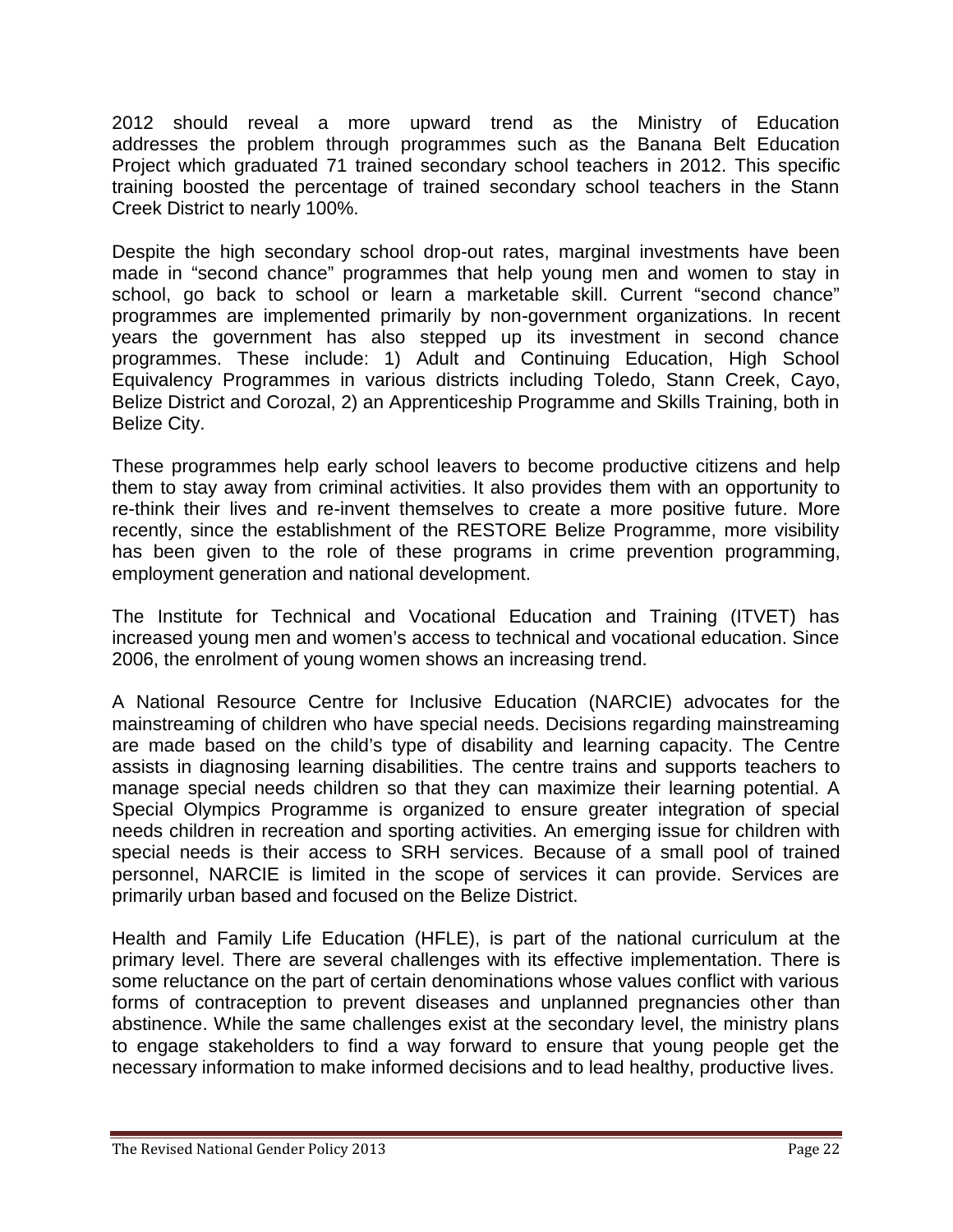2012 should reveal a more upward trend as the Ministry of Education addresses the problem through programmes such as the Banana Belt Education Project which graduated 71 trained secondary school teachers in 2012. This specific training boosted the percentage of trained secondary school teachers in the Stann Creek District to nearly 100%.

Despite the high secondary school drop-out rates, marginal investments have been made in "second chance" programmes that help young men and women to stay in school, go back to school or learn a marketable skill. Current "second chance" programmes are implemented primarily by non-government organizations. In recent years the government has also stepped up its investment in second chance programmes. These include: 1) Adult and Continuing Education, High School Equivalency Programmes in various districts including Toledo, Stann Creek, Cayo, Belize District and Corozal, 2) an Apprenticeship Programme and Skills Training, both in Belize City.

These programmes help early school leavers to become productive citizens and help them to stay away from criminal activities. It also provides them with an opportunity to re-think their lives and re-invent themselves to create a more positive future. More recently, since the establishment of the RESTORE Belize Programme, more visibility has been given to the role of these programs in crime prevention programming, employment generation and national development.

The Institute for Technical and Vocational Education and Training (ITVET) has increased young men and women's access to technical and vocational education. Since 2006, the enrolment of young women shows an increasing trend.

A National Resource Centre for Inclusive Education (NARCIE) advocates for the mainstreaming of children who have special needs. Decisions regarding mainstreaming are made based on the child's type of disability and learning capacity. The Centre assists in diagnosing learning disabilities. The centre trains and supports teachers to manage special needs children so that they can maximize their learning potential. A Special Olympics Programme is organized to ensure greater integration of special needs children in recreation and sporting activities. An emerging issue for children with special needs is their access to SRH services. Because of a small pool of trained personnel, NARCIE is limited in the scope of services it can provide. Services are primarily urban based and focused on the Belize District.

Health and Family Life Education (HFLE), is part of the national curriculum at the primary level. There are several challenges with its effective implementation. There is some reluctance on the part of certain denominations whose values conflict with various forms of contraception to prevent diseases and unplanned pregnancies other than abstinence. While the same challenges exist at the secondary level, the ministry plans to engage stakeholders to find a way forward to ensure that young people get the necessary information to make informed decisions and to lead healthy, productive lives.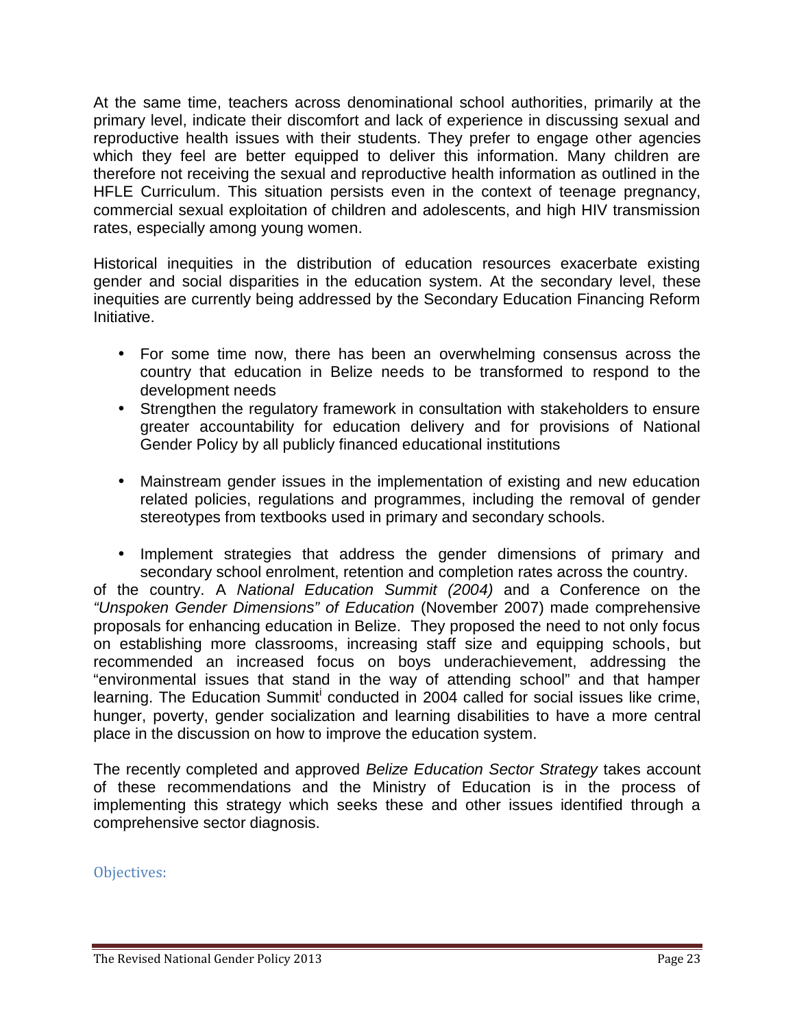At the same time, teachers across denominational school authorities, primarily at the primary level, indicate their discomfort and lack of experience in discussing sexual and reproductive health issues with their students. They prefer to engage other agencies which they feel are better equipped to deliver this information. Many children are therefore not receiving the sexual and reproductive health information as outlined in the HFLE Curriculum. This situation persists even in the context of teenage pregnancy, commercial sexual exploitation of children and adolescents, and high HIV transmission rates, especially among young women.

Historical inequities in the distribution of education resources exacerbate existing gender and social disparities in the education system. At the secondary level, these inequities are currently being addressed by the Secondary Education Financing Reform Initiative.

- For some time now, there has been an overwhelming consensus across the country that education in Belize needs to be transformed to respond to the development needs
- Strengthen the regulatory framework in consultation with stakeholders to ensure greater accountability for education delivery and for provisions of National Gender Policy by all publicly financed educational institutions
- Mainstream gender issues in the implementation of existing and new education related policies, regulations and programmes, including the removal of gender stereotypes from textbooks used in primary and secondary schools.
- Implement strategies that address the gender dimensions of primary and secondary school enrolment, retention and completion rates across the country.

of the country. A *National Education Summit (2004)* and a Conference on the *"Unspoken Gender Dimensions" of Education* (November 2007) made comprehensive proposals for enhancing education in Belize. They proposed the need to not only focus on establishing more classrooms, increasing staff size and equipping schools, but recommended an increased focus on boys underachievement, addressing the "environmental issues that stand in the way of attending school" and that hamper learning. The Education Summit[i] conducted in 2004 called for social issues like crime, hunger, poverty, gender socialization and learning disabilities to have a more central place in the discussion on how to improve the education system.

The recently completed and approved *Belize Education Sector Strategy* takes account of these recommendations and the Ministry of Education is in the process of implementing this strategy which seeks these and other issues identified through a comprehensive sector diagnosis.

### Objectives: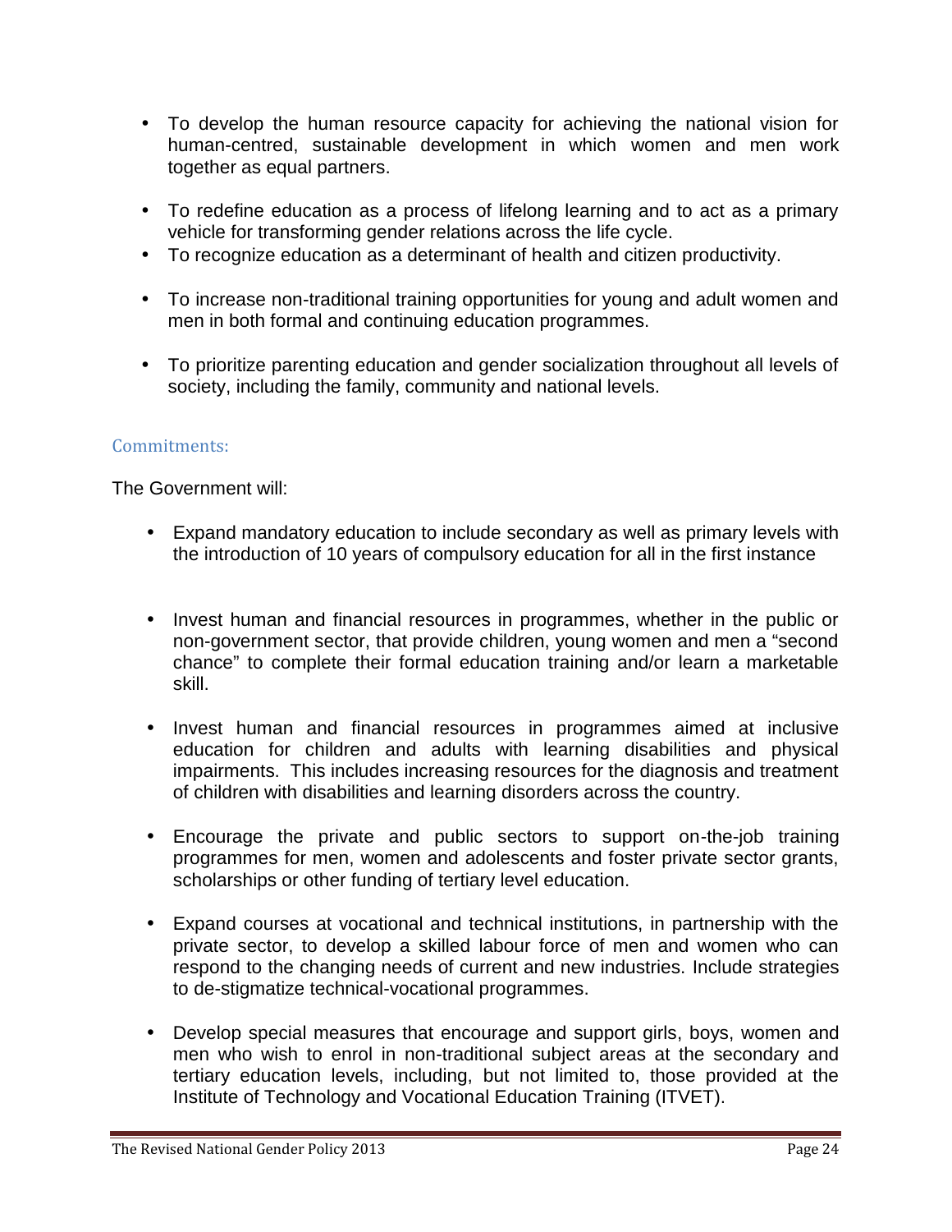- To develop the human resource capacity for achieving the national vision for human-centred, sustainable development in which women and men work together as equal partners.

- To redefine education as a process of lifelong learning and to act as a primary vehicle for transforming gender relations across the life cycle.
- To recognize education as a determinant of health and citizen productivity.

- To increase non-traditional training opportunities for young and adult women and men in both formal and continuing education programmes.

- To prioritize parenting education and gender socialization throughout all levels of society, including the family, community and national levels.

### Commitments:

The Government will:

- Expand mandatory education to include secondary as well as primary levels with the introduction of 10 years of compulsory education for all in the first instance

- Invest human and financial resources in programmes, whether in the public or non-government sector, that provide children, young women and men a "second chance" to complete their formal education training and/or learn a marketable skill.

- Invest human and financial resources in programmes aimed at inclusive education for children and adults with learning disabilities and physical impairments. This includes increasing resources for the diagnosis and treatment of children with disabilities and learning disorders across the country.

- Encourage the private and public sectors to support on-the-job training programmes for men, women and adolescents and foster private sector grants, scholarships or other funding of tertiary level education.

- Expand courses at vocational and technical institutions, in partnership with the private sector, to develop a skilled labour force of men and women who can respond to the changing needs of current and new industries. Include strategies to de-stigmatize technical-vocational programmes.

- Develop special measures that encourage and support girls, boys, women and men who wish to enrol in non-traditional subject areas at the secondary and tertiary education levels, including, but not limited to, those provided at the Institute of Technology and Vocational Education Training (ITVET).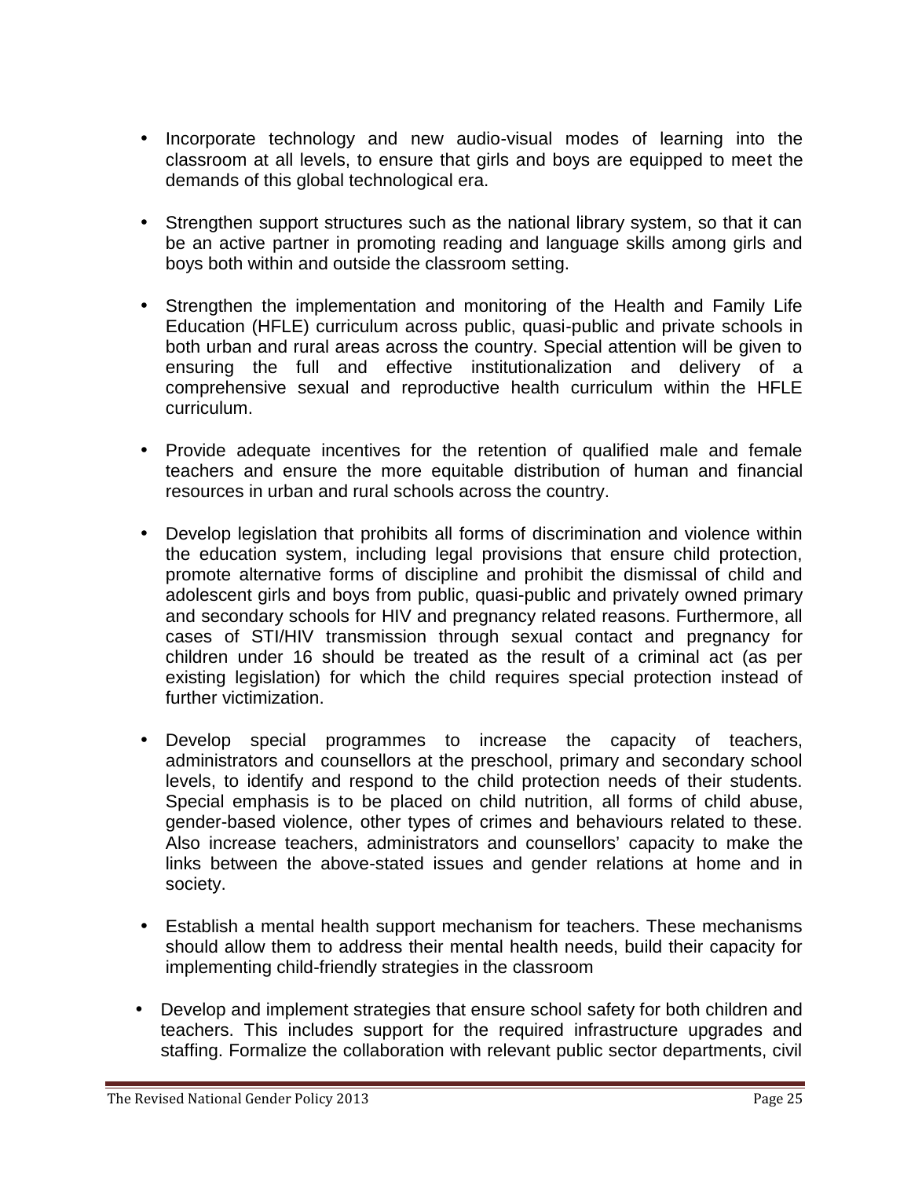- Incorporate technology and new audio-visual modes of learning into the classroom at all levels, to ensure that girls and boys are equipped to meet the demands of this global technological era.

- Strengthen support structures such as the national library system, so that it can be an active partner in promoting reading and language skills among girls and boys both within and outside the classroom setting.

- Strengthen the implementation and monitoring of the Health and Family Life Education (HFLE) curriculum across public, quasi-public and private schools in both urban and rural areas across the country. Special attention will be given to ensuring the full and effective institutionalization and delivery of a comprehensive sexual and reproductive health curriculum within the HFLE curriculum.

- Provide adequate incentives for the retention of qualified male and female teachers and ensure the more equitable distribution of human and financial resources in urban and rural schools across the country.

- Develop legislation that prohibits all forms of discrimination and violence within the education system, including legal provisions that ensure child protection, promote alternative forms of discipline and prohibit the dismissal of child and adolescent girls and boys from public, quasi-public and privately owned primary and secondary schools for HIV and pregnancy related reasons. Furthermore, all cases of STI/HIV transmission through sexual contact and pregnancy for children under 16 should be treated as the result of a criminal act (as per existing legislation) for which the child requires special protection instead of further victimization.

- Develop special programmes to increase the capacity of teachers, administrators and counsellors at the preschool, primary and secondary school levels, to identify and respond to the child protection needs of their students. Special emphasis is to be placed on child nutrition, all forms of child abuse, gender-based violence, other types of crimes and behaviours related to these. Also increase teachers, administrators and counsellors' capacity to make the links between the above-stated issues and gender relations at home and in society.

- Establish a mental health support mechanism for teachers. These mechanisms should allow them to address their mental health needs, build their capacity for implementing child-friendly strategies in the classroom

- Develop and implement strategies that ensure school safety for both children and teachers. This includes support for the required infrastructure upgrades and staffing. Formalize the collaboration with relevant public sector departments, civil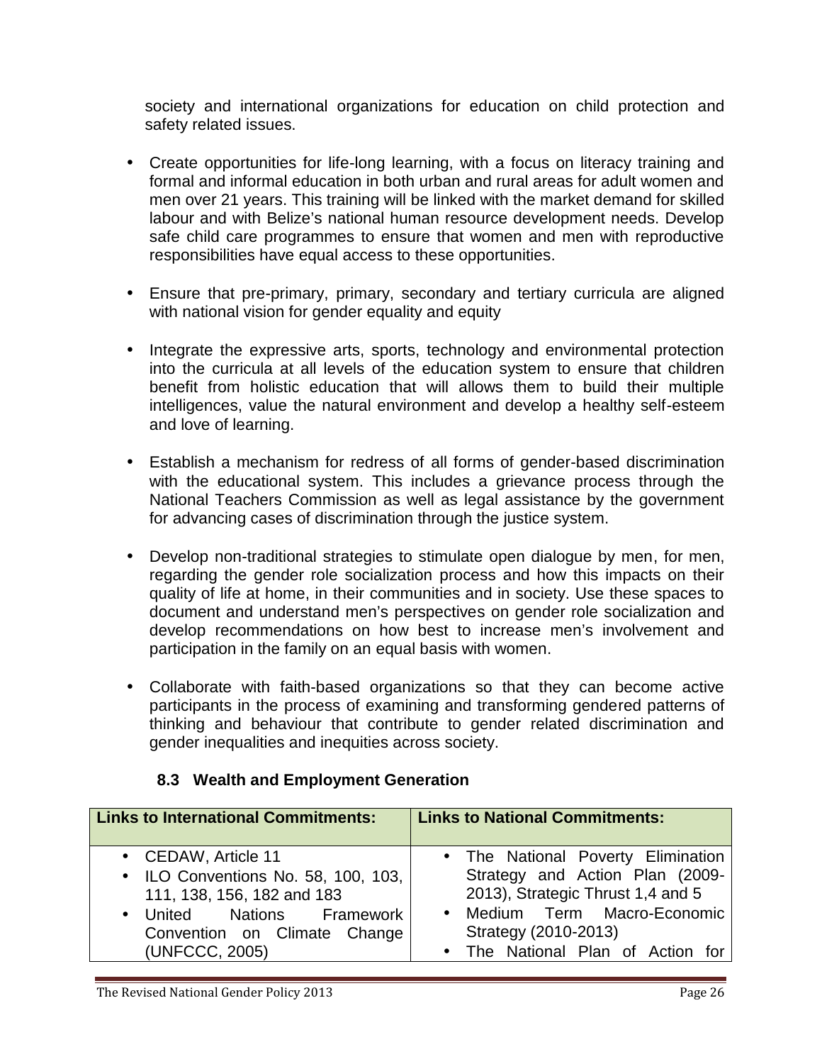society and international organizations for education on child protection and safety related issues.

- Create opportunities for life-long learning, with a focus on literacy training and formal and informal education in both urban and rural areas for adult women and men over 21 years. This training will be linked with the market demand for skilled labour and with Belize's national human resource development needs. Develop safe child care programmes to ensure that women and men with reproductive responsibilities have equal access to these opportunities.

- Ensure that pre-primary, primary, secondary and tertiary curricula are aligned with national vision for gender equality and equity

- Integrate the expressive arts, sports, technology and environmental protection into the curricula at all levels of the education system to ensure that children benefit from holistic education that will allows them to build their multiple intelligences, value the natural environment and develop a healthy self-esteem and love of learning.

- Establish a mechanism for redress of all forms of gender-based discrimination with the educational system. This includes a grievance process through the National Teachers Commission as well as legal assistance by the government for advancing cases of discrimination through the justice system.

- Develop non-traditional strategies to stimulate open dialogue by men, for men, regarding the gender role socialization process and how this impacts on their quality of life at home, in their communities and in society. Use these spaces to document and understand men's perspectives on gender role socialization and develop recommendations on how best to increase men's involvement and participation in the family on an equal basis with women.

- Collaborate with faith-based organizations so that they can become active participants in the process of examining and transforming gendered patterns of thinking and behaviour that contribute to gender related discrimination and gender inequalities and inequities across society.

### 8.3 Wealth and Employment Generation

| Links to International Commitments: | Links to National Commitments: |
| --- | --- |
| • CEDAW, Article 11<br>• ILO Conventions No. 58, 100, 103, 111, 138, 156, 182 and 183<br>• United Nations Framework Convention on Climate Change (UNFCCC, 2005) | • The National Poverty Elimination Strategy and Action Plan (2009-2013), Strategic Thrust 1,4 and 5<br>• Medium Term Macro-Economic Strategy (2010-2013)<br>• The National Plan of Action for |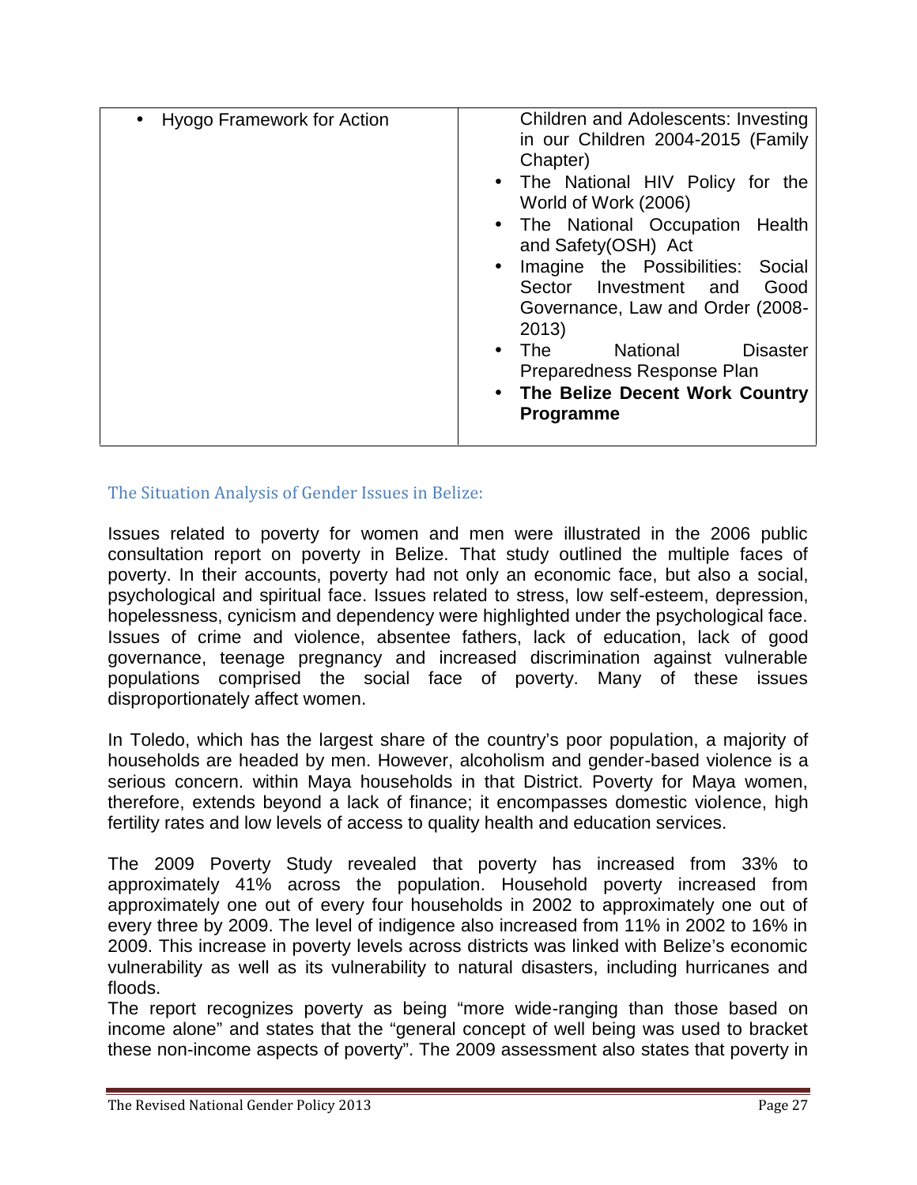| | |
|---|---|
| • Hyogo Framework for Action | Children and Adolescents: Investing in our Children 2004-2015 (Family Chapter)<br>• The National HIV Policy for the World of Work (2006)<br>• The National Occupation Health and Safety(OSH) Act<br>• Imagine the Possibilities: Social Sector Investment and Good Governance, Law and Order (2008-2013)<br>• The National Disaster Preparedness Response Plan<br>• **The Belize Decent Work Country Programme** |

### The Situation Analysis of Gender Issues in Belize:

Issues related to poverty for women and men were illustrated in the 2006 public consultation report on poverty in Belize. That study outlined the multiple faces of poverty. In their accounts, poverty had not only an economic face, but also a social, psychological and spiritual face. Issues related to stress, low self-esteem, depression, hopelessness, cynicism and dependency were highlighted under the psychological face. Issues of crime and violence, absentee fathers, lack of education, lack of good governance, teenage pregnancy and increased discrimination against vulnerable populations comprised the social face of poverty. Many of these issues disproportionately affect women.

In Toledo, which has the largest share of the country's poor population, a majority of households are headed by men. However, alcoholism and gender-based violence is a serious concern. within Maya households in that District. Poverty for Maya women, therefore, extends beyond a lack of finance; it encompasses domestic violence, high fertility rates and low levels of access to quality health and education services.

The 2009 Poverty Study revealed that poverty has increased from 33% to approximately 41% across the population. Household poverty increased from approximately one out of every four households in 2002 to approximately one out of every three by 2009. The level of indigence also increased from 11% in 2002 to 16% in 2009. This increase in poverty levels across districts was linked with Belize's economic vulnerability as well as its vulnerability to natural disasters, including hurricanes and floods.
The report recognizes poverty as being "more wide-ranging than those based on income alone" and states that the "general concept of well being was used to bracket these non-income aspects of poverty". The 2009 assessment also states that poverty in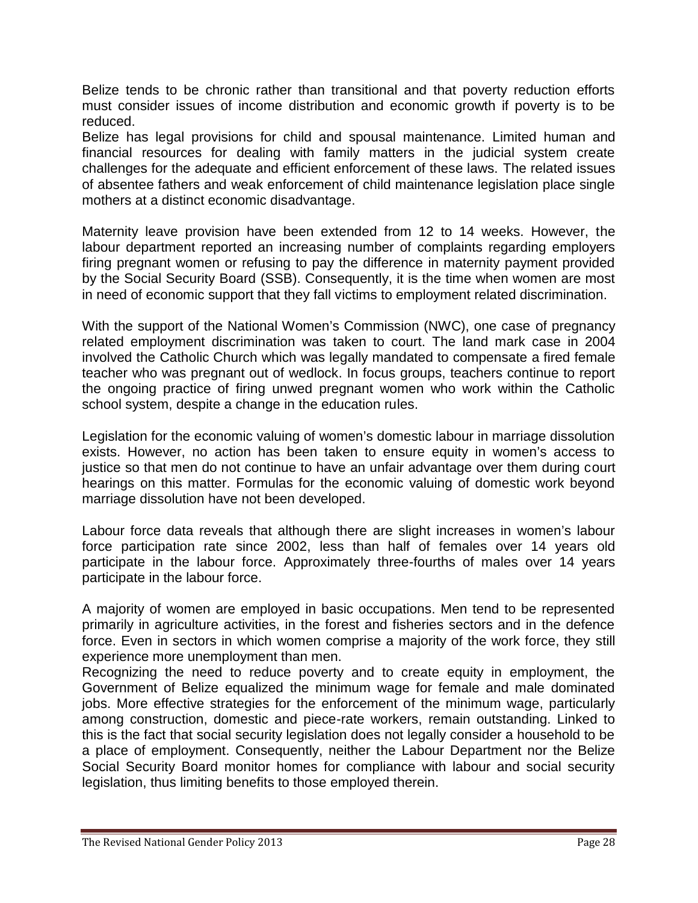Belize tends to be chronic rather than transitional and that poverty reduction efforts must consider issues of income distribution and economic growth if poverty is to be reduced.

Belize has legal provisions for child and spousal maintenance. Limited human and financial resources for dealing with family matters in the judicial system create challenges for the adequate and efficient enforcement of these laws. The related issues of absentee fathers and weak enforcement of child maintenance legislation place single mothers at a distinct economic disadvantage.

Maternity leave provision have been extended from 12 to 14 weeks. However, the labour department reported an increasing number of complaints regarding employers firing pregnant women or refusing to pay the difference in maternity payment provided by the Social Security Board (SSB). Consequently, it is the time when women are most in need of economic support that they fall victims to employment related discrimination.

With the support of the National Women's Commission (NWC), one case of pregnancy related employment discrimination was taken to court. The land mark case in 2004 involved the Catholic Church which was legally mandated to compensate a fired female teacher who was pregnant out of wedlock. In focus groups, teachers continue to report the ongoing practice of firing unwed pregnant women who work within the Catholic school system, despite a change in the education rules.

Legislation for the economic valuing of women's domestic labour in marriage dissolution exists. However, no action has been taken to ensure equity in women's access to justice so that men do not continue to have an unfair advantage over them during court hearings on this matter. Formulas for the economic valuing of domestic work beyond marriage dissolution have not been developed.

Labour force data reveals that although there are slight increases in women's labour force participation rate since 2002, less than half of females over 14 years old participate in the labour force. Approximately three-fourths of males over 14 years participate in the labour force.

A majority of women are employed in basic occupations. Men tend to be represented primarily in agriculture activities, in the forest and fisheries sectors and in the defence force. Even in sectors in which women comprise a majority of the work force, they still experience more unemployment than men.

Recognizing the need to reduce poverty and to create equity in employment, the Government of Belize equalized the minimum wage for female and male dominated jobs. More effective strategies for the enforcement of the minimum wage, particularly among construction, domestic and piece-rate workers, remain outstanding. Linked to this is the fact that social security legislation does not legally consider a household to be a place of employment. Consequently, neither the Labour Department nor the Belize Social Security Board monitor homes for compliance with labour and social security legislation, thus limiting benefits to those employed therein.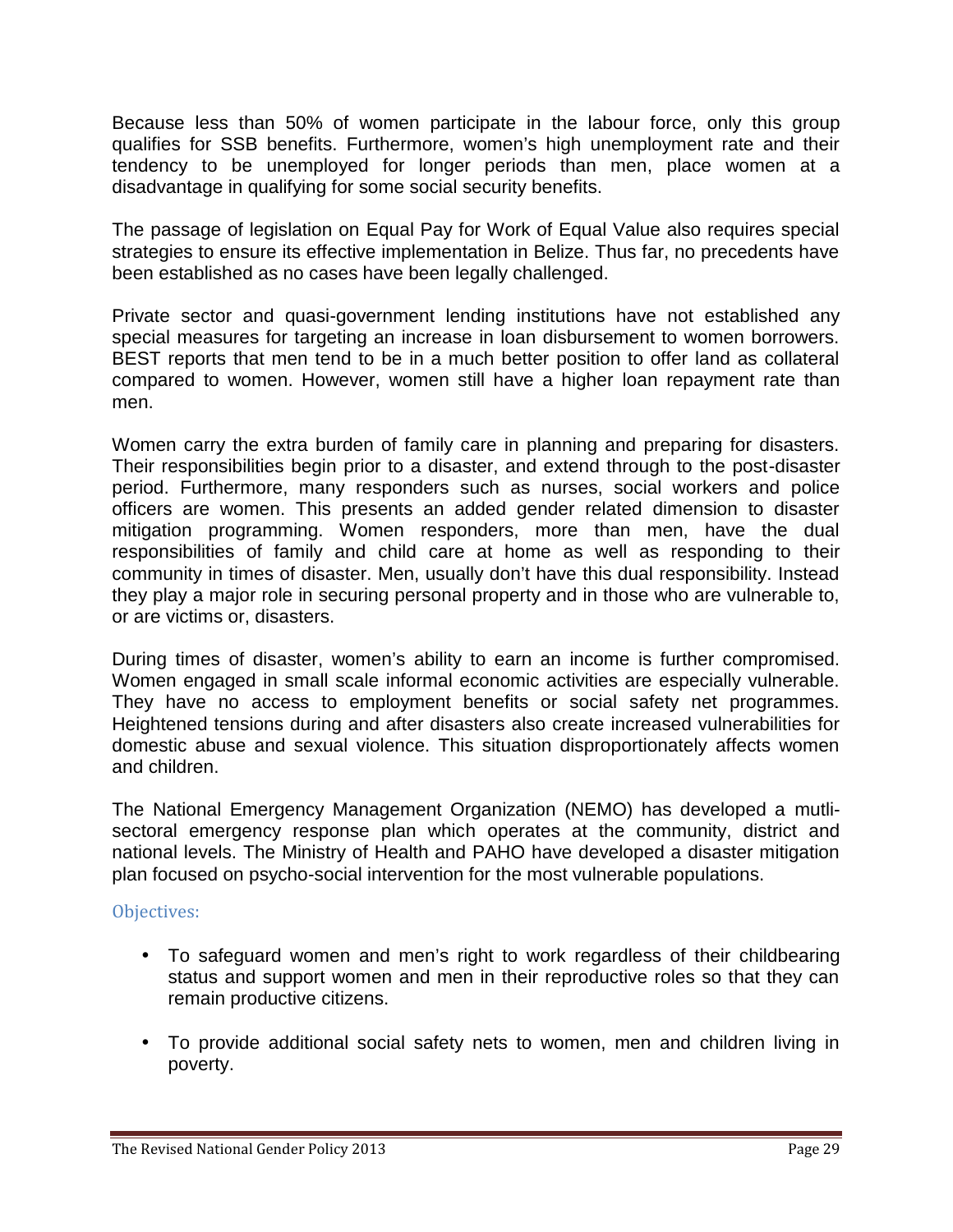Because less than 50% of women participate in the labour force, only this group qualifies for SSB benefits. Furthermore, women's high unemployment rate and their tendency to be unemployed for longer periods than men, place women at a disadvantage in qualifying for some social security benefits.

The passage of legislation on Equal Pay for Work of Equal Value also requires special strategies to ensure its effective implementation in Belize. Thus far, no precedents have been established as no cases have been legally challenged.

Private sector and quasi-government lending institutions have not established any special measures for targeting an increase in loan disbursement to women borrowers. BEST reports that men tend to be in a much better position to offer land as collateral compared to women. However, women still have a higher loan repayment rate than men.

Women carry the extra burden of family care in planning and preparing for disasters. Their responsibilities begin prior to a disaster, and extend through to the post-disaster period. Furthermore, many responders such as nurses, social workers and police officers are women. This presents an added gender related dimension to disaster mitigation programming. Women responders, more than men, have the dual responsibilities of family and child care at home as well as responding to their community in times of disaster. Men, usually don't have this dual responsibility. Instead they play a major role in securing personal property and in those who are vulnerable to, or are victims or, disasters.

During times of disaster, women's ability to earn an income is further compromised. Women engaged in small scale informal economic activities are especially vulnerable. They have no access to employment benefits or social safety net programmes. Heightened tensions during and after disasters also create increased vulnerabilities for domestic abuse and sexual violence. This situation disproportionately affects women and children.

The National Emergency Management Organization (NEMO) has developed a mutli-sectoral emergency response plan which operates at the community, district and national levels. The Ministry of Health and PAHO have developed a disaster mitigation plan focused on psycho-social intervention for the most vulnerable populations.

### Objectives:

- To safeguard women and men's right to work regardless of their childbearing status and support women and men in their reproductive roles so that they can remain productive citizens.
- To provide additional social safety nets to women, men and children living in poverty.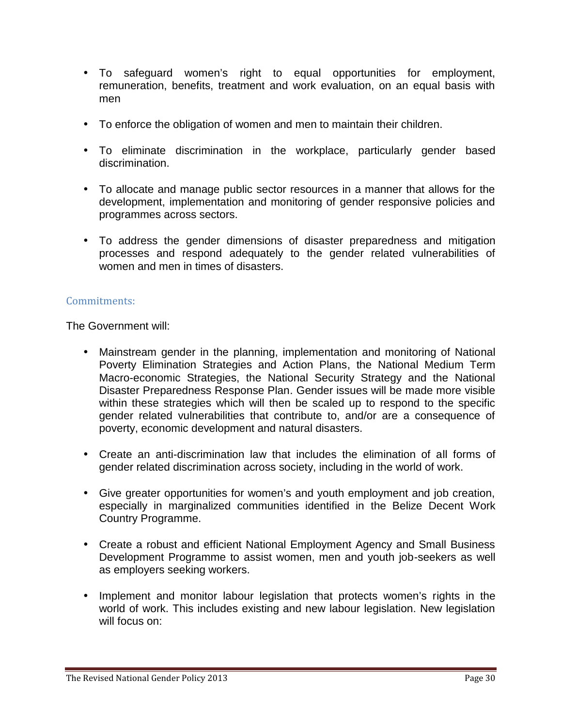- To safeguard women's right to equal opportunities for employment, remuneration, benefits, treatment and work evaluation, on an equal basis with men

- To enforce the obligation of women and men to maintain their children.

- To eliminate discrimination in the workplace, particularly gender based discrimination.

- To allocate and manage public sector resources in a manner that allows for the development, implementation and monitoring of gender responsive policies and programmes across sectors.

- To address the gender dimensions of disaster preparedness and mitigation processes and respond adequately to the gender related vulnerabilities of women and men in times of disasters.

### Commitments:

The Government will:

- Mainstream gender in the planning, implementation and monitoring of National Poverty Elimination Strategies and Action Plans, the National Medium Term Macro-economic Strategies, the National Security Strategy and the National Disaster Preparedness Response Plan. Gender issues will be made more visible within these strategies which will then be scaled up to respond to the specific gender related vulnerabilities that contribute to, and/or are a consequence of poverty, economic development and natural disasters.

- Create an anti-discrimination law that includes the elimination of all forms of gender related discrimination across society, including in the world of work.

- Give greater opportunities for women's and youth employment and job creation, especially in marginalized communities identified in the Belize Decent Work Country Programme.

- Create a robust and efficient National Employment Agency and Small Business Development Programme to assist women, men and youth job-seekers as well as employers seeking workers.

- Implement and monitor labour legislation that protects women's rights in the world of work. This includes existing and new labour legislation. New legislation will focus on: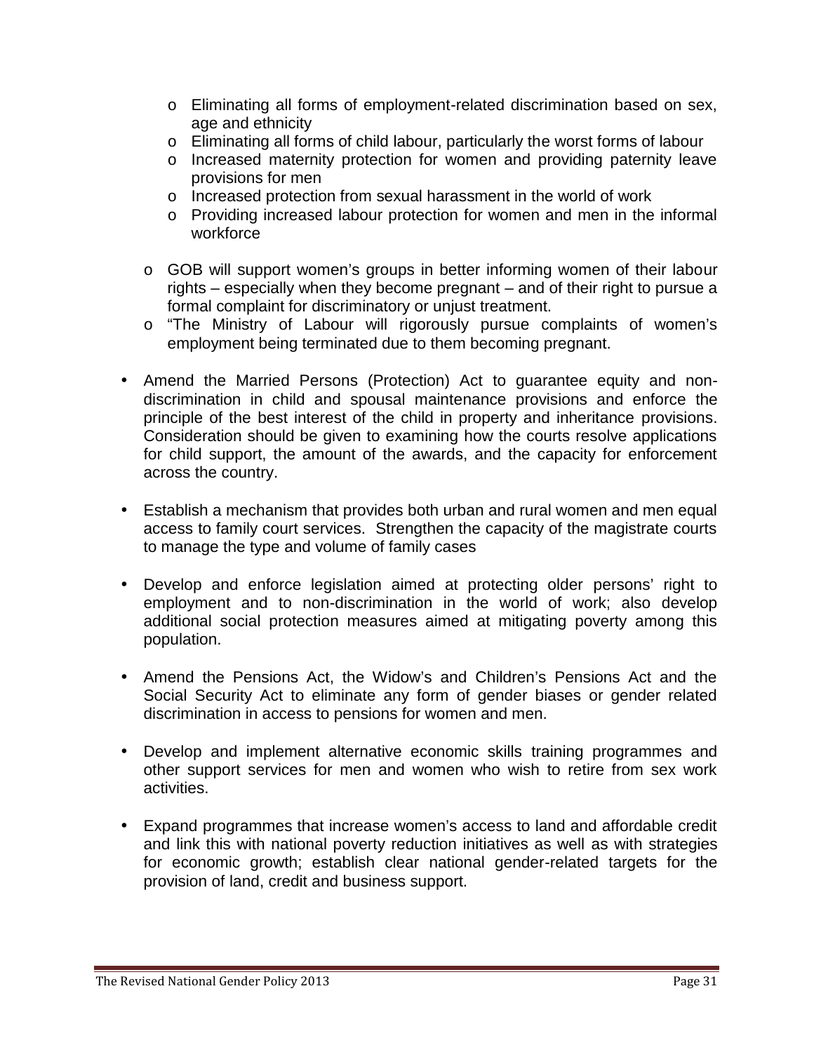- Eliminating all forms of employment-related discrimination based on sex, age and ethnicity
    - Eliminating all forms of child labour, particularly the worst forms of labour
    - Increased maternity protection for women and providing paternity leave provisions for men
    - Increased protection from sexual harassment in the world of work
    - Providing increased labour protection for women and men in the informal workforce

  - GOB will support women's groups in better informing women of their labour rights – especially when they become pregnant – and of their right to pursue a formal complaint for discriminatory or unjust treatment.
  - "The Ministry of Labour will rigorously pursue complaints of women's employment being terminated due to them becoming pregnant.

- Amend the Married Persons (Protection) Act to guarantee equity and non-discrimination in child and spousal maintenance provisions and enforce the principle of the best interest of the child in property and inheritance provisions. Consideration should be given to examining how the courts resolve applications for child support, the amount of the awards, and the capacity for enforcement across the country.

- Establish a mechanism that provides both urban and rural women and men equal access to family court services. Strengthen the capacity of the magistrate courts to manage the type and volume of family cases

- Develop and enforce legislation aimed at protecting older persons' right to employment and to non-discrimination in the world of work; also develop additional social protection measures aimed at mitigating poverty among this population.

- Amend the Pensions Act, the Widow's and Children's Pensions Act and the Social Security Act to eliminate any form of gender biases or gender related discrimination in access to pensions for women and men.

- Develop and implement alternative economic skills training programmes and other support services for men and women who wish to retire from sex work activities.

- Expand programmes that increase women's access to land and affordable credit and link this with national poverty reduction initiatives as well as with strategies for economic growth; establish clear national gender-related targets for the provision of land, credit and business support.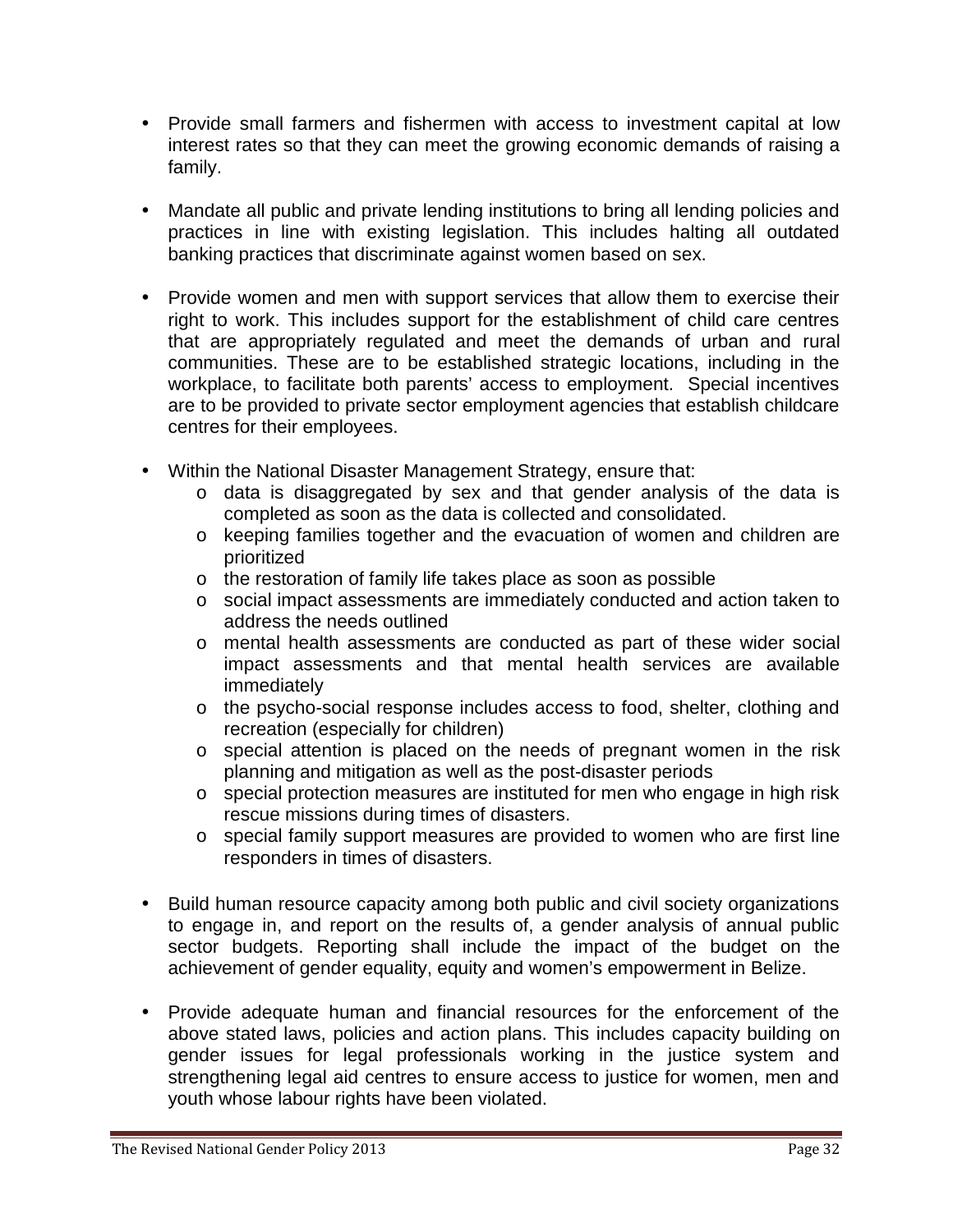- Provide small farmers and fishermen with access to investment capital at low interest rates so that they can meet the growing economic demands of raising a family.

- Mandate all public and private lending institutions to bring all lending policies and practices in line with existing legislation. This includes halting all outdated banking practices that discriminate against women based on sex.

- Provide women and men with support services that allow them to exercise their right to work. This includes support for the establishment of child care centres that are appropriately regulated and meet the demands of urban and rural communities. These are to be established strategic locations, including in the workplace, to facilitate both parents' access to employment. Special incentives are to be provided to private sector employment agencies that establish childcare centres for their employees.

- Within the National Disaster Management Strategy, ensure that:
  - data is disaggregated by sex and that gender analysis of the data is completed as soon as the data is collected and consolidated.
  - keeping families together and the evacuation of women and children are prioritized
  - the restoration of family life takes place as soon as possible
  - social impact assessments are immediately conducted and action taken to address the needs outlined
  - mental health assessments are conducted as part of these wider social impact assessments and that mental health services are available immediately
  - the psycho-social response includes access to food, shelter, clothing and recreation (especially for children)
  - special attention is placed on the needs of pregnant women in the risk planning and mitigation as well as the post-disaster periods
  - special protection measures are instituted for men who engage in high risk rescue missions during times of disasters.
  - special family support measures are provided to women who are first line responders in times of disasters.

- Build human resource capacity among both public and civil society organizations to engage in, and report on the results of, a gender analysis of annual public sector budgets. Reporting shall include the impact of the budget on the achievement of gender equality, equity and women's empowerment in Belize.

- Provide adequate human and financial resources for the enforcement of the above stated laws, policies and action plans. This includes capacity building on gender issues for legal professionals working in the justice system and strengthening legal aid centres to ensure access to justice for women, men and youth whose labour rights have been violated.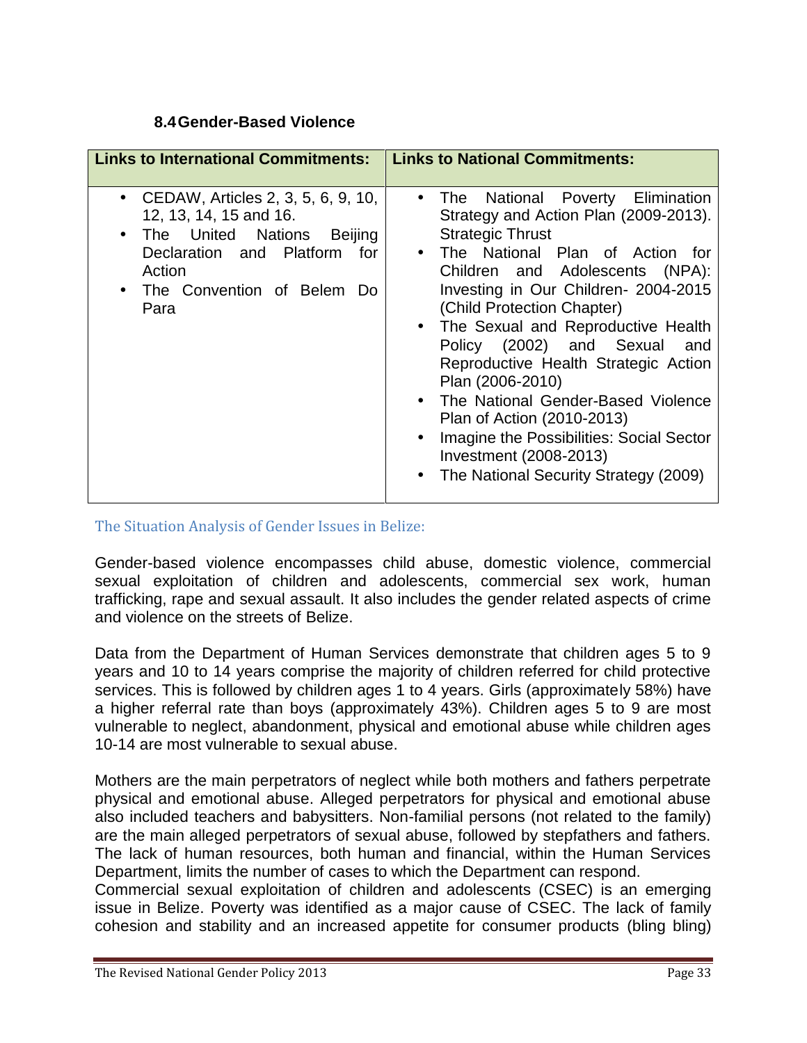### 8.4 Gender-Based Violence

| Links to International Commitments: | Links to National Commitments: |
|---|---|
| • CEDAW, Articles 2, 3, 5, 6, 9, 10, 12, 13, 14, 15 and 16.<br>• The United Nations Beijing Declaration and Platform for Action<br>• The Convention of Belem Do Para | • The National Poverty Elimination Strategy and Action Plan (2009-2013). Strategic Thrust<br>• The National Plan of Action for Children and Adolescents (NPA): Investing in Our Children- 2004-2015 (Child Protection Chapter)<br>• The Sexual and Reproductive Health Policy (2002) and Sexual and Reproductive Health Strategic Action Plan (2006-2010)<br>• The National Gender-Based Violence Plan of Action (2010-2013)<br>• Imagine the Possibilities: Social Sector Investment (2008-2013)<br>• The National Security Strategy (2009) |

#### The Situation Analysis of Gender Issues in Belize:

Gender-based violence encompasses child abuse, domestic violence, commercial sexual exploitation of children and adolescents, commercial sex work, human trafficking, rape and sexual assault. It also includes the gender related aspects of crime and violence on the streets of Belize.

Data from the Department of Human Services demonstrate that children ages 5 to 9 years and 10 to 14 years comprise the majority of children referred for child protective services. This is followed by children ages 1 to 4 years. Girls (approximately 58%) have a higher referral rate than boys (approximately 43%). Children ages 5 to 9 are most vulnerable to neglect, abandonment, physical and emotional abuse while children ages 10-14 are most vulnerable to sexual abuse.

Mothers are the main perpetrators of neglect while both mothers and fathers perpetrate physical and emotional abuse. Alleged perpetrators for physical and emotional abuse also included teachers and babysitters. Non-familial persons (not related to the family) are the main alleged perpetrators of sexual abuse, followed by stepfathers and fathers. The lack of human resources, both human and financial, within the Human Services Department, limits the number of cases to which the Department can respond.
Commercial sexual exploitation of children and adolescents (CSEC) is an emerging issue in Belize. Poverty was identified as a major cause of CSEC. The lack of family cohesion and stability and an increased appetite for consumer products (bling bling)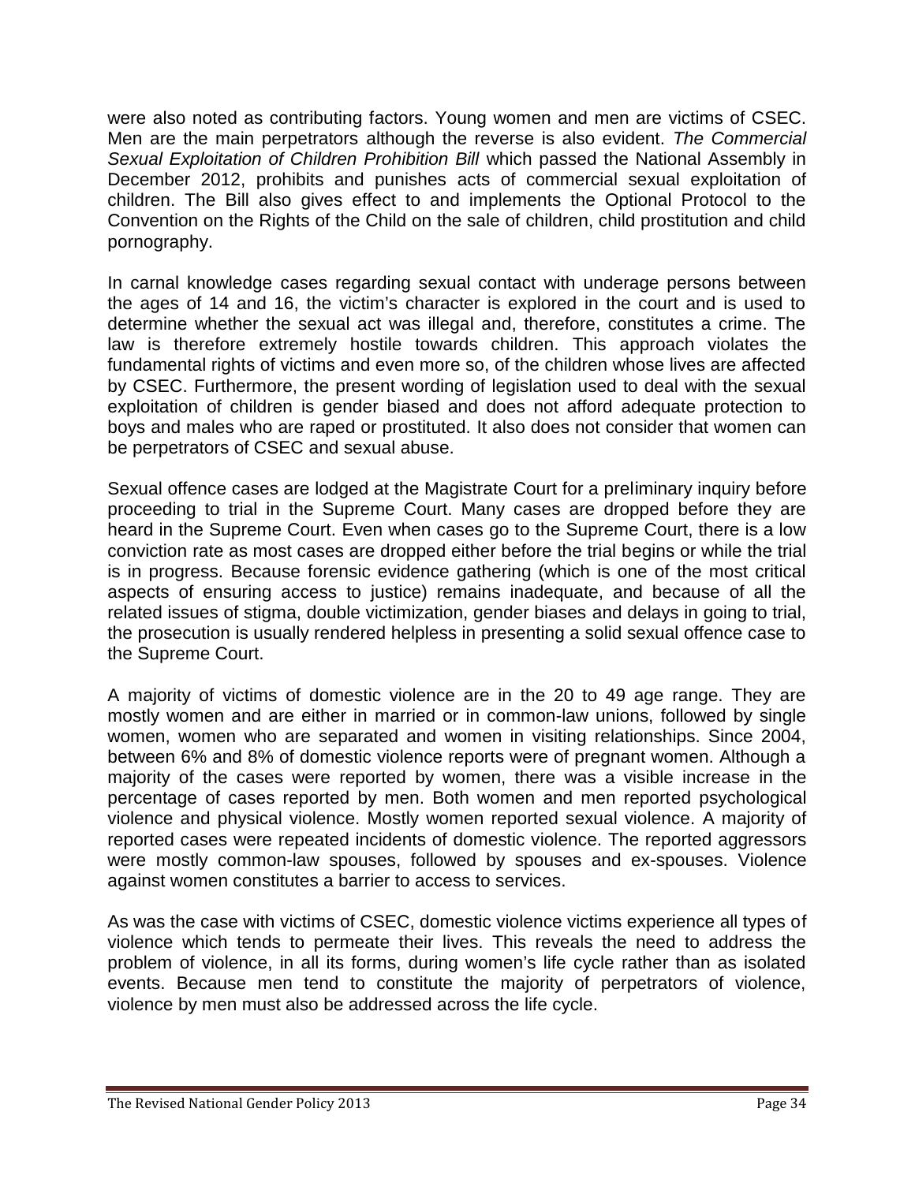were also noted as contributing factors. Young women and men are victims of CSEC. Men are the main perpetrators although the reverse is also evident. *The Commercial Sexual Exploitation of Children Prohibition Bill* which passed the National Assembly in December 2012, prohibits and punishes acts of commercial sexual exploitation of children. The Bill also gives effect to and implements the Optional Protocol to the Convention on the Rights of the Child on the sale of children, child prostitution and child pornography.

In carnal knowledge cases regarding sexual contact with underage persons between the ages of 14 and 16, the victim's character is explored in the court and is used to determine whether the sexual act was illegal and, therefore, constitutes a crime. The law is therefore extremely hostile towards children. This approach violates the fundamental rights of victims and even more so, of the children whose lives are affected by CSEC. Furthermore, the present wording of legislation used to deal with the sexual exploitation of children is gender biased and does not afford adequate protection to boys and males who are raped or prostituted. It also does not consider that women can be perpetrators of CSEC and sexual abuse.

Sexual offence cases are lodged at the Magistrate Court for a preliminary inquiry before proceeding to trial in the Supreme Court. Many cases are dropped before they are heard in the Supreme Court. Even when cases go to the Supreme Court, there is a low conviction rate as most cases are dropped either before the trial begins or while the trial is in progress. Because forensic evidence gathering (which is one of the most critical aspects of ensuring access to justice) remains inadequate, and because of all the related issues of stigma, double victimization, gender biases and delays in going to trial, the prosecution is usually rendered helpless in presenting a solid sexual offence case to the Supreme Court.

A majority of victims of domestic violence are in the 20 to 49 age range. They are mostly women and are either in married or in common-law unions, followed by single women, women who are separated and women in visiting relationships. Since 2004, between 6% and 8% of domestic violence reports were of pregnant women. Although a majority of the cases were reported by women, there was a visible increase in the percentage of cases reported by men. Both women and men reported psychological violence and physical violence. Mostly women reported sexual violence. A majority of reported cases were repeated incidents of domestic violence. The reported aggressors were mostly common-law spouses, followed by spouses and ex-spouses. Violence against women constitutes a barrier to access to services.

As was the case with victims of CSEC, domestic violence victims experience all types of violence which tends to permeate their lives. This reveals the need to address the problem of violence, in all its forms, during women's life cycle rather than as isolated events. Because men tend to constitute the majority of perpetrators of violence, violence by men must also be addressed across the life cycle.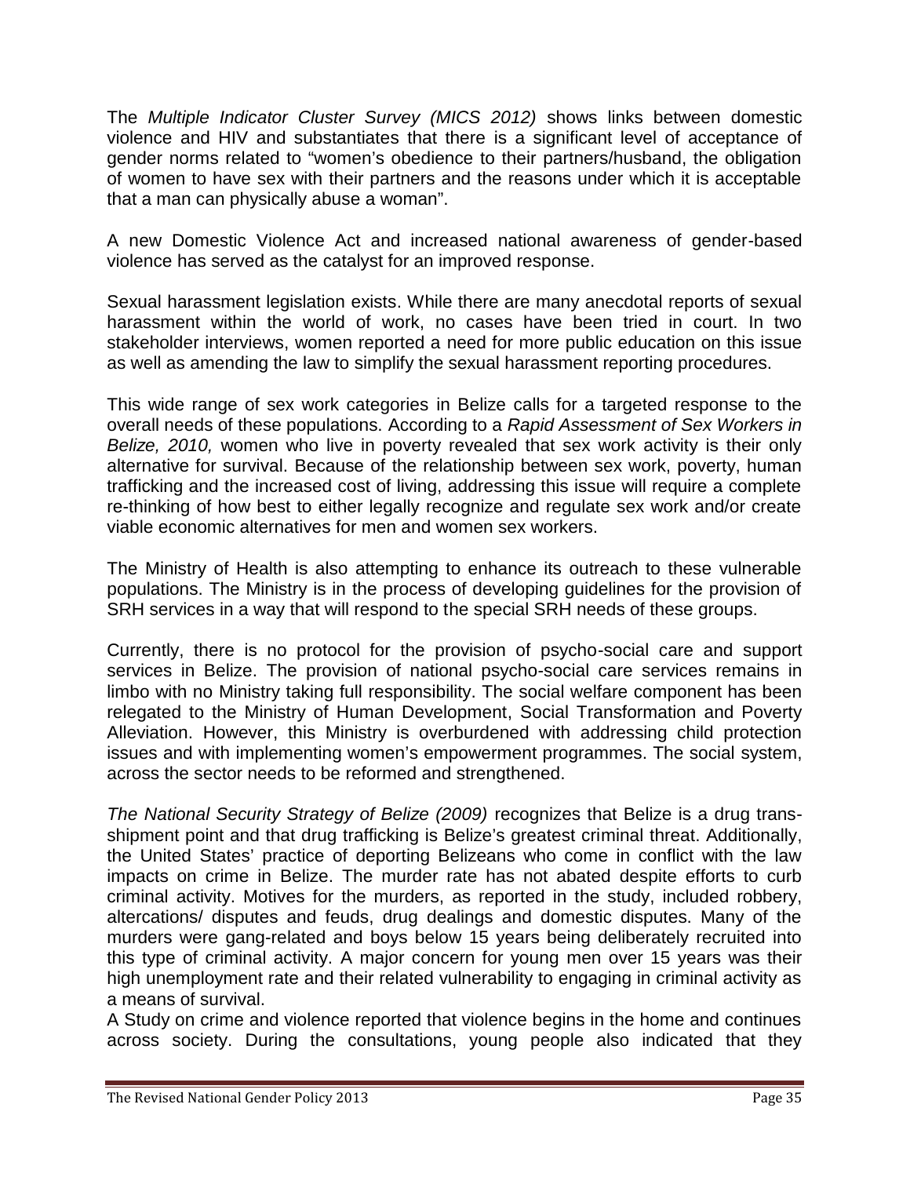The *Multiple Indicator Cluster Survey (MICS 2012)* shows links between domestic violence and HIV and substantiates that there is a significant level of acceptance of gender norms related to "women's obedience to their partners/husband, the obligation of women to have sex with their partners and the reasons under which it is acceptable that a man can physically abuse a woman".

A new Domestic Violence Act and increased national awareness of gender-based violence has served as the catalyst for an improved response.

Sexual harassment legislation exists. While there are many anecdotal reports of sexual harassment within the world of work, no cases have been tried in court. In two stakeholder interviews, women reported a need for more public education on this issue as well as amending the law to simplify the sexual harassment reporting procedures.

This wide range of sex work categories in Belize calls for a targeted response to the overall needs of these populations. According to a *Rapid Assessment of Sex Workers in Belize, 2010,* women who live in poverty revealed that sex work activity is their only alternative for survival. Because of the relationship between sex work, poverty, human trafficking and the increased cost of living, addressing this issue will require a complete re-thinking of how best to either legally recognize and regulate sex work and/or create viable economic alternatives for men and women sex workers.

The Ministry of Health is also attempting to enhance its outreach to these vulnerable populations. The Ministry is in the process of developing guidelines for the provision of SRH services in a way that will respond to the special SRH needs of these groups.

Currently, there is no protocol for the provision of psycho-social care and support services in Belize. The provision of national psycho-social care services remains in limbo with no Ministry taking full responsibility. The social welfare component has been relegated to the Ministry of Human Development, Social Transformation and Poverty Alleviation. However, this Ministry is overburdened with addressing child protection issues and with implementing women's empowerment programmes. The social system, across the sector needs to be reformed and strengthened.

*The National Security Strategy of Belize (2009)* recognizes that Belize is a drug trans-shipment point and that drug trafficking is Belize's greatest criminal threat. Additionally, the United States' practice of deporting Belizeans who come in conflict with the law impacts on crime in Belize. The murder rate has not abated despite efforts to curb criminal activity. Motives for the murders, as reported in the study, included robbery, altercations/ disputes and feuds, drug dealings and domestic disputes. Many of the murders were gang-related and boys below 15 years being deliberately recruited into this type of criminal activity. A major concern for young men over 15 years was their high unemployment rate and their related vulnerability to engaging in criminal activity as a means of survival.

A Study on crime and violence reported that violence begins in the home and continues across society. During the consultations, young people also indicated that they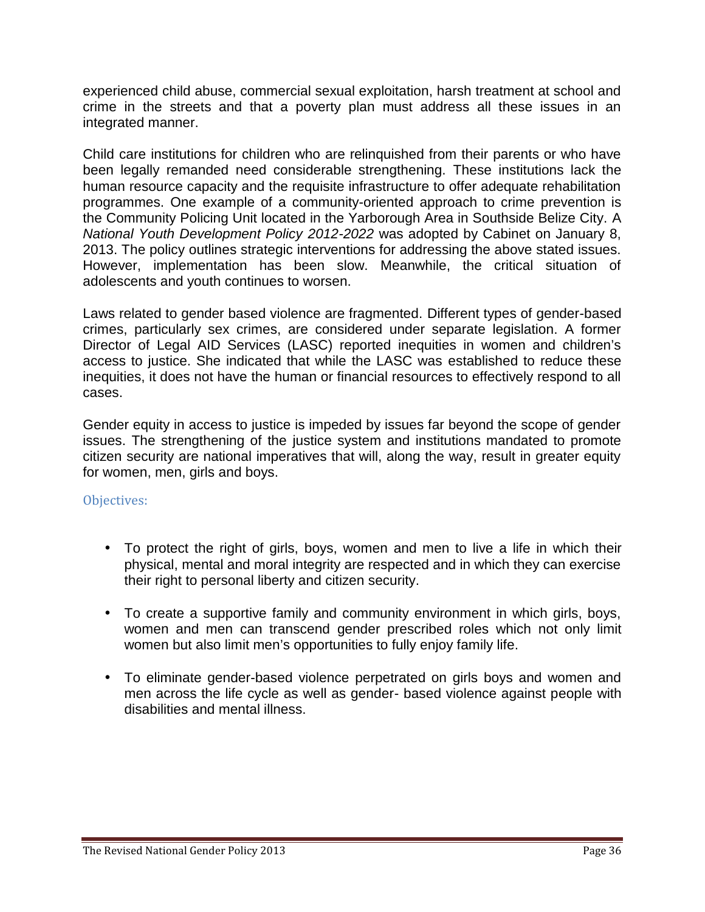experienced child abuse, commercial sexual exploitation, harsh treatment at school and crime in the streets and that a poverty plan must address all these issues in an integrated manner.

Child care institutions for children who are relinquished from their parents or who have been legally remanded need considerable strengthening. These institutions lack the human resource capacity and the requisite infrastructure to offer adequate rehabilitation programmes. One example of a community-oriented approach to crime prevention is the Community Policing Unit located in the Yarborough Area in Southside Belize City. A *National Youth Development Policy 2012-2022* was adopted by Cabinet on January 8, 2013. The policy outlines strategic interventions for addressing the above stated issues. However, implementation has been slow. Meanwhile, the critical situation of adolescents and youth continues to worsen.

Laws related to gender based violence are fragmented. Different types of gender-based crimes, particularly sex crimes, are considered under separate legislation. A former Director of Legal AID Services (LASC) reported inequities in women and children's access to justice. She indicated that while the LASC was established to reduce these inequities, it does not have the human or financial resources to effectively respond to all cases.

Gender equity in access to justice is impeded by issues far beyond the scope of gender issues. The strengthening of the justice system and institutions mandated to promote citizen security are national imperatives that will, along the way, result in greater equity for women, men, girls and boys.

### Objectives:

- To protect the right of girls, boys, women and men to live a life in which their physical, mental and moral integrity are respected and in which they can exercise their right to personal liberty and citizen security.
- To create a supportive family and community environment in which girls, boys, women and men can transcend gender prescribed roles which not only limit women but also limit men's opportunities to fully enjoy family life.
- To eliminate gender-based violence perpetrated on girls boys and women and men across the life cycle as well as gender- based violence against people with disabilities and mental illness.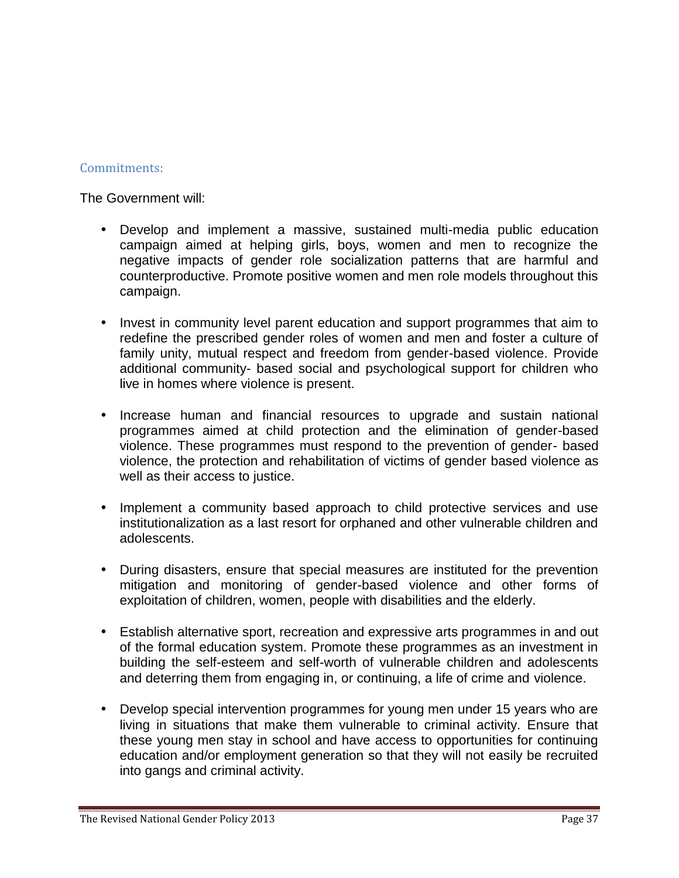### Commitments:

The Government will:

- Develop and implement a massive, sustained multi-media public education campaign aimed at helping girls, boys, women and men to recognize the negative impacts of gender role socialization patterns that are harmful and counterproductive. Promote positive women and men role models throughout this campaign.

- Invest in community level parent education and support programmes that aim to redefine the prescribed gender roles of women and men and foster a culture of family unity, mutual respect and freedom from gender-based violence. Provide additional community- based social and psychological support for children who live in homes where violence is present.

- Increase human and financial resources to upgrade and sustain national programmes aimed at child protection and the elimination of gender-based violence. These programmes must respond to the prevention of gender- based violence, the protection and rehabilitation of victims of gender based violence as well as their access to justice.

- Implement a community based approach to child protective services and use institutionalization as a last resort for orphaned and other vulnerable children and adolescents.

- During disasters, ensure that special measures are instituted for the prevention mitigation and monitoring of gender-based violence and other forms of exploitation of children, women, people with disabilities and the elderly.

- Establish alternative sport, recreation and expressive arts programmes in and out of the formal education system. Promote these programmes as an investment in building the self-esteem and self-worth of vulnerable children and adolescents and deterring them from engaging in, or continuing, a life of crime and violence.

- Develop special intervention programmes for young men under 15 years who are living in situations that make them vulnerable to criminal activity. Ensure that these young men stay in school and have access to opportunities for continuing education and/or employment generation so that they will not easily be recruited into gangs and criminal activity.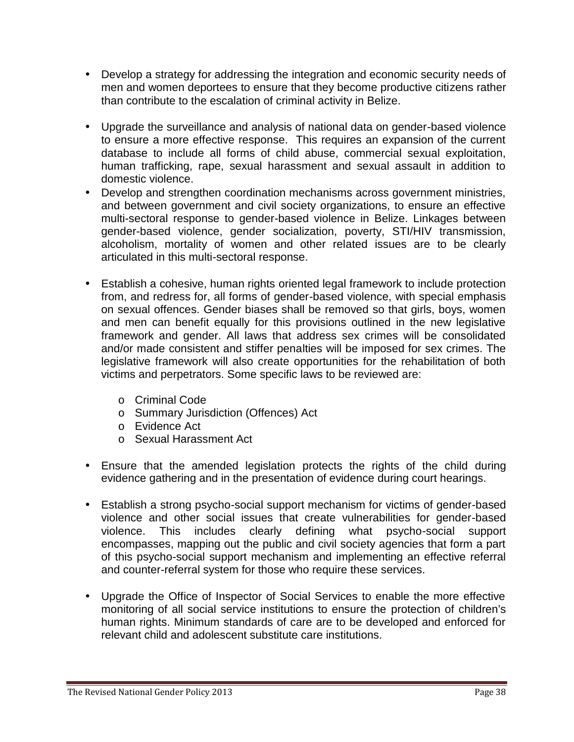- Develop a strategy for addressing the integration and economic security needs of men and women deportees to ensure that they become productive citizens rather than contribute to the escalation of criminal activity in Belize.

- Upgrade the surveillance and analysis of national data on gender-based violence to ensure a more effective response. This requires an expansion of the current database to include all forms of child abuse, commercial sexual exploitation, human trafficking, rape, sexual harassment and sexual assault in addition to domestic violence.
- Develop and strengthen coordination mechanisms across government ministries, and between government and civil society organizations, to ensure an effective multi-sectoral response to gender-based violence in Belize. Linkages between gender-based violence, gender socialization, poverty, STI/HIV transmission, alcoholism, mortality of women and other related issues are to be clearly articulated in this multi-sectoral response.

- Establish a cohesive, human rights oriented legal framework to include protection from, and redress for, all forms of gender-based violence, with special emphasis on sexual offences. Gender biases shall be removed so that girls, boys, women and men can benefit equally for this provisions outlined in the new legislative framework and gender. All laws that address sex crimes will be consolidated and/or made consistent and stiffer penalties will be imposed for sex crimes. The legislative framework will also create opportunities for the rehabilitation of both victims and perpetrators. Some specific laws to be reviewed are:

    - Criminal Code
    - Summary Jurisdiction (Offences) Act
    - Evidence Act
    - Sexual Harassment Act

- Ensure that the amended legislation protects the rights of the child during evidence gathering and in the presentation of evidence during court hearings.

- Establish a strong psycho-social support mechanism for victims of gender-based violence and other social issues that create vulnerabilities for gender-based violence. This includes clearly defining what psycho-social support encompasses, mapping out the public and civil society agencies that form a part of this psycho-social support mechanism and implementing an effective referral and counter-referral system for those who require these services.

- Upgrade the Office of Inspector of Social Services to enable the more effective monitoring of all social service institutions to ensure the protection of children's human rights. Minimum standards of care are to be developed and enforced for relevant child and adolescent substitute care institutions.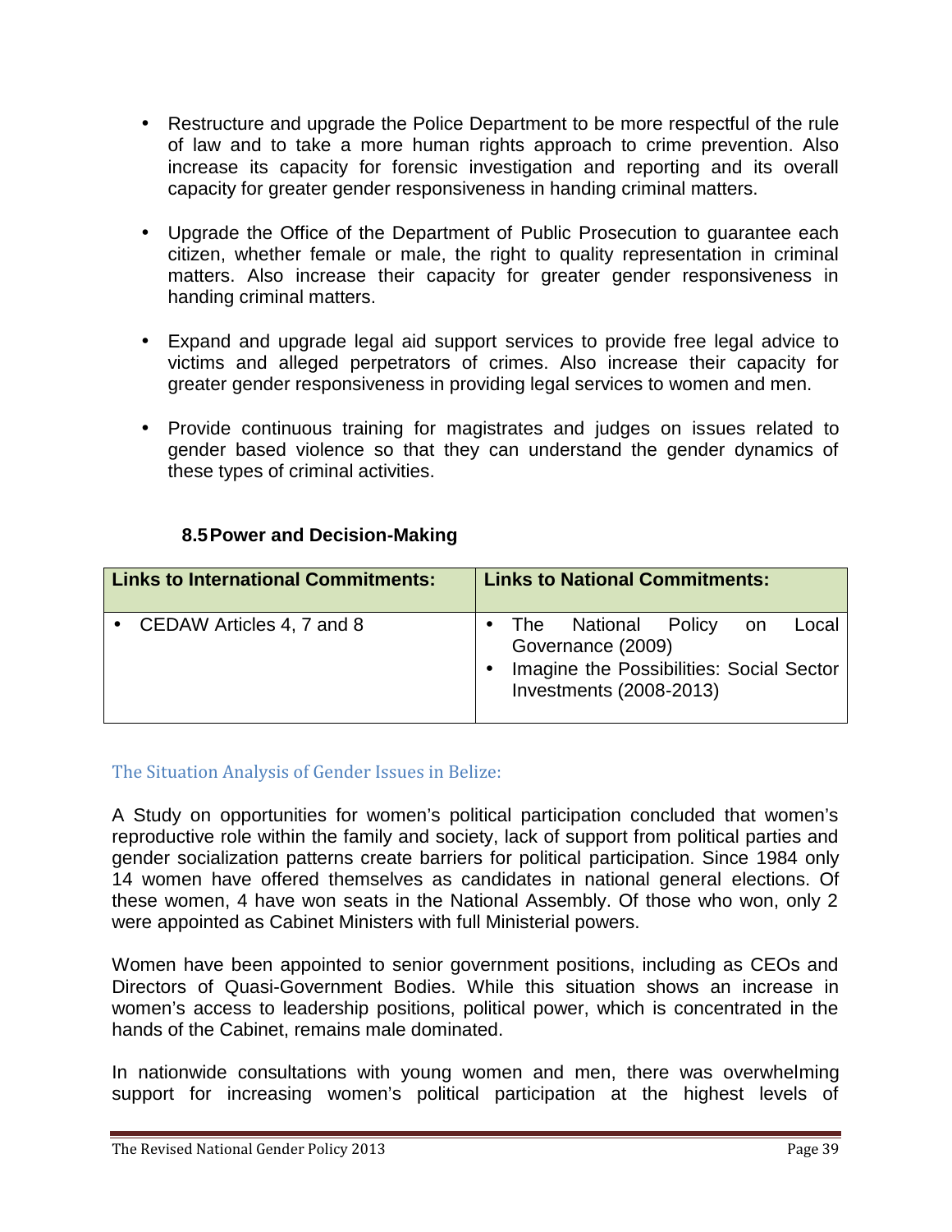- Restructure and upgrade the Police Department to be more respectful of the rule of law and to take a more human rights approach to crime prevention. Also increase its capacity for forensic investigation and reporting and its overall capacity for greater gender responsiveness in handing criminal matters.

- Upgrade the Office of the Department of Public Prosecution to guarantee each citizen, whether female or male, the right to quality representation in criminal matters. Also increase their capacity for greater gender responsiveness in handing criminal matters.

- Expand and upgrade legal aid support services to provide free legal advice to victims and alleged perpetrators of crimes. Also increase their capacity for greater gender responsiveness in providing legal services to women and men.

- Provide continuous training for magistrates and judges on issues related to gender based violence so that they can understand the gender dynamics of these types of criminal activities.

### 8.5 Power and Decision-Making

| Links to International Commitments: | Links to National Commitments: |
|---|---|
| • CEDAW Articles 4, 7 and 8 | • The National Policy on Local Governance (2009)<br>• Imagine the Possibilities: Social Sector Investments (2008-2013) |

#### The Situation Analysis of Gender Issues in Belize:

A Study on opportunities for women's political participation concluded that women's reproductive role within the family and society, lack of support from political parties and gender socialization patterns create barriers for political participation. Since 1984 only 14 women have offered themselves as candidates in national general elections. Of these women, 4 have won seats in the National Assembly. Of those who won, only 2 were appointed as Cabinet Ministers with full Ministerial powers.

Women have been appointed to senior government positions, including as CEOs and Directors of Quasi-Government Bodies. While this situation shows an increase in women's access to leadership positions, political power, which is concentrated in the hands of the Cabinet, remains male dominated.

In nationwide consultations with young women and men, there was overwhelming support for increasing women's political participation at the highest levels of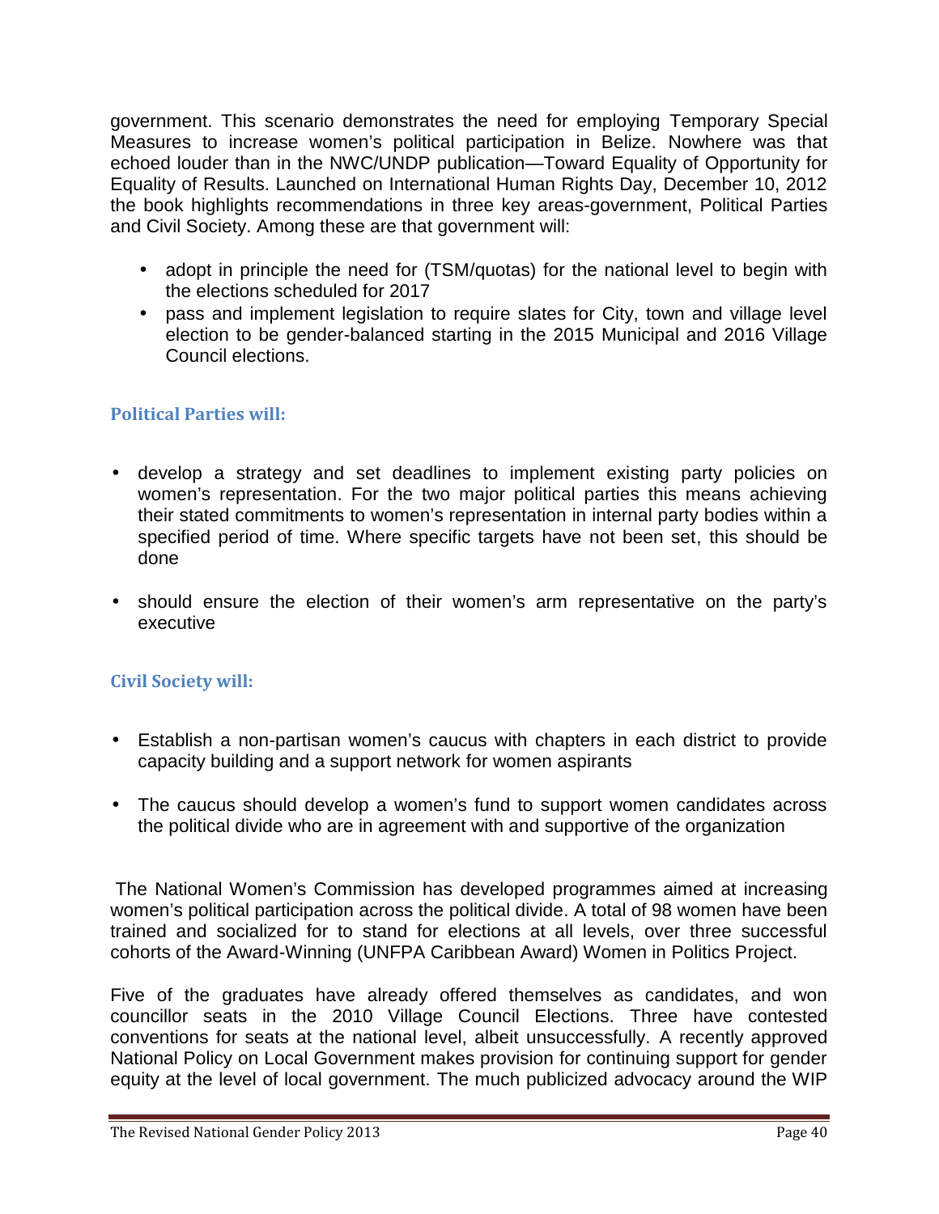government. This scenario demonstrates the need for employing Temporary Special Measures to increase women's political participation in Belize. Nowhere was that echoed louder than in the NWC/UNDP publication—Toward Equality of Opportunity for Equality of Results. Launched on International Human Rights Day, December 10, 2012 the book highlights recommendations in three key areas-government, Political Parties and Civil Society. Among these are that government will:

- adopt in principle the need for (TSM/quotas) for the national level to begin with the elections scheduled for 2017
- pass and implement legislation to require slates for City, town and village level election to be gender-balanced starting in the 2015 Municipal and 2016 Village Council elections.

### Political Parties will:

- develop a strategy and set deadlines to implement existing party policies on women's representation. For the two major political parties this means achieving their stated commitments to women's representation in internal party bodies within a specified period of time. Where specific targets have not been set, this should be done
- should ensure the election of their women's arm representative on the party's executive

### Civil Society will:

- Establish a non-partisan women's caucus with chapters in each district to provide capacity building and a support network for women aspirants
- The caucus should develop a women's fund to support women candidates across the political divide who are in agreement with and supportive of the organization

The National Women's Commission has developed programmes aimed at increasing women's political participation across the political divide. A total of 98 women have been trained and socialized for to stand for elections at all levels, over three successful cohorts of the Award-Winning (UNFPA Caribbean Award) Women in Politics Project.

Five of the graduates have already offered themselves as candidates, and won councillor seats in the 2010 Village Council Elections. Three have contested conventions for seats at the national level, albeit unsuccessfully. A recently approved National Policy on Local Government makes provision for continuing support for gender equity at the level of local government. The much publicized advocacy around the WIP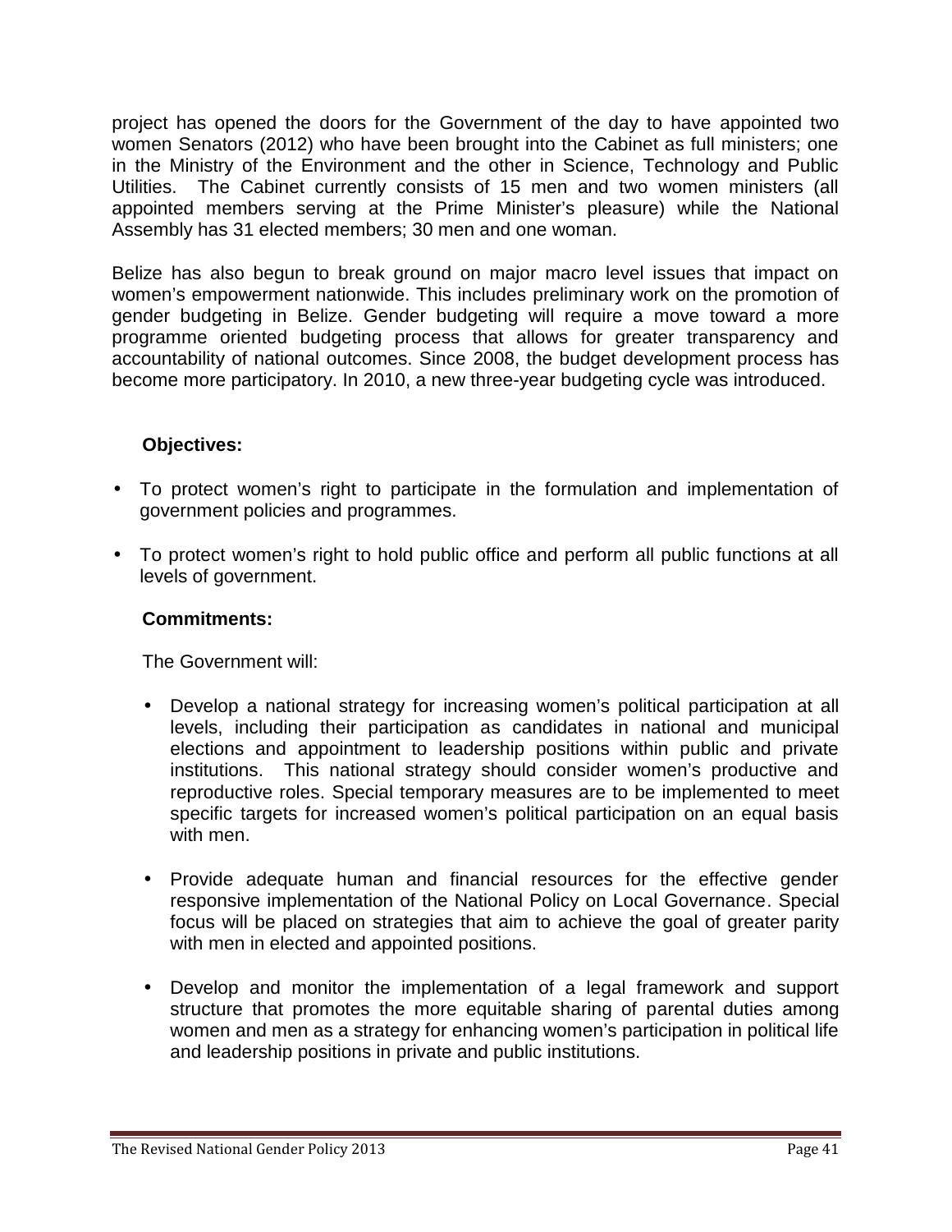project has opened the doors for the Government of the day to have appointed two women Senators (2012) who have been brought into the Cabinet as full ministers; one in the Ministry of the Environment and the other in Science, Technology and Public Utilities. The Cabinet currently consists of 15 men and two women ministers (all appointed members serving at the Prime Minister's pleasure) while the National Assembly has 31 elected members; 30 men and one woman.

Belize has also begun to break ground on major macro level issues that impact on women's empowerment nationwide. This includes preliminary work on the promotion of gender budgeting in Belize. Gender budgeting will require a move toward a more programme oriented budgeting process that allows for greater transparency and accountability of national outcomes. Since 2008, the budget development process has become more participatory. In 2010, a new three-year budgeting cycle was introduced.

**Objectives:**

- To protect women's right to participate in the formulation and implementation of government policies and programmes.
- To protect women's right to hold public office and perform all public functions at all levels of government.

**Commitments:**

The Government will:

- Develop a national strategy for increasing women's political participation at all levels, including their participation as candidates in national and municipal elections and appointment to leadership positions within public and private institutions. This national strategy should consider women's productive and reproductive roles. Special temporary measures are to be implemented to meet specific targets for increased women's political participation on an equal basis with men.
- Provide adequate human and financial resources for the effective gender responsive implementation of the National Policy on Local Governance. Special focus will be placed on strategies that aim to achieve the goal of greater parity with men in elected and appointed positions.
- Develop and monitor the implementation of a legal framework and support structure that promotes the more equitable sharing of parental duties among women and men as a strategy for enhancing women's participation in political life and leadership positions in private and public institutions.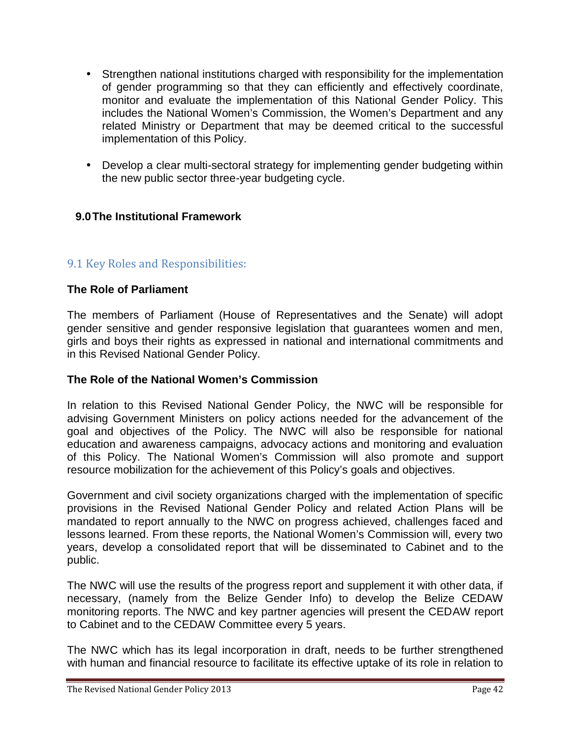- Strengthen national institutions charged with responsibility for the implementation of gender programming so that they can efficiently and effectively coordinate, monitor and evaluate the implementation of this National Gender Policy. This includes the National Women's Commission, the Women's Department and any related Ministry or Department that may be deemed critical to the successful implementation of this Policy.
- Develop a clear multi-sectoral strategy for implementing gender budgeting within the new public sector three-year budgeting cycle.

## 9.0 The Institutional Framework

### 9.1 Key Roles and Responsibilities:

**The Role of Parliament**

The members of Parliament (House of Representatives and the Senate) will adopt gender sensitive and gender responsive legislation that guarantees women and men, girls and boys their rights as expressed in national and international commitments and in this Revised National Gender Policy.

**The Role of the National Women's Commission**

In relation to this Revised National Gender Policy, the NWC will be responsible for advising Government Ministers on policy actions needed for the advancement of the goal and objectives of the Policy. The NWC will also be responsible for national education and awareness campaigns, advocacy actions and monitoring and evaluation of this Policy. The National Women's Commission will also promote and support resource mobilization for the achievement of this Policy's goals and objectives.

Government and civil society organizations charged with the implementation of specific provisions in the Revised National Gender Policy and related Action Plans will be mandated to report annually to the NWC on progress achieved, challenges faced and lessons learned. From these reports, the National Women's Commission will, every two years, develop a consolidated report that will be disseminated to Cabinet and to the public.

The NWC will use the results of the progress report and supplement it with other data, if necessary, (namely from the Belize Gender Info) to develop the Belize CEDAW monitoring reports. The NWC and key partner agencies will present the CEDAW report to Cabinet and to the CEDAW Committee every 5 years.

The NWC which has its legal incorporation in draft, needs to be further strengthened with human and financial resource to facilitate its effective uptake of its role in relation to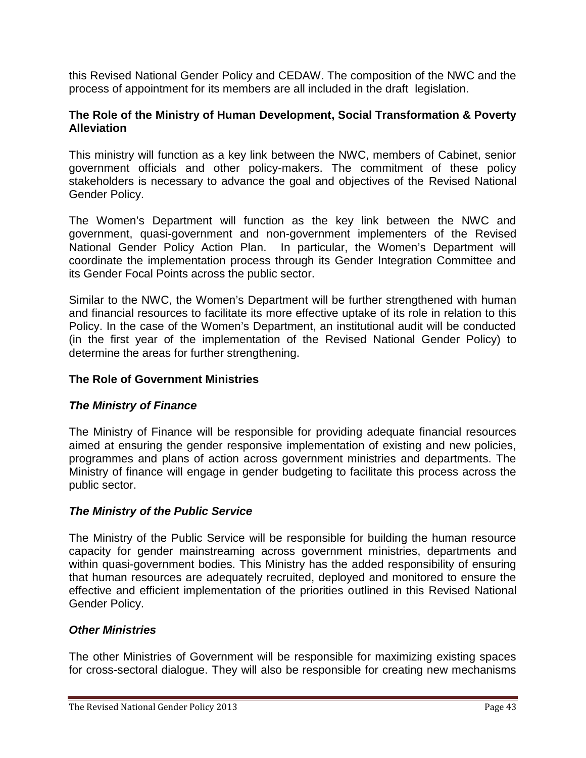this Revised National Gender Policy and CEDAW. The composition of the NWC and the process of appointment for its members are all included in the draft legislation.

### The Role of the Ministry of Human Development, Social Transformation & Poverty Alleviation

This ministry will function as a key link between the NWC, members of Cabinet, senior government officials and other policy-makers. The commitment of these policy stakeholders is necessary to advance the goal and objectives of the Revised National Gender Policy.

The Women's Department will function as the key link between the NWC and government, quasi-government and non-government implementers of the Revised National Gender Policy Action Plan. In particular, the Women's Department will coordinate the implementation process through its Gender Integration Committee and its Gender Focal Points across the public sector.

Similar to the NWC, the Women's Department will be further strengthened with human and financial resources to facilitate its more effective uptake of its role in relation to this Policy. In the case of the Women's Department, an institutional audit will be conducted (in the first year of the implementation of the Revised National Gender Policy) to determine the areas for further strengthening.

### The Role of Government Ministries

#### *The Ministry of Finance*

The Ministry of Finance will be responsible for providing adequate financial resources aimed at ensuring the gender responsive implementation of existing and new policies, programmes and plans of action across government ministries and departments. The Ministry of finance will engage in gender budgeting to facilitate this process across the public sector.

#### *The Ministry of the Public Service*

The Ministry of the Public Service will be responsible for building the human resource capacity for gender mainstreaming across government ministries, departments and within quasi-government bodies. This Ministry has the added responsibility of ensuring that human resources are adequately recruited, deployed and monitored to ensure the effective and efficient implementation of the priorities outlined in this Revised National Gender Policy.

#### *Other Ministries*

The other Ministries of Government will be responsible for maximizing existing spaces for cross-sectoral dialogue. They will also be responsible for creating new mechanisms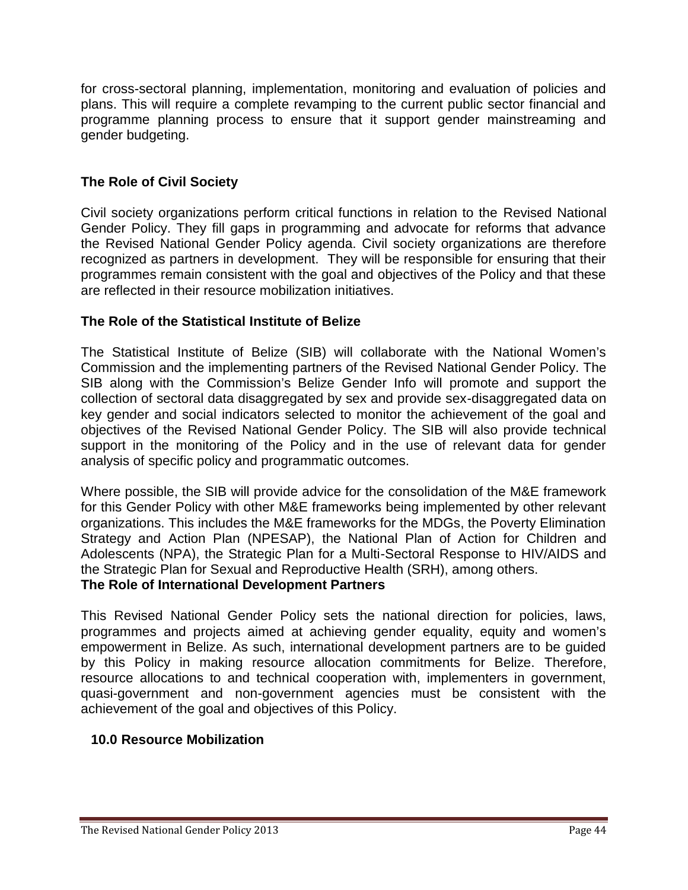for cross-sectoral planning, implementation, monitoring and evaluation of policies and plans. This will require a complete revamping to the current public sector financial and programme planning process to ensure that it support gender mainstreaming and gender budgeting.

### The Role of Civil Society

Civil society organizations perform critical functions in relation to the Revised National Gender Policy. They fill gaps in programming and advocate for reforms that advance the Revised National Gender Policy agenda. Civil society organizations are therefore recognized as partners in development. They will be responsible for ensuring that their programmes remain consistent with the goal and objectives of the Policy and that these are reflected in their resource mobilization initiatives.

### The Role of the Statistical Institute of Belize

The Statistical Institute of Belize (SIB) will collaborate with the National Women's Commission and the implementing partners of the Revised National Gender Policy. The SIB along with the Commission's Belize Gender Info will promote and support the collection of sectoral data disaggregated by sex and provide sex-disaggregated data on key gender and social indicators selected to monitor the achievement of the goal and objectives of the Revised National Gender Policy. The SIB will also provide technical support in the monitoring of the Policy and in the use of relevant data for gender analysis of specific policy and programmatic outcomes.

Where possible, the SIB will provide advice for the consolidation of the M&E framework for this Gender Policy with other M&E frameworks being implemented by other relevant organizations. This includes the M&E frameworks for the MDGs, the Poverty Elimination Strategy and Action Plan (NPESAP), the National Plan of Action for Children and Adolescents (NPA), the Strategic Plan for a Multi-Sectoral Response to HIV/AIDS and the Strategic Plan for Sexual and Reproductive Health (SRH), among others.

### The Role of International Development Partners

This Revised National Gender Policy sets the national direction for policies, laws, programmes and projects aimed at achieving gender equality, equity and women's empowerment in Belize. As such, international development partners are to be guided by this Policy in making resource allocation commitments for Belize. Therefore, resource allocations to and technical cooperation with, implementers in government, quasi-government and non-government agencies must be consistent with the achievement of the goal and objectives of this Policy.

## 10.0 Resource Mobilization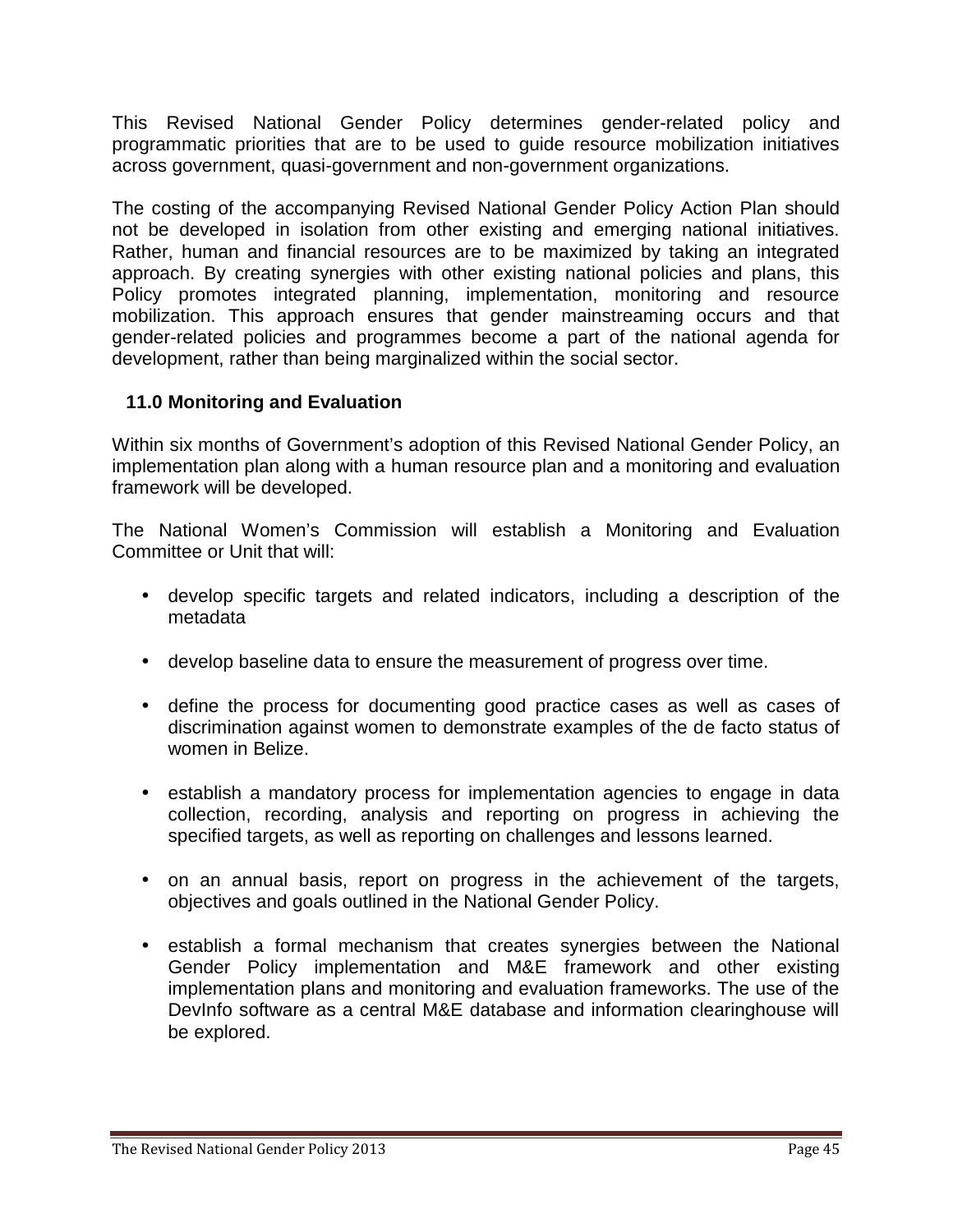This Revised National Gender Policy determines gender-related policy and programmatic priorities that are to be used to guide resource mobilization initiatives across government, quasi-government and non-government organizations.

The costing of the accompanying Revised National Gender Policy Action Plan should not be developed in isolation from other existing and emerging national initiatives. Rather, human and financial resources are to be maximized by taking an integrated approach. By creating synergies with other existing national policies and plans, this Policy promotes integrated planning, implementation, monitoring and resource mobilization. This approach ensures that gender mainstreaming occurs and that gender-related policies and programmes become a part of the national agenda for development, rather than being marginalized within the social sector.

## 11.0 Monitoring and Evaluation

Within six months of Government's adoption of this Revised National Gender Policy, an implementation plan along with a human resource plan and a monitoring and evaluation framework will be developed.

The National Women's Commission will establish a Monitoring and Evaluation Committee or Unit that will:

- develop specific targets and related indicators, including a description of the metadata
- develop baseline data to ensure the measurement of progress over time.
- define the process for documenting good practice cases as well as cases of discrimination against women to demonstrate examples of the de facto status of women in Belize.
- establish a mandatory process for implementation agencies to engage in data collection, recording, analysis and reporting on progress in achieving the specified targets, as well as reporting on challenges and lessons learned.
- on an annual basis, report on progress in the achievement of the targets, objectives and goals outlined in the National Gender Policy.
- establish a formal mechanism that creates synergies between the National Gender Policy implementation and M&E framework and other existing implementation plans and monitoring and evaluation frameworks. The use of the DevInfo software as a central M&E database and information clearinghouse will be explored.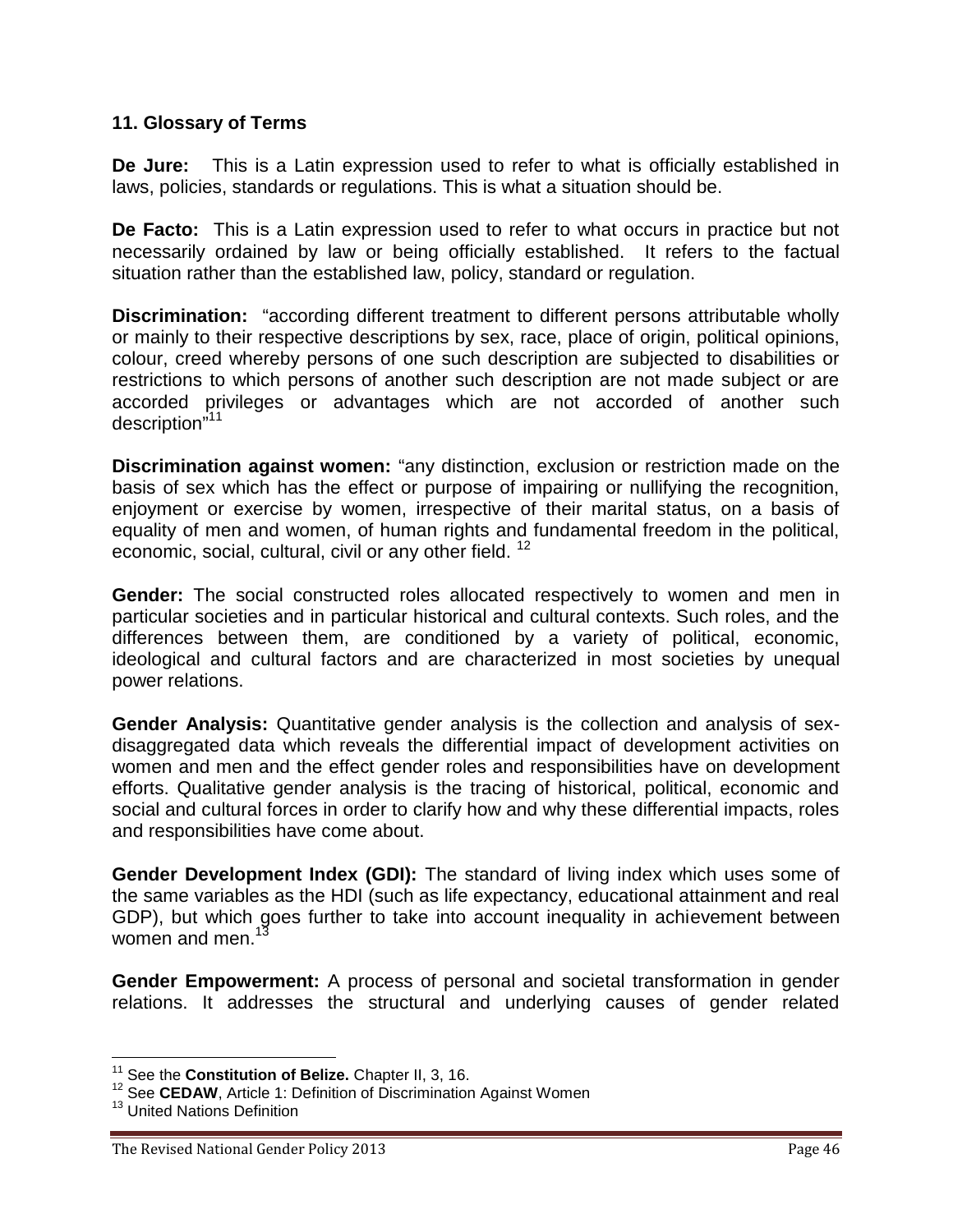## 11. Glossary of Terms

**De Jure:** This is a Latin expression used to refer to what is officially established in laws, policies, standards or regulations. This is what a situation should be.

**De Facto:** This is a Latin expression used to refer to what occurs in practice but not necessarily ordained by law or being officially established. It refers to the factual situation rather than the established law, policy, standard or regulation.

**Discrimination:** "according different treatment to different persons attributable wholly or mainly to their respective descriptions by sex, race, place of origin, political opinions, colour, creed whereby persons of one such description are subjected to disabilities or restrictions to which persons of another such description are not made subject or are accorded privileges or advantages which are not accorded of another such description"[11]

**Discrimination against women:** "any distinction, exclusion or restriction made on the basis of sex which has the effect or purpose of impairing or nullifying the recognition, enjoyment or exercise by women, irrespective of their marital status, on a basis of equality of men and women, of human rights and fundamental freedom in the political, economic, social, cultural, civil or any other field. [12]

**Gender:** The social constructed roles allocated respectively to women and men in particular societies and in particular historical and cultural contexts. Such roles, and the differences between them, are conditioned by a variety of political, economic, ideological and cultural factors and are characterized in most societies by unequal power relations.

**Gender Analysis:** Quantitative gender analysis is the collection and analysis of sex-disaggregated data which reveals the differential impact of development activities on women and men and the effect gender roles and responsibilities have on development efforts. Qualitative gender analysis is the tracing of historical, political, economic and social and cultural forces in order to clarify how and why these differential impacts, roles and responsibilities have come about.

**Gender Development Index (GDI):** The standard of living index which uses some of the same variables as the HDI (such as life expectancy, educational attainment and real GDP), but which goes further to take into account inequality in achievement between women and men.[13]

**Gender Empowerment:** A process of personal and societal transformation in gender relations. It addresses the structural and underlying causes of gender related

---

[11] See the **Constitution of Belize.** Chapter II, 3, 16.

[12] See **CEDAW**, Article 1: Definition of Discrimination Against Women

[13] United Nations Definition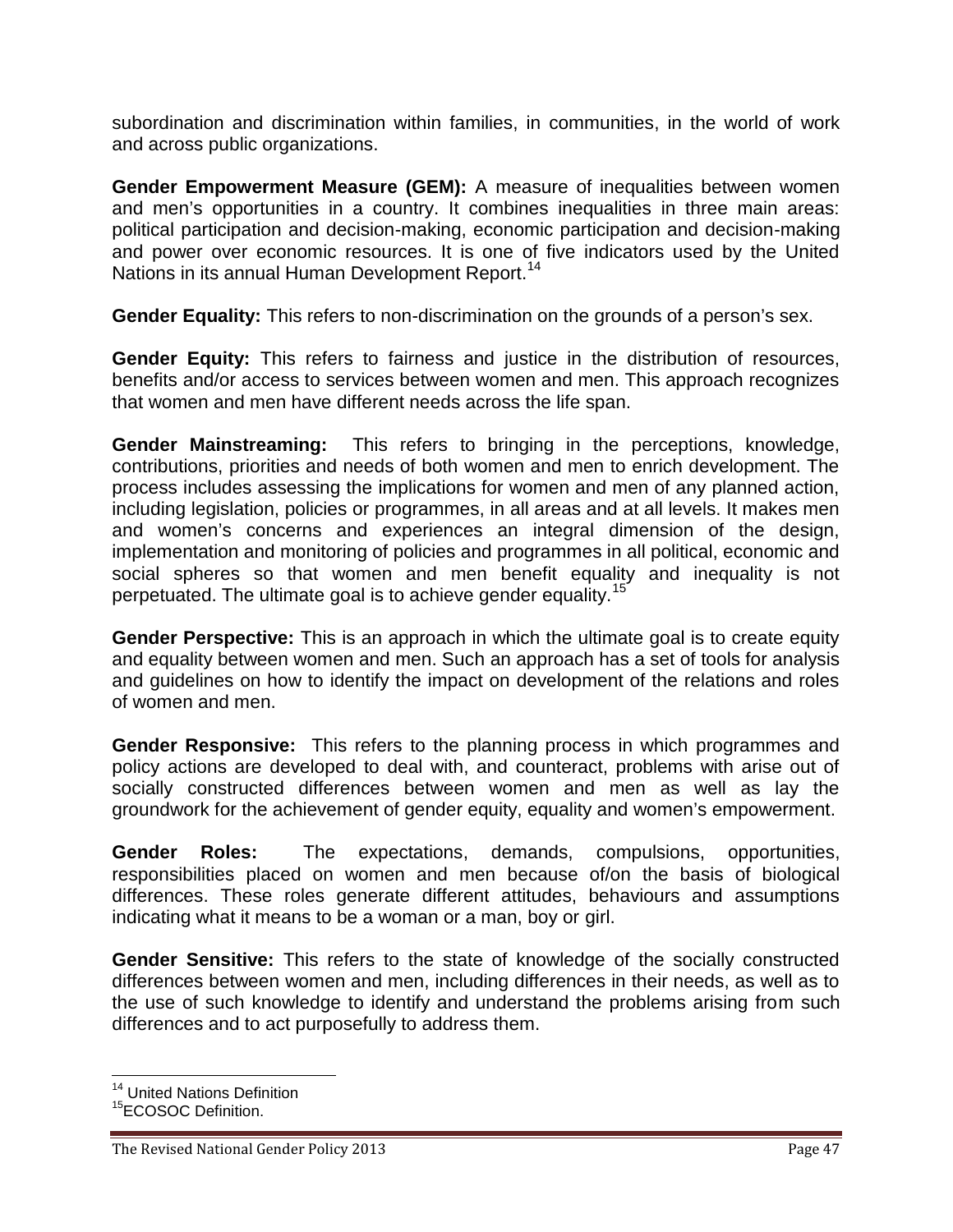subordination and discrimination within families, in communities, in the world of work and across public organizations.

**Gender Empowerment Measure (GEM):** A measure of inequalities between women and men's opportunities in a country. It combines inequalities in three main areas: political participation and decision-making, economic participation and decision-making and power over economic resources. It is one of five indicators used by the United Nations in its annual Human Development Report.[14]

**Gender Equality:** This refers to non-discrimination on the grounds of a person's sex.

**Gender Equity:** This refers to fairness and justice in the distribution of resources, benefits and/or access to services between women and men. This approach recognizes that women and men have different needs across the life span.

**Gender Mainstreaming:** This refers to bringing in the perceptions, knowledge, contributions, priorities and needs of both women and men to enrich development. The process includes assessing the implications for women and men of any planned action, including legislation, policies or programmes, in all areas and at all levels. It makes men and women's concerns and experiences an integral dimension of the design, implementation and monitoring of policies and programmes in all political, economic and social spheres so that women and men benefit equality and inequality is not perpetuated. The ultimate goal is to achieve gender equality.[15]

**Gender Perspective:** This is an approach in which the ultimate goal is to create equity and equality between women and men. Such an approach has a set of tools for analysis and guidelines on how to identify the impact on development of the relations and roles of women and men.

**Gender Responsive:** This refers to the planning process in which programmes and policy actions are developed to deal with, and counteract, problems with arise out of socially constructed differences between women and men as well as lay the groundwork for the achievement of gender equity, equality and women's empowerment.

**Gender Roles:** The expectations, demands, compulsions, opportunities, responsibilities placed on women and men because of/on the basis of biological differences. These roles generate different attitudes, behaviours and assumptions indicating what it means to be a woman or a man, boy or girl.

**Gender Sensitive:** This refers to the state of knowledge of the socially constructed differences between women and men, including differences in their needs, as well as to the use of such knowledge to identify and understand the problems arising from such differences and to act purposefully to address them.

---

[14] United Nations Definition

[15] ECOSOC Definition.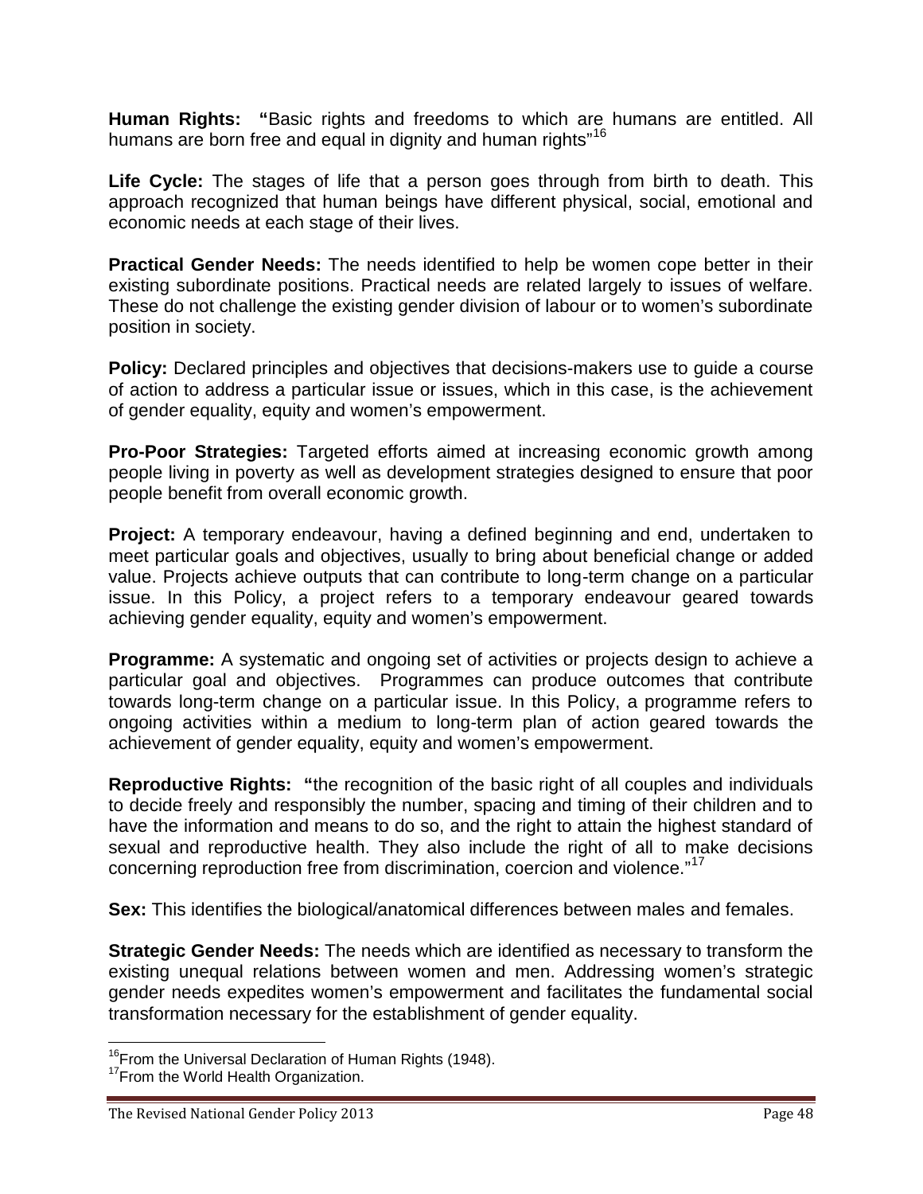**Human Rights:** **"**Basic rights and freedoms to which are humans are entitled. All humans are born free and equal in dignity and human rights"[16]

**Life Cycle:** The stages of life that a person goes through from birth to death. This approach recognized that human beings have different physical, social, emotional and economic needs at each stage of their lives.

**Practical Gender Needs:** The needs identified to help be women cope better in their existing subordinate positions. Practical needs are related largely to issues of welfare. These do not challenge the existing gender division of labour or to women's subordinate position in society.

**Policy:** Declared principles and objectives that decisions-makers use to guide a course of action to address a particular issue or issues, which in this case, is the achievement of gender equality, equity and women's empowerment.

**Pro-Poor Strategies:** Targeted efforts aimed at increasing economic growth among people living in poverty as well as development strategies designed to ensure that poor people benefit from overall economic growth.

**Project:** A temporary endeavour, having a defined beginning and end, undertaken to meet particular goals and objectives, usually to bring about beneficial change or added value. Projects achieve outputs that can contribute to long-term change on a particular issue. In this Policy, a project refers to a temporary endeavour geared towards achieving gender equality, equity and women's empowerment.

**Programme:** A systematic and ongoing set of activities or projects design to achieve a particular goal and objectives. Programmes can produce outcomes that contribute towards long-term change on a particular issue. In this Policy, a programme refers to ongoing activities within a medium to long-term plan of action geared towards the achievement of gender equality, equity and women's empowerment.

**Reproductive Rights:** **"**the recognition of the basic right of all couples and individuals to decide freely and responsibly the number, spacing and timing of their children and to have the information and means to do so, and the right to attain the highest standard of sexual and reproductive health. They also include the right of all to make decisions concerning reproduction free from discrimination, coercion and violence."[17]

**Sex:** This identifies the biological/anatomical differences between males and females.

**Strategic Gender Needs:** The needs which are identified as necessary to transform the existing unequal relations between women and men. Addressing women's strategic gender needs expedites women's empowerment and facilitates the fundamental social transformation necessary for the establishment of gender equality.

---

[16] From the Universal Declaration of Human Rights (1948).

[17] From the World Health Organization.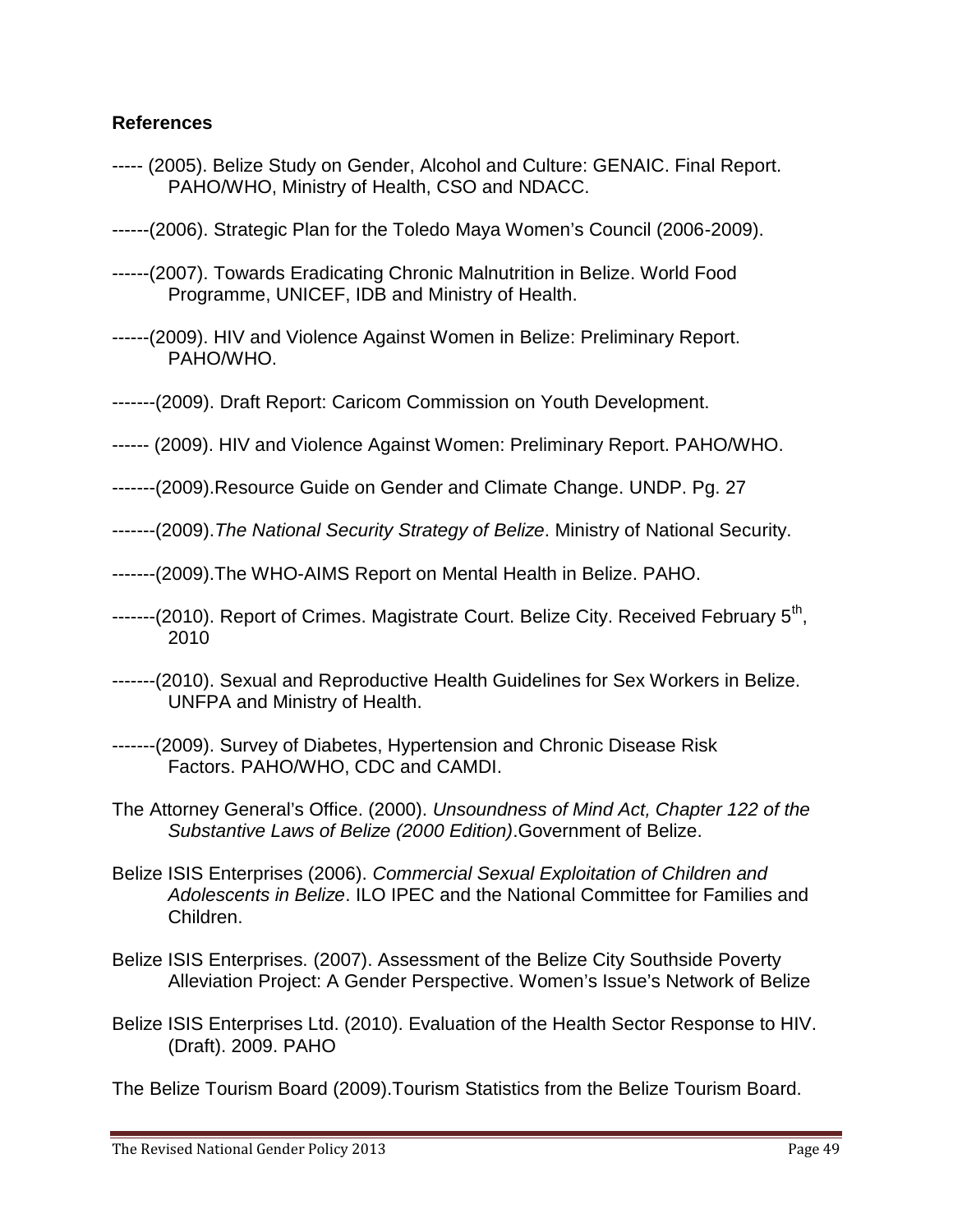**References**

----- (2005). Belize Study on Gender, Alcohol and Culture: GENAIC. Final Report. PAHO/WHO, Ministry of Health, CSO and NDACC.

------(2006). Strategic Plan for the Toledo Maya Women's Council (2006-2009).

------(2007). Towards Eradicating Chronic Malnutrition in Belize. World Food Programme, UNICEF, IDB and Ministry of Health.

------(2009). HIV and Violence Against Women in Belize: Preliminary Report. PAHO/WHO.

-------(2009). Draft Report: Caricom Commission on Youth Development.

------ (2009). HIV and Violence Against Women: Preliminary Report. PAHO/WHO.

-------(2009).Resource Guide on Gender and Climate Change. UNDP. Pg. 27

-------(2009).*The National Security Strategy of Belize*. Ministry of National Security.

-------(2009).The WHO-AIMS Report on Mental Health in Belize. PAHO.

-------(2010). Report of Crimes. Magistrate Court. Belize City. Received February 5th, 2010

-------(2010). Sexual and Reproductive Health Guidelines for Sex Workers in Belize. UNFPA and Ministry of Health.

-------(2009). Survey of Diabetes, Hypertension and Chronic Disease Risk Factors. PAHO/WHO, CDC and CAMDI.

The Attorney General's Office. (2000). *Unsoundness of Mind Act, Chapter 122 of the Substantive Laws of Belize (2000 Edition)*.Government of Belize.

Belize ISIS Enterprises (2006). *Commercial Sexual Exploitation of Children and Adolescents in Belize*. ILO IPEC and the National Committee for Families and Children.

Belize ISIS Enterprises. (2007). Assessment of the Belize City Southside Poverty Alleviation Project: A Gender Perspective. Women's Issue's Network of Belize

Belize ISIS Enterprises Ltd. (2010). Evaluation of the Health Sector Response to HIV. (Draft). 2009. PAHO

The Belize Tourism Board (2009).Tourism Statistics from the Belize Tourism Board.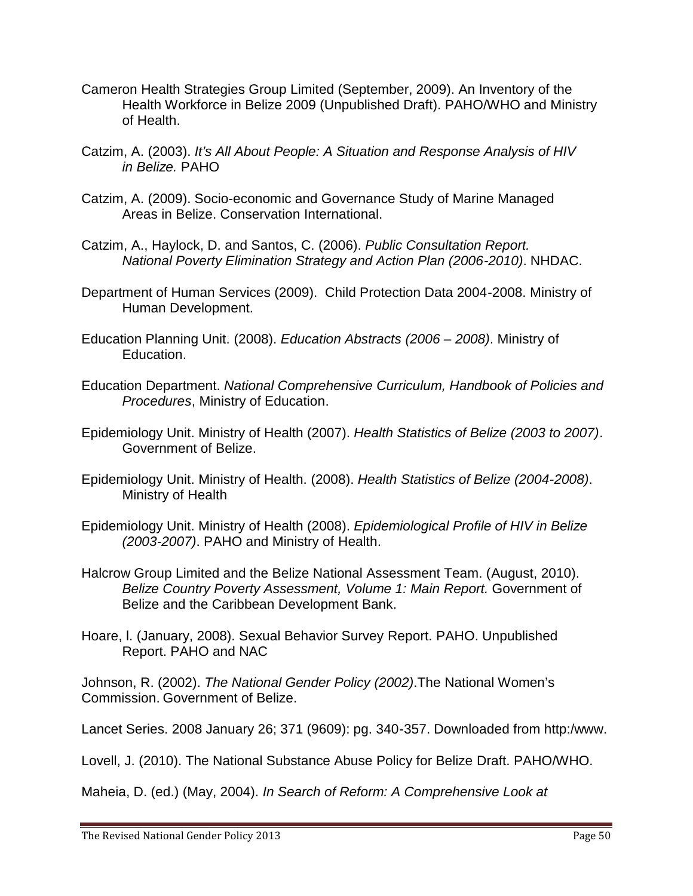Cameron Health Strategies Group Limited (September, 2009). An Inventory of the Health Workforce in Belize 2009 (Unpublished Draft). PAHO/WHO and Ministry of Health.

Catzim, A. (2003). *It's All About People: A Situation and Response Analysis of HIV in Belize.* PAHO

Catzim, A. (2009). Socio-economic and Governance Study of Marine Managed Areas in Belize. Conservation International.

Catzim, A., Haylock, D. and Santos, C. (2006). *Public Consultation Report. National Poverty Elimination Strategy and Action Plan (2006-2010)*. NHDAC.

Department of Human Services (2009). Child Protection Data 2004-2008. Ministry of Human Development.

Education Planning Unit. (2008). *Education Abstracts (2006 – 2008)*. Ministry of Education.

Education Department. *National Comprehensive Curriculum, Handbook of Policies and Procedures*, Ministry of Education.

Epidemiology Unit. Ministry of Health (2007). *Health Statistics of Belize (2003 to 2007)*. Government of Belize.

Epidemiology Unit. Ministry of Health. (2008). *Health Statistics of Belize (2004-2008)*. Ministry of Health

Epidemiology Unit. Ministry of Health (2008). *Epidemiological Profile of HIV in Belize (2003-2007)*. PAHO and Ministry of Health.

Halcrow Group Limited and the Belize National Assessment Team. (August, 2010). *Belize Country Poverty Assessment, Volume 1: Main Report.* Government of Belize and the Caribbean Development Bank.

Hoare, l. (January, 2008). Sexual Behavior Survey Report. PAHO. Unpublished Report. PAHO and NAC

Johnson, R. (2002). *The National Gender Policy (2002)*.The National Women's Commission. Government of Belize.

Lancet Series. 2008 January 26; 371 (9609): pg. 340-357. Downloaded from http:/www.

Lovell, J. (2010). The National Substance Abuse Policy for Belize Draft. PAHO/WHO.

Maheia, D. (ed.) (May, 2004). *In Search of Reform: A Comprehensive Look at*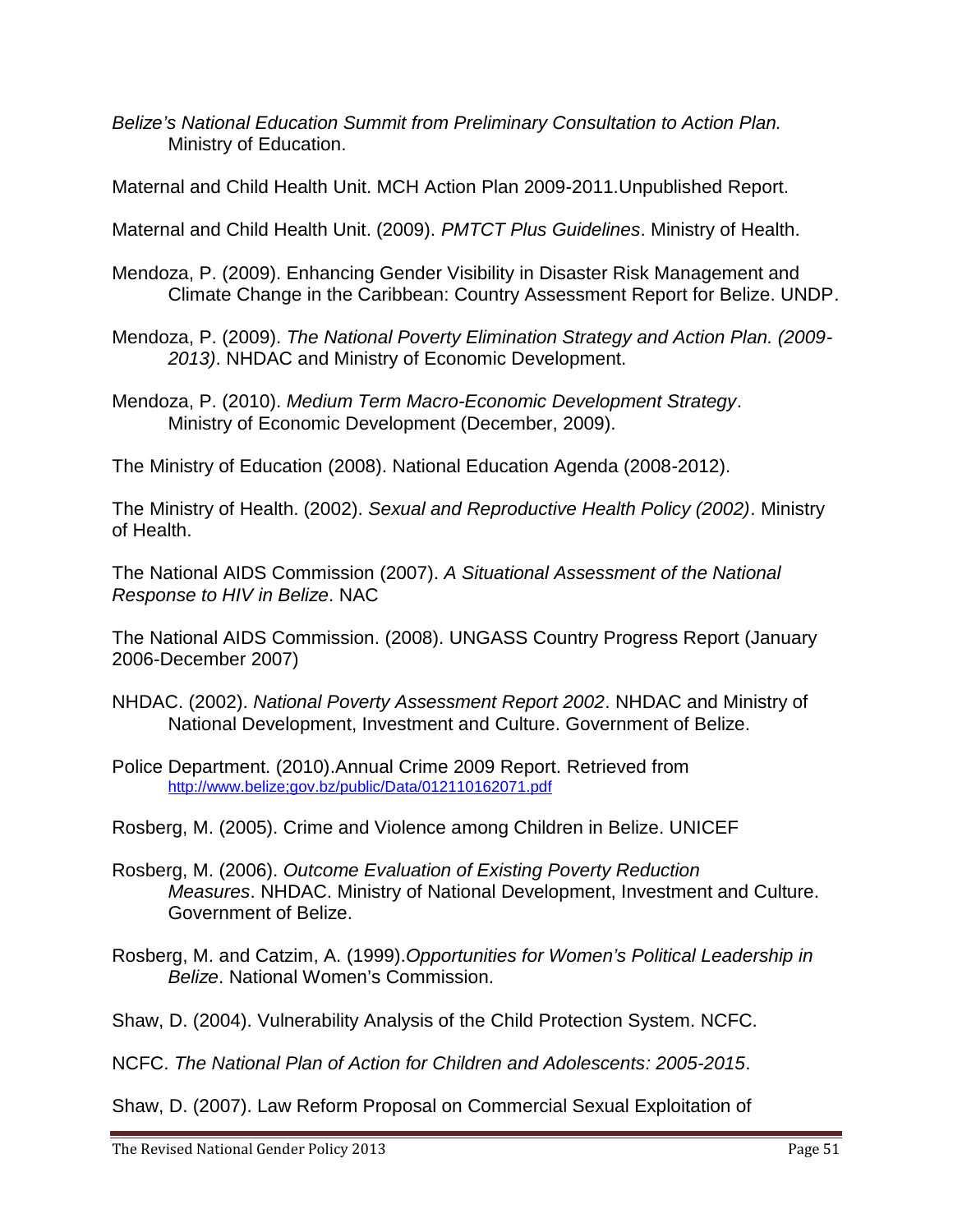*Belize's National Education Summit from Preliminary Consultation to Action Plan.* Ministry of Education.

Maternal and Child Health Unit. MCH Action Plan 2009-2011.Unpublished Report.

Maternal and Child Health Unit. (2009). *PMTCT Plus Guidelines*. Ministry of Health.

Mendoza, P. (2009). Enhancing Gender Visibility in Disaster Risk Management and Climate Change in the Caribbean: Country Assessment Report for Belize. UNDP.

Mendoza, P. (2009). *The National Poverty Elimination Strategy and Action Plan. (2009-2013)*. NHDAC and Ministry of Economic Development.

Mendoza, P. (2010). *Medium Term Macro-Economic Development Strategy*. Ministry of Economic Development (December, 2009).

The Ministry of Education (2008). National Education Agenda (2008-2012).

The Ministry of Health. (2002). *Sexual and Reproductive Health Policy (2002)*. Ministry of Health.

The National AIDS Commission (2007). *A Situational Assessment of the National Response to HIV in Belize*. NAC

The National AIDS Commission. (2008). UNGASS Country Progress Report (January 2006-December 2007)

NHDAC. (2002). *National Poverty Assessment Report 2002*. NHDAC and Ministry of National Development, Investment and Culture. Government of Belize.

Police Department. (2010).Annual Crime 2009 Report. Retrieved from http://www.belize;gov.bz/public/Data/012110162071.pdf

Rosberg, M. (2005). Crime and Violence among Children in Belize. UNICEF

Rosberg, M. (2006). *Outcome Evaluation of Existing Poverty Reduction Measures*. NHDAC. Ministry of National Development, Investment and Culture. Government of Belize.

Rosberg, M. and Catzim, A. (1999).*Opportunities for Women's Political Leadership in Belize*. National Women's Commission.

Shaw, D. (2004). Vulnerability Analysis of the Child Protection System. NCFC.

NCFC. *The National Plan of Action for Children and Adolescents: 2005-2015*.

Shaw, D. (2007). Law Reform Proposal on Commercial Sexual Exploitation of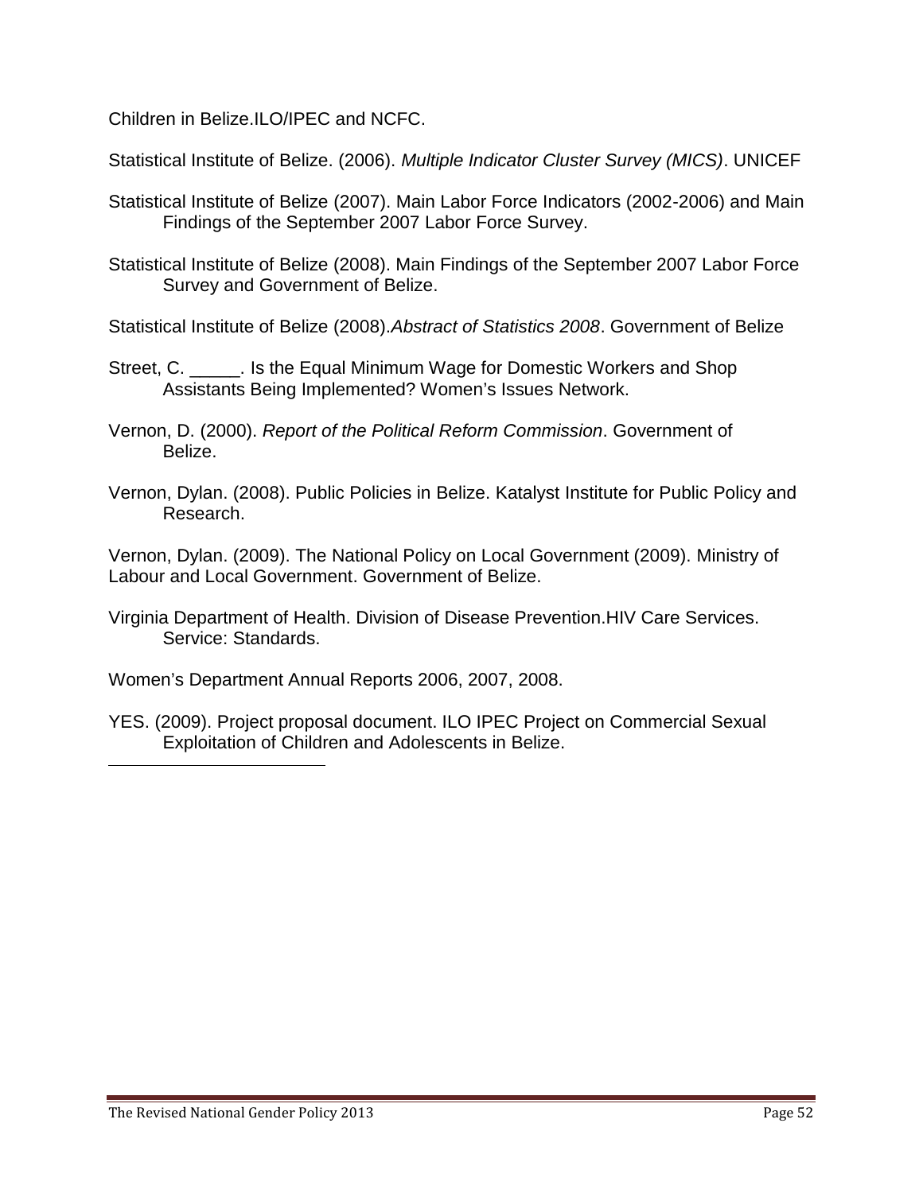Children in Belize.ILO/IPEC and NCFC.

Statistical Institute of Belize. (2006). *Multiple Indicator Cluster Survey (MICS)*. UNICEF

Statistical Institute of Belize (2007). Main Labor Force Indicators (2002-2006) and Main Findings of the September 2007 Labor Force Survey.

Statistical Institute of Belize (2008). Main Findings of the September 2007 Labor Force Survey and Government of Belize.

Statistical Institute of Belize (2008).*Abstract of Statistics 2008*. Government of Belize

Street, C. _____. Is the Equal Minimum Wage for Domestic Workers and Shop Assistants Being Implemented? Women's Issues Network.

Vernon, D. (2000). *Report of the Political Reform Commission*. Government of Belize.

Vernon, Dylan. (2008). Public Policies in Belize. Katalyst Institute for Public Policy and Research.

Vernon, Dylan. (2009). The National Policy on Local Government (2009). Ministry of Labour and Local Government. Government of Belize.

Virginia Department of Health. Division of Disease Prevention.HIV Care Services. Service: Standards.

Women's Department Annual Reports 2006, 2007, 2008.

YES. (2009). Project proposal document. ILO IPEC Project on Commercial Sexual Exploitation of Children and Adolescents in Belize.